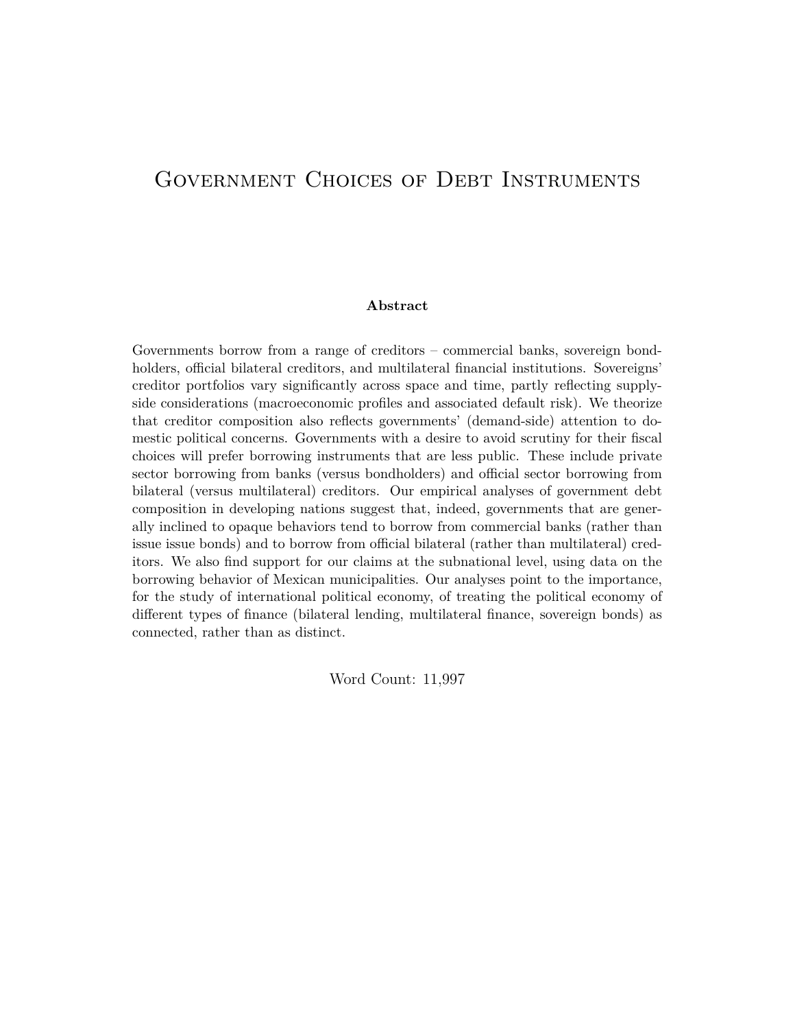# Government Choices of Debt Instruments

**Abstract**

Governments borrow from a range of creditors – commercial banks, sovereign bondholders, official bilateral creditors, and multilateral financial institutions. Sovereigns' creditor portfolios vary significantly across space and time, partly reflecting supply-side considerations (macroeconomic profiles and associated default risk). We theorize that creditor composition also reflects governments' (demand-side) attention to domestic political concerns. Governments with a desire to avoid scrutiny for their fiscal choices will prefer borrowing instruments that are less public. These include private sector borrowing from banks (versus bondholders) and official sector borrowing from bilateral (versus multilateral) creditors. Our empirical analyses of government debt composition in developing nations suggest that, indeed, governments that are generally inclined to opaque behaviors tend to borrow from commercial banks (rather than issue issue bonds) and to borrow from official bilateral (rather than multilateral) creditors. We also find support for our claims at the subnational level, using data on the borrowing behavior of Mexican municipalities. Our analyses point to the importance, for the study of international political economy, of treating the political economy of different types of finance (bilateral lending, multilateral finance, sovereign bonds) as connected, rather than as distinct.

Word Count: 11,997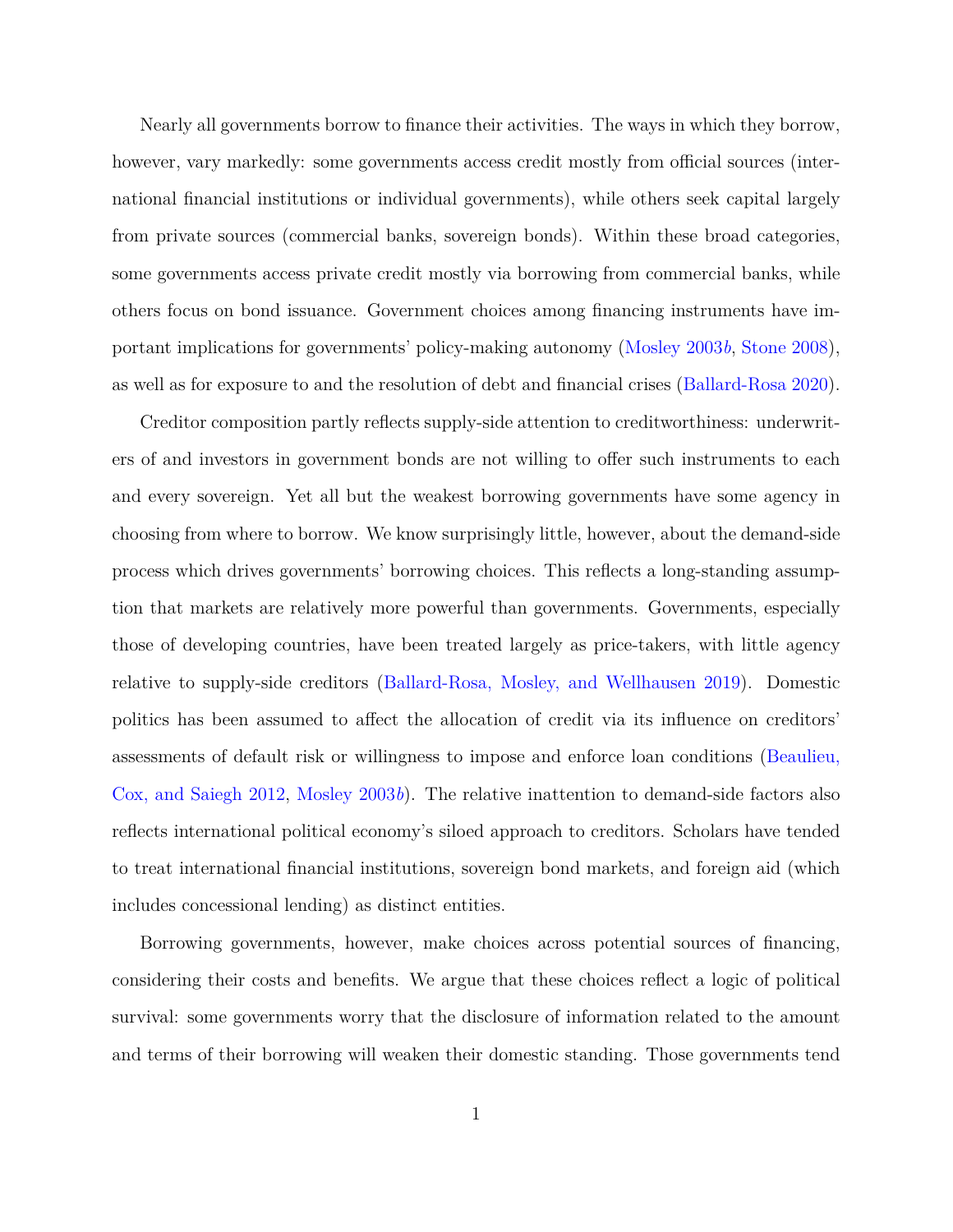Nearly all governments borrow to finance their activities. The ways in which they borrow, however, vary markedly: some governments access credit mostly from official sources (international financial institutions or individual governments), while others seek capital largely from private sources (commercial banks, sovereign bonds). Within these broad categories, some governments access private credit mostly via borrowing from commercial banks, while others focus on bond issuance. Government choices among financing instruments have important implications for governments' policy-making autonomy (Mosley 2003*b*, Stone 2008), as well as for exposure to and the resolution of debt and financial crises (Ballard-Rosa 2020).

Creditor composition partly reflects supply-side attention to creditworthiness: underwriters of and investors in government bonds are not willing to offer such instruments to each and every sovereign. Yet all but the weakest borrowing governments have some agency in choosing from where to borrow. We know surprisingly little, however, about the demand-side process which drives governments' borrowing choices. This reflects a long-standing assumption that markets are relatively more powerful than governments. Governments, especially those of developing countries, have been treated largely as price-takers, with little agency relative to supply-side creditors (Ballard-Rosa, Mosley, and Wellhausen 2019). Domestic politics has been assumed to affect the allocation of credit via its influence on creditors' assessments of default risk or willingness to impose and enforce loan conditions (Beaulieu, Cox, and Saiegh 2012, Mosley 2003*b*). The relative inattention to demand-side factors also reflects international political economy's siloed approach to creditors. Scholars have tended to treat international financial institutions, sovereign bond markets, and foreign aid (which includes concessional lending) as distinct entities.

Borrowing governments, however, make choices across potential sources of financing, considering their costs and benefits. We argue that these choices reflect a logic of political survival: some governments worry that the disclosure of information related to the amount and terms of their borrowing will weaken their domestic standing. Those governments tend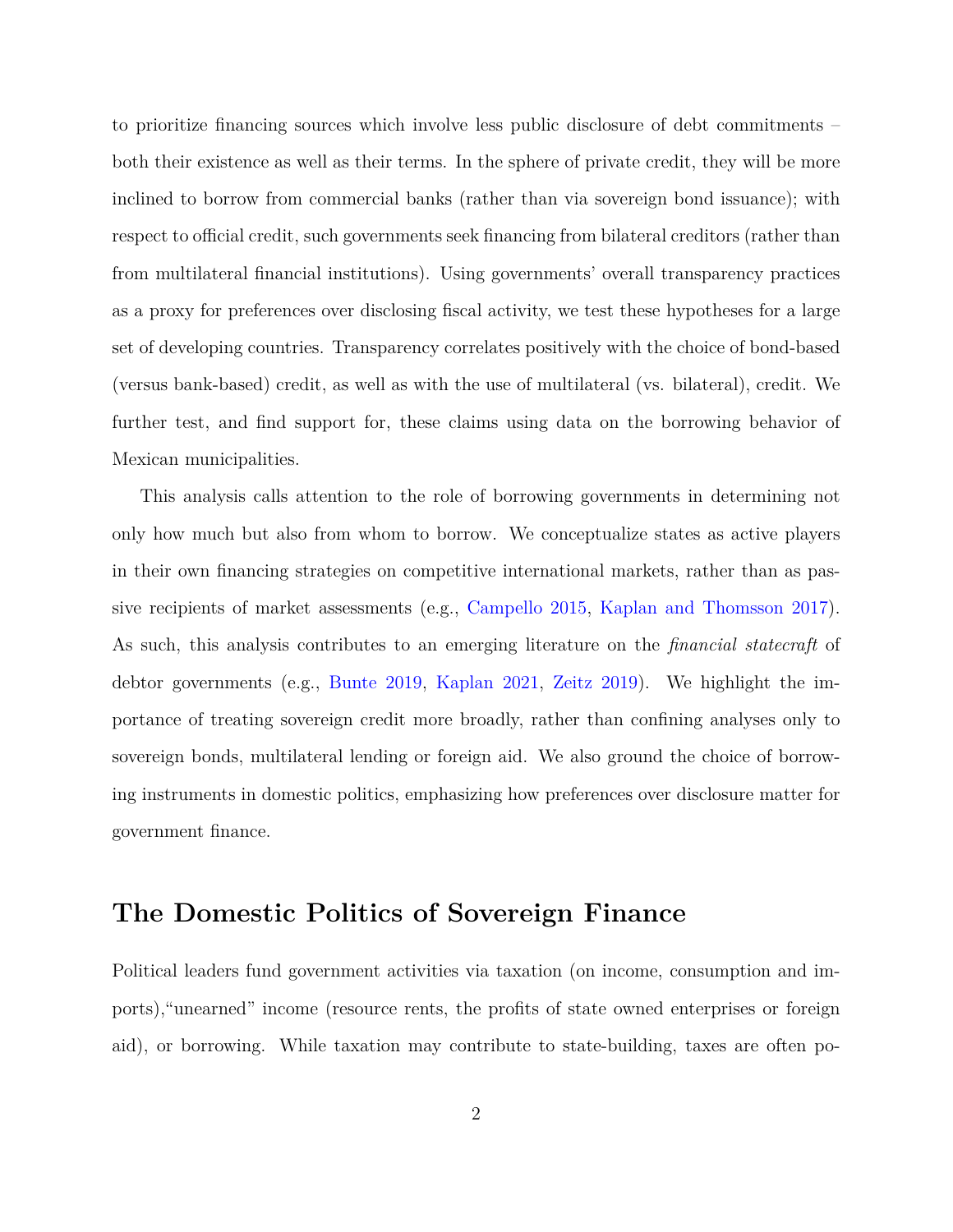to prioritize financing sources which involve less public disclosure of debt commitments – both their existence as well as their terms. In the sphere of private credit, they will be more inclined to borrow from commercial banks (rather than via sovereign bond issuance); with respect to official credit, such governments seek financing from bilateral creditors (rather than from multilateral financial institutions). Using governments' overall transparency practices as a proxy for preferences over disclosing fiscal activity, we test these hypotheses for a large set of developing countries. Transparency correlates positively with the choice of bond-based (versus bank-based) credit, as well as with the use of multilateral (vs. bilateral), credit. We further test, and find support for, these claims using data on the borrowing behavior of Mexican municipalities.

This analysis calls attention to the role of borrowing governments in determining not only how much but also from whom to borrow. We conceptualize states as active players in their own financing strategies on competitive international markets, rather than as passive recipients of market assessments (e.g., Campello 2015, Kaplan and Thomsson 2017). As such, this analysis contributes to an emerging literature on the *financial statecraft* of debtor governments (e.g., Bunte 2019, Kaplan 2021, Zeitz 2019). We highlight the importance of treating sovereign credit more broadly, rather than confining analyses only to sovereign bonds, multilateral lending or foreign aid. We also ground the choice of borrowing instruments in domestic politics, emphasizing how preferences over disclosure matter for government finance.

## The Domestic Politics of Sovereign Finance

Political leaders fund government activities via taxation (on income, consumption and imports),"unearned" income (resource rents, the profits of state owned enterprises or foreign aid), or borrowing. While taxation may contribute to state-building, taxes are often po-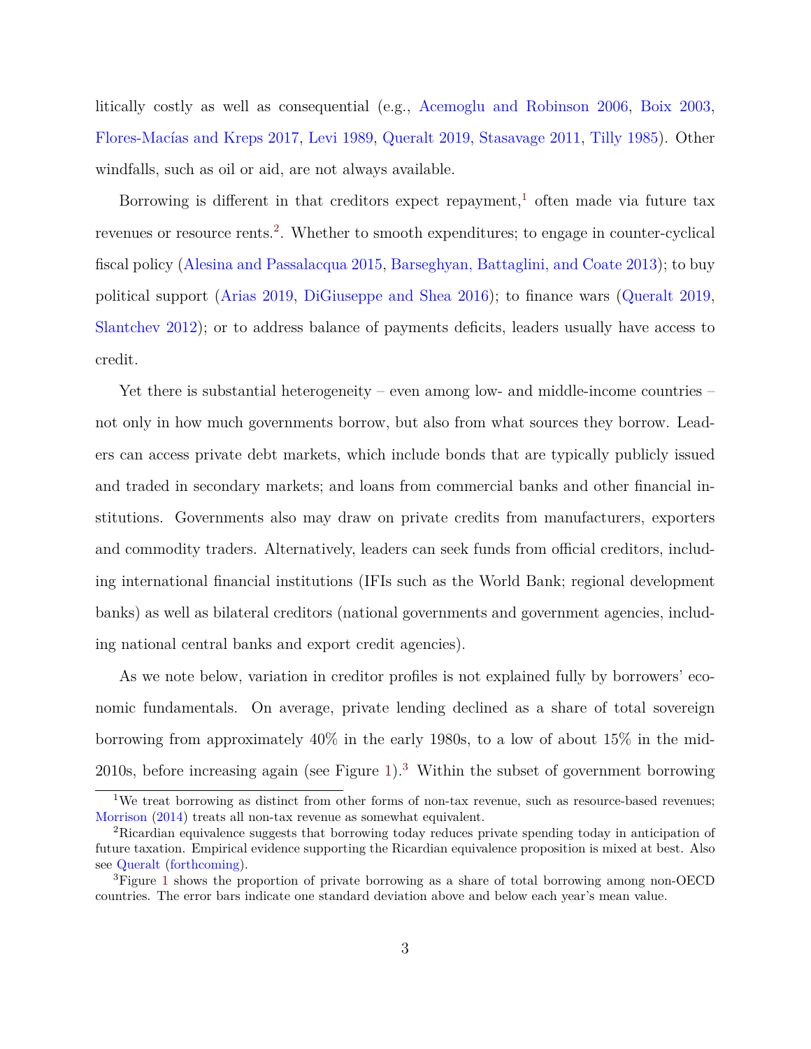litically costly as well as consequential (e.g., Acemoglu and Robinson 2006, Boix 2003, Flores-Macías and Kreps 2017, Levi 1989, Queralt 2019, Stasavage 2011, Tilly 1985). Other windfalls, such as oil or aid, are not always available.

Borrowing is different in that creditors expect repayment,[1] often made via future tax revenues or resource rents.[2]. Whether to smooth expenditures; to engage in counter-cyclical fiscal policy (Alesina and Passalacqua 2015, Barseghyan, Battaglini, and Coate 2013); to buy political support (Arias 2019, DiGiuseppe and Shea 2016); to finance wars (Queralt 2019, Slantchev 2012); or to address balance of payments deficits, leaders usually have access to credit.

Yet there is substantial heterogeneity – even among low- and middle-income countries – not only in how much governments borrow, but also from what sources they borrow. Leaders can access private debt markets, which include bonds that are typically publicly issued and traded in secondary markets; and loans from commercial banks and other financial institutions. Governments also may draw on private credits from manufacturers, exporters and commodity traders. Alternatively, leaders can seek funds from official creditors, including international financial institutions (IFIs such as the World Bank; regional development banks) as well as bilateral creditors (national governments and government agencies, including national central banks and export credit agencies).

As we note below, variation in creditor profiles is not explained fully by borrowers' economic fundamentals. On average, private lending declined as a share of total sovereign borrowing from approximately 40% in the early 1980s, to a low of about 15% in the mid-2010s, before increasing again (see Figure 1).[3] Within the subset of government borrowing

---

[1]We treat borrowing as distinct from other forms of non-tax revenue, such as resource-based revenues; Morrison (2014) treats all non-tax revenue as somewhat equivalent.

[2]Ricardian equivalence suggests that borrowing today reduces private spending today in anticipation of future taxation. Empirical evidence supporting the Ricardian equivalence proposition is mixed at best. Also see Queralt (forthcoming).

[3]Figure 1 shows the proportion of private borrowing as a share of total borrowing among non-OECD countries. The error bars indicate one standard deviation above and below each year's mean value.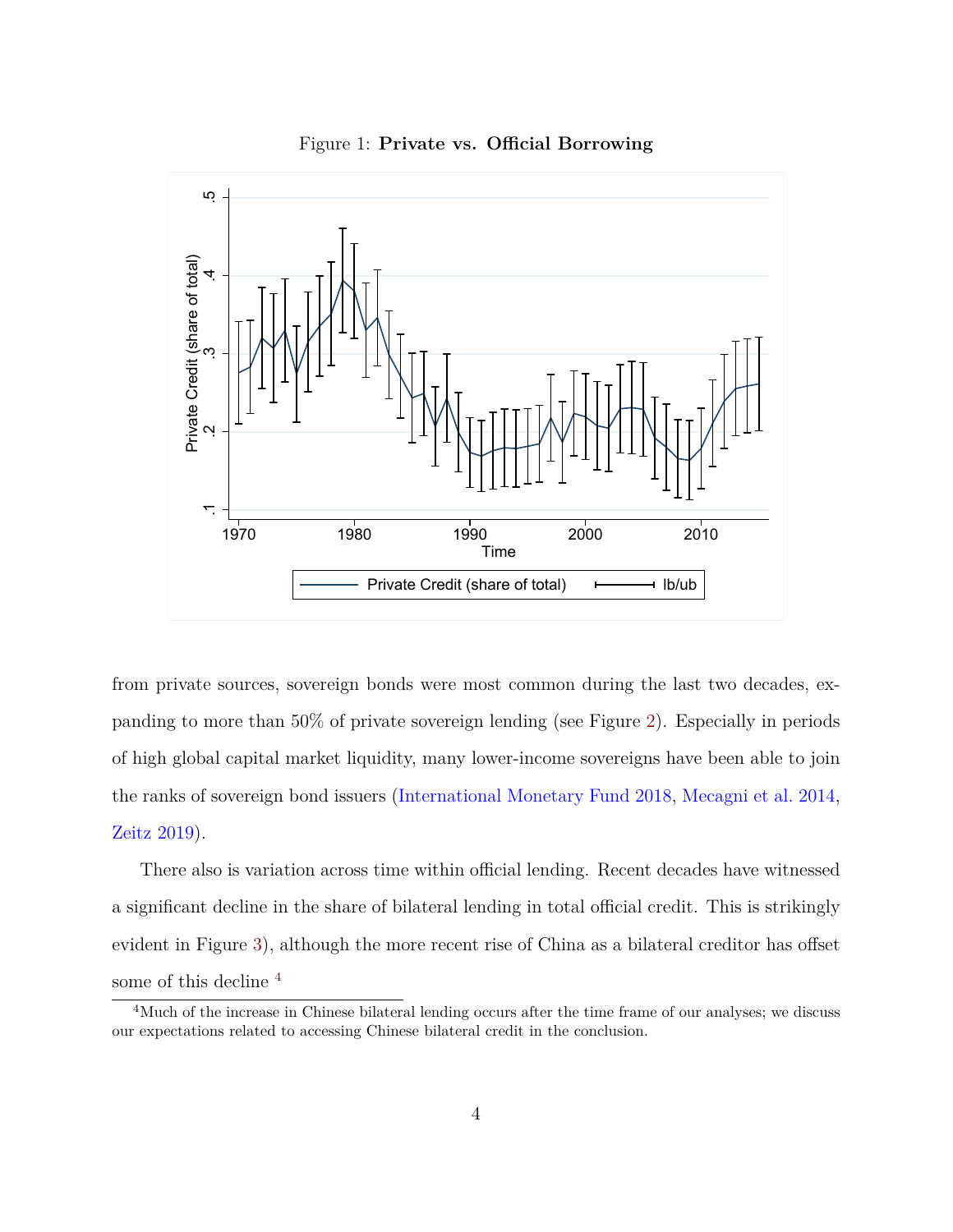Figure 1: **Private vs. Official Borrowing**

from private sources, sovereign bonds were most common during the last two decades, expanding to more than 50% of private sovereign lending (see Figure 2). Especially in periods of high global capital market liquidity, many lower-income sovereigns have been able to join the ranks of sovereign bond issuers (International Monetary Fund 2018, Mecagni et al. 2014, Zeitz 2019).

There also is variation across time within official lending. Recent decades have witnessed a significant decline in the share of bilateral lending in total official credit. This is strikingly evident in Figure 3), although the more recent rise of China as a bilateral creditor has offset some of this decline [4]

[4] Much of the increase in Chinese bilateral lending occurs after the time frame of our analyses; we discuss our expectations related to accessing Chinese bilateral credit in the conclusion.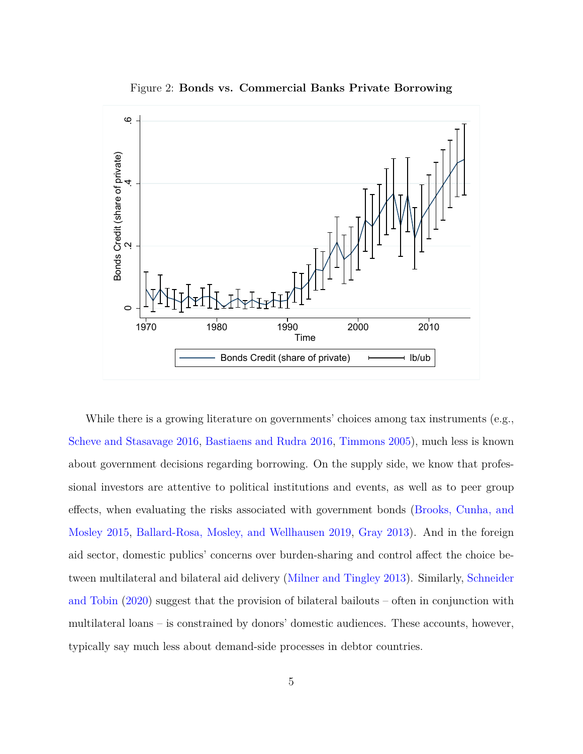Figure 2: **Bonds vs. Commercial Banks Private Borrowing**

While there is a growing literature on governments' choices among tax instruments (e.g., Scheve and Stasavage 2016, Bastiaens and Rudra 2016, Timmons 2005), much less is known about government decisions regarding borrowing. On the supply side, we know that professional investors are attentive to political institutions and events, as well as to peer group effects, when evaluating the risks associated with government bonds (Brooks, Cunha, and Mosley 2015, Ballard-Rosa, Mosley, and Wellhausen 2019, Gray 2013). And in the foreign aid sector, domestic publics' concerns over burden-sharing and control affect the choice between multilateral and bilateral aid delivery (Milner and Tingley 2013). Similarly, Schneider and Tobin (2020) suggest that the provision of bilateral bailouts – often in conjunction with multilateral loans – is constrained by donors' domestic audiences. These accounts, however, typically say much less about demand-side processes in debtor countries.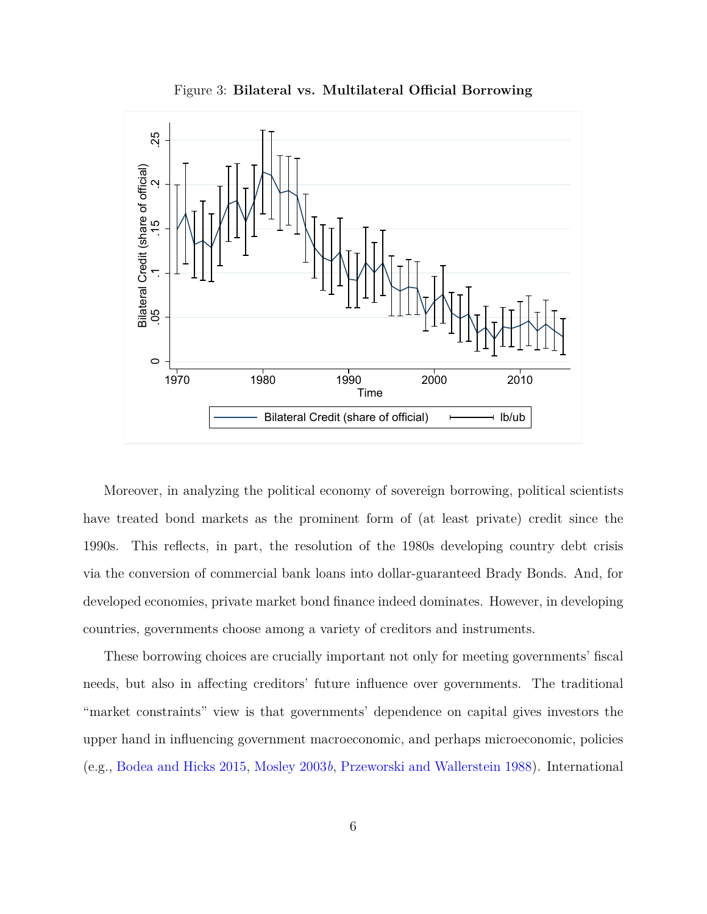Figure 3: **Bilateral vs. Multilateral Official Borrowing**

Moreover, in analyzing the political economy of sovereign borrowing, political scientists have treated bond markets as the prominent form of (at least private) credit since the 1990s. This reflects, in part, the resolution of the 1980s developing country debt crisis via the conversion of commercial bank loans into dollar-guaranteed Brady Bonds. And, for developed economies, private market bond finance indeed dominates. However, in developing countries, governments choose among a variety of creditors and instruments.

These borrowing choices are crucially important not only for meeting governments' fiscal needs, but also in affecting creditors' future influence over governments. The traditional "market constraints" view is that governments' dependence on capital gives investors the upper hand in influencing government macroeconomic, and perhaps microeconomic, policies (e.g., Bodea and Hicks 2015, Mosley 2003*b*, Przeworski and Wallerstein 1988). International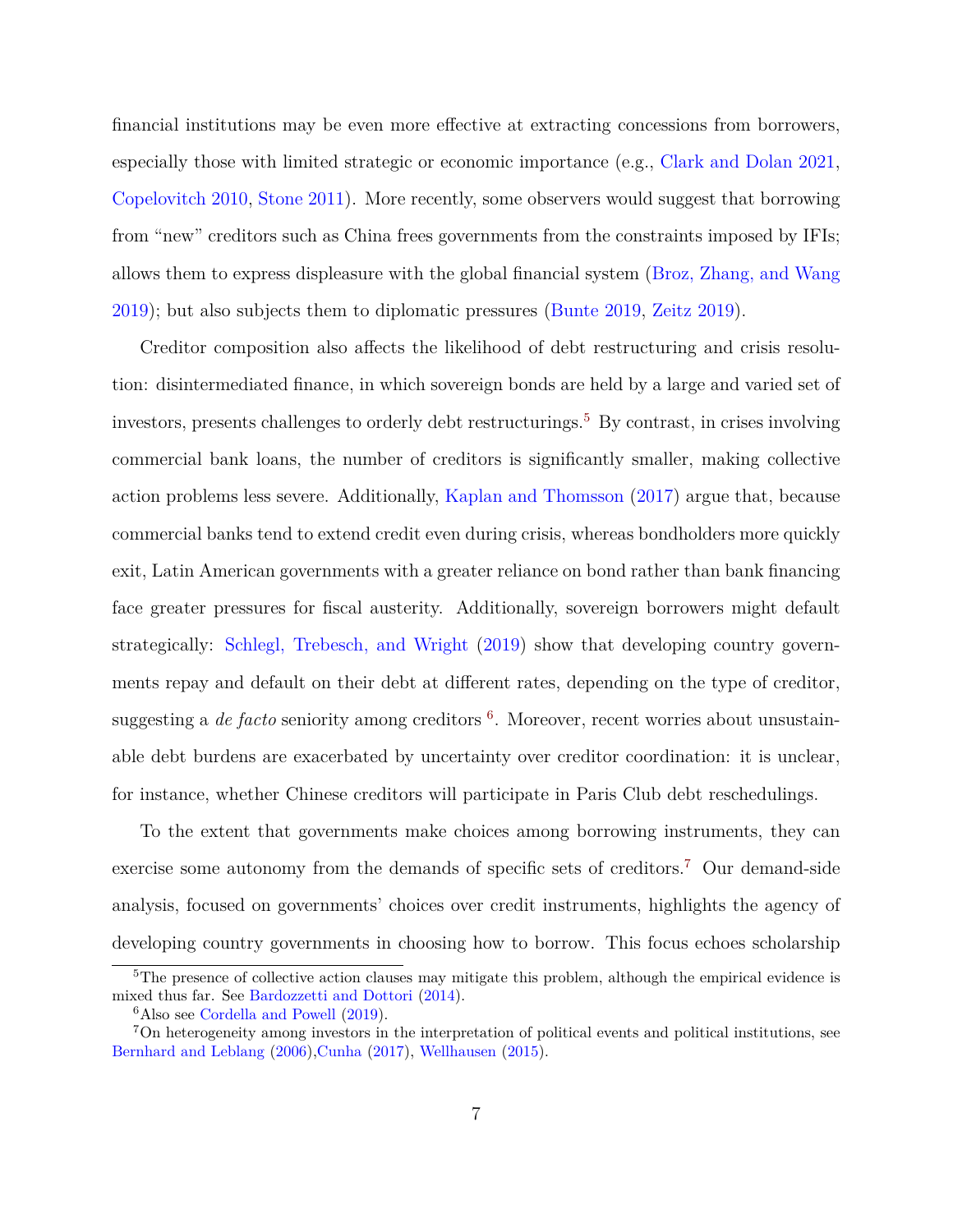financial institutions may be even more effective at extracting concessions from borrowers, especially those with limited strategic or economic importance (e.g., Clark and Dolan 2021, Copelovitch 2010, Stone 2011). More recently, some observers would suggest that borrowing from "new" creditors such as China frees governments from the constraints imposed by IFIs; allows them to express displeasure with the global financial system (Broz, Zhang, and Wang 2019); but also subjects them to diplomatic pressures (Bunte 2019, Zeitz 2019).

Creditor composition also affects the likelihood of debt restructuring and crisis resolution: disintermediated finance, in which sovereign bonds are held by a large and varied set of investors, presents challenges to orderly debt restructurings.[5] By contrast, in crises involving commercial bank loans, the number of creditors is significantly smaller, making collective action problems less severe. Additionally, Kaplan and Thomsson (2017) argue that, because commercial banks tend to extend credit even during crisis, whereas bondholders more quickly exit, Latin American governments with a greater reliance on bond rather than bank financing face greater pressures for fiscal austerity. Additionally, sovereign borrowers might default strategically: Schlegl, Trebesch, and Wright (2019) show that developing country governments repay and default on their debt at different rates, depending on the type of creditor, suggesting a *de facto* seniority among creditors [6]. Moreover, recent worries about unsustainable debt burdens are exacerbated by uncertainty over creditor coordination: it is unclear, for instance, whether Chinese creditors will participate in Paris Club debt reschedulings.

To the extent that governments make choices among borrowing instruments, they can exercise some autonomy from the demands of specific sets of creditors.[7] Our demand-side analysis, focused on governments' choices over credit instruments, highlights the agency of developing country governments in choosing how to borrow. This focus echoes scholarship

[5] The presence of collective action clauses may mitigate this problem, although the empirical evidence is mixed thus far. See Bardozzetti and Dottori (2014).

[6] Also see Cordella and Powell (2019).

[7] On heterogeneity among investors in the interpretation of political events and political institutions, see Bernhard and Leblang (2006), Cunha (2017), Wellhausen (2015).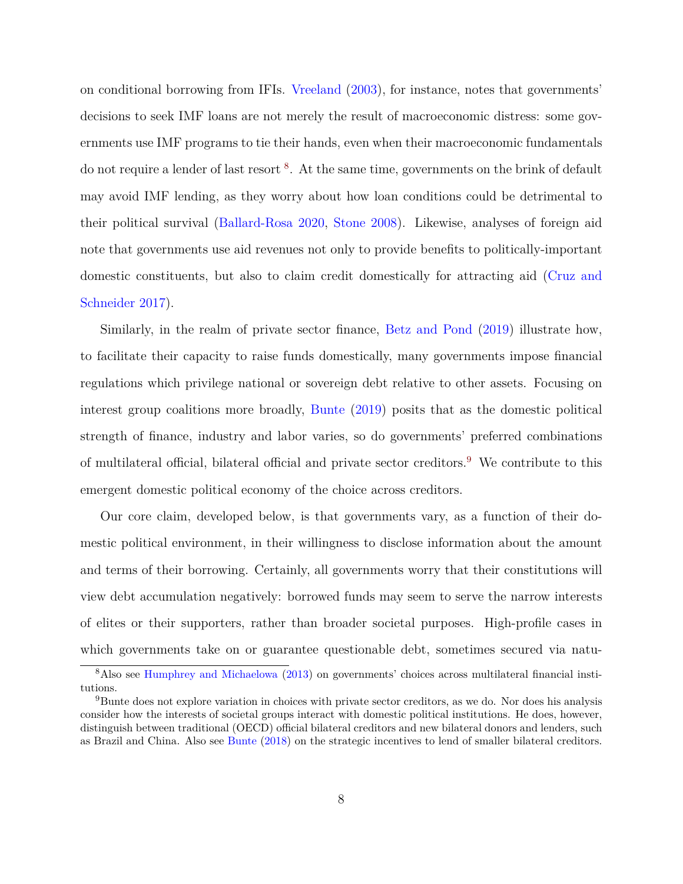on conditional borrowing from IFIs. Vreeland (2003), for instance, notes that governments' decisions to seek IMF loans are not merely the result of macroeconomic distress: some governments use IMF programs to tie their hands, even when their macroeconomic fundamentals do not require a lender of last resort [8]. At the same time, governments on the brink of default may avoid IMF lending, as they worry about how loan conditions could be detrimental to their political survival (Ballard-Rosa 2020, Stone 2008). Likewise, analyses of foreign aid note that governments use aid revenues not only to provide benefits to politically-important domestic constituents, but also to claim credit domestically for attracting aid (Cruz and Schneider 2017).

Similarly, in the realm of private sector finance, Betz and Pond (2019) illustrate how, to facilitate their capacity to raise funds domestically, many governments impose financial regulations which privilege national or sovereign debt relative to other assets. Focusing on interest group coalitions more broadly, Bunte (2019) posits that as the domestic political strength of finance, industry and labor varies, so do governments' preferred combinations of multilateral official, bilateral official and private sector creditors.[9] We contribute to this emergent domestic political economy of the choice across creditors.

Our core claim, developed below, is that governments vary, as a function of their domestic political environment, in their willingness to disclose information about the amount and terms of their borrowing. Certainly, all governments worry that their constitutions will view debt accumulation negatively: borrowed funds may seem to serve the narrow interests of elites or their supporters, rather than broader societal purposes. High-profile cases in which governments take on or guarantee questionable debt, sometimes secured via natu-

[8] Also see Humphrey and Michaelowa (2013) on governments' choices across multilateral financial institutions.

[9] Bunte does not explore variation in choices with private sector creditors, as we do. Nor does his analysis consider how the interests of societal groups interact with domestic political institutions. He does, however, distinguish between traditional (OECD) official bilateral creditors and new bilateral donors and lenders, such as Brazil and China. Also see Bunte (2018) on the strategic incentives to lend of smaller bilateral creditors.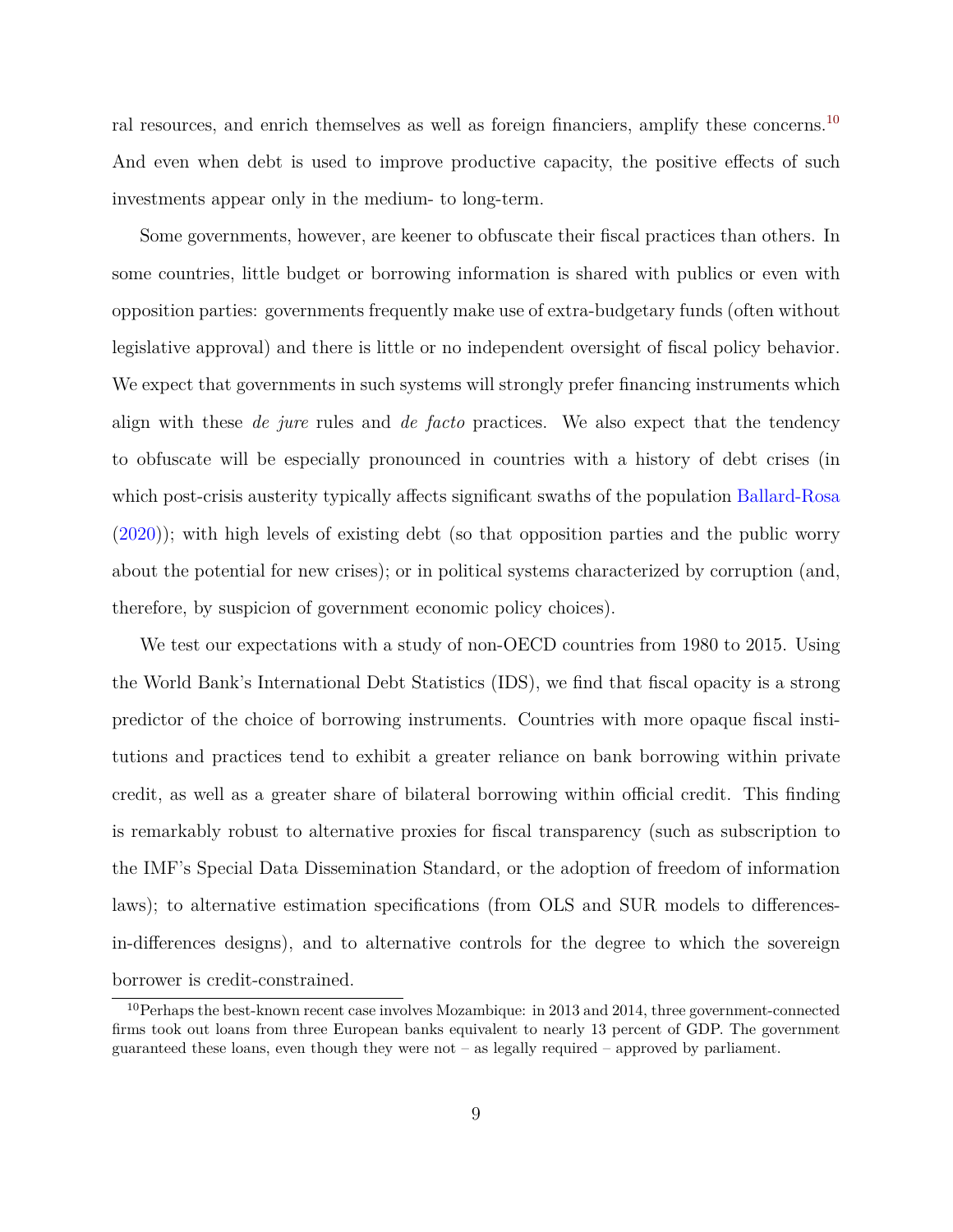ral resources, and enrich themselves as well as foreign financiers, amplify these concerns.[10] And even when debt is used to improve productive capacity, the positive effects of such investments appear only in the medium- to long-term.

Some governments, however, are keener to obfuscate their fiscal practices than others. In some countries, little budget or borrowing information is shared with publics or even with opposition parties: governments frequently make use of extra-budgetary funds (often without legislative approval) and there is little or no independent oversight of fiscal policy behavior. We expect that governments in such systems will strongly prefer financing instruments which align with these *de jure* rules and *de facto* practices. We also expect that the tendency to obfuscate will be especially pronounced in countries with a history of debt crises (in which post-crisis austerity typically affects significant swaths of the population Ballard-Rosa (2020)); with high levels of existing debt (so that opposition parties and the public worry about the potential for new crises); or in political systems characterized by corruption (and, therefore, by suspicion of government economic policy choices).

We test our expectations with a study of non-OECD countries from 1980 to 2015. Using the World Bank's International Debt Statistics (IDS), we find that fiscal opacity is a strong predictor of the choice of borrowing instruments. Countries with more opaque fiscal institutions and practices tend to exhibit a greater reliance on bank borrowing within private credit, as well as a greater share of bilateral borrowing within official credit. This finding is remarkably robust to alternative proxies for fiscal transparency (such as subscription to the IMF's Special Data Dissemination Standard, or the adoption of freedom of information laws); to alternative estimation specifications (from OLS and SUR models to differences-in-differences designs), and to alternative controls for the degree to which the sovereign borrower is credit-constrained.

[10] Perhaps the best-known recent case involves Mozambique: in 2013 and 2014, three government-connected firms took out loans from three European banks equivalent to nearly 13 percent of GDP. The government guaranteed these loans, even though they were not – as legally required – approved by parliament.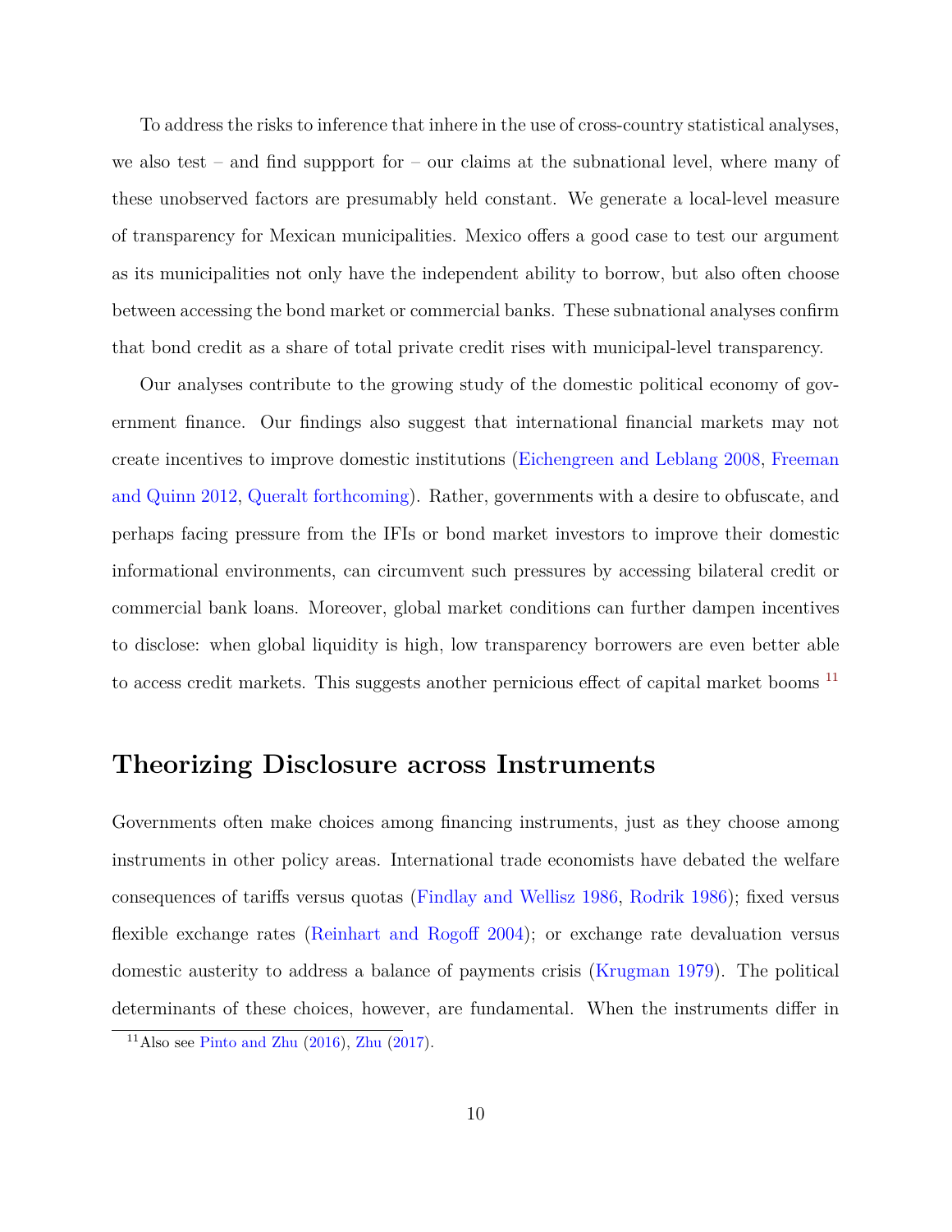To address the risks to inference that inhere in the use of cross-country statistical analyses, we also test – and find suppport for – our claims at the subnational level, where many of these unobserved factors are presumably held constant. We generate a local-level measure of transparency for Mexican municipalities. Mexico offers a good case to test our argument as its municipalities not only have the independent ability to borrow, but also often choose between accessing the bond market or commercial banks. These subnational analyses confirm that bond credit as a share of total private credit rises with municipal-level transparency.

Our analyses contribute to the growing study of the domestic political economy of government finance. Our findings also suggest that international financial markets may not create incentives to improve domestic institutions (Eichengreen and Leblang 2008, Freeman and Quinn 2012, Queralt forthcoming). Rather, governments with a desire to obfuscate, and perhaps facing pressure from the IFIs or bond market investors to improve their domestic informational environments, can circumvent such pressures by accessing bilateral credit or commercial bank loans. Moreover, global market conditions can further dampen incentives to disclose: when global liquidity is high, low transparency borrowers are even better able to access credit markets. This suggests another pernicious effect of capital market booms [11]

## Theorizing Disclosure across Instruments

Governments often make choices among financing instruments, just as they choose among instruments in other policy areas. International trade economists have debated the welfare consequences of tariffs versus quotas (Findlay and Wellisz 1986, Rodrik 1986); fixed versus flexible exchange rates (Reinhart and Rogoff 2004); or exchange rate devaluation versus domestic austerity to address a balance of payments crisis (Krugman 1979). The political determinants of these choices, however, are fundamental. When the instruments differ in

[11] Also see Pinto and Zhu (2016), Zhu (2017).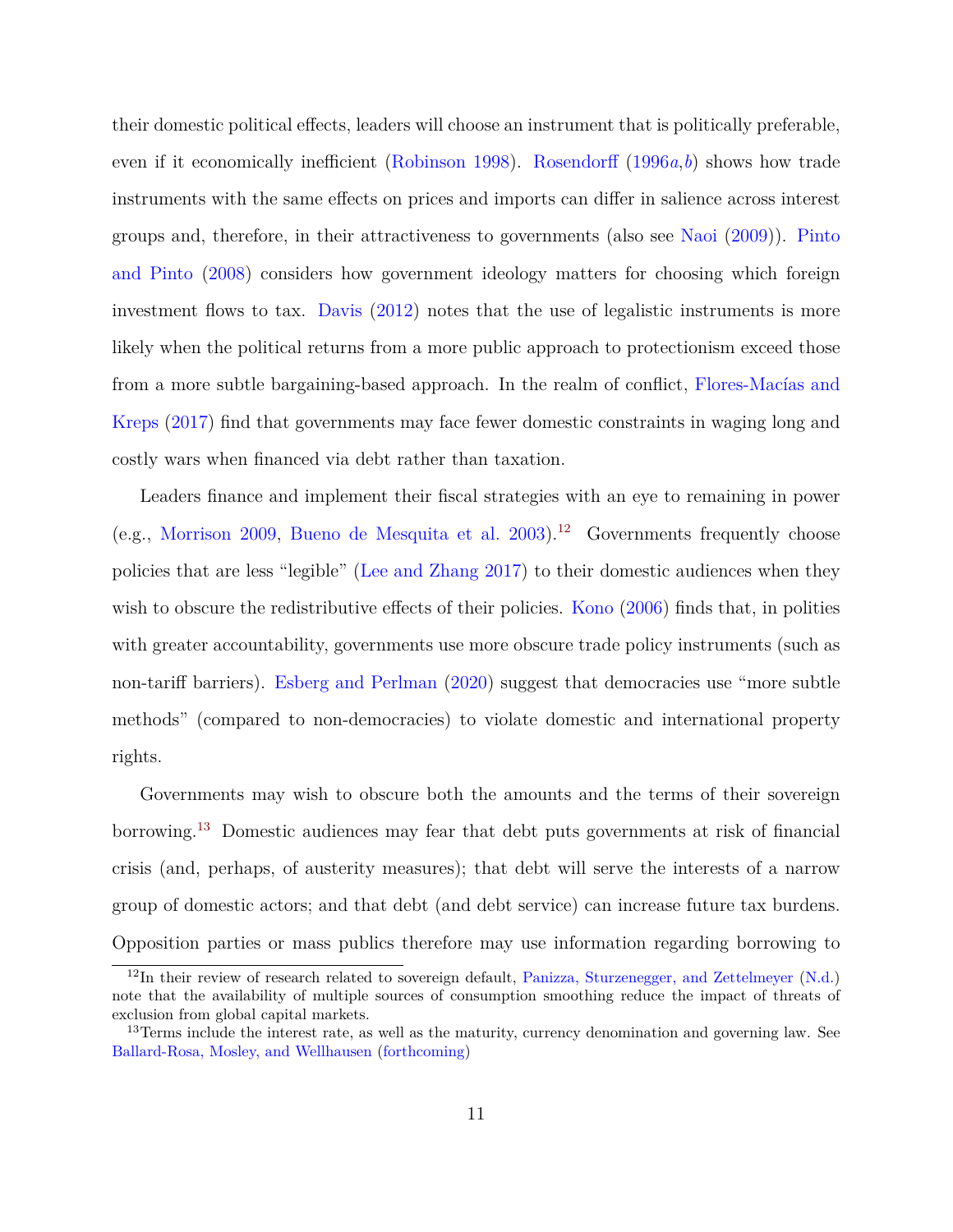their domestic political effects, leaders will choose an instrument that is politically preferable, even if it economically inefficient (Robinson 1998). Rosendorff (1996*a*,*b*) shows how trade instruments with the same effects on prices and imports can differ in salience across interest groups and, therefore, in their attractiveness to governments (also see Naoi (2009)). Pinto and Pinto (2008) considers how government ideology matters for choosing which foreign investment flows to tax. Davis (2012) notes that the use of legalistic instruments is more likely when the political returns from a more public approach to protectionism exceed those from a more subtle bargaining-based approach. In the realm of conflict, Flores-Macías and Kreps (2017) find that governments may face fewer domestic constraints in waging long and costly wars when financed via debt rather than taxation.

Leaders finance and implement their fiscal strategies with an eye to remaining in power (e.g., Morrison 2009, Bueno de Mesquita et al. 2003).[12] Governments frequently choose policies that are less "legible" (Lee and Zhang 2017) to their domestic audiences when they wish to obscure the redistributive effects of their policies. Kono (2006) finds that, in polities with greater accountability, governments use more obscure trade policy instruments (such as non-tariff barriers). Esberg and Perlman (2020) suggest that democracies use "more subtle methods" (compared to non-democracies) to violate domestic and international property rights.

Governments may wish to obscure both the amounts and the terms of their sovereign borrowing.[13] Domestic audiences may fear that debt puts governments at risk of financial crisis (and, perhaps, of austerity measures); that debt will serve the interests of a narrow group of domestic actors; and that debt (and debt service) can increase future tax burdens. Opposition parties or mass publics therefore may use information regarding borrowing to

[12] In their review of research related to sovereign default, Panizza, Sturzenegger, and Zettelmeyer (N.d.) note that the availability of multiple sources of consumption smoothing reduce the impact of threats of exclusion from global capital markets.

[13] Terms include the interest rate, as well as the maturity, currency denomination and governing law. See Ballard-Rosa, Mosley, and Wellhausen (forthcoming)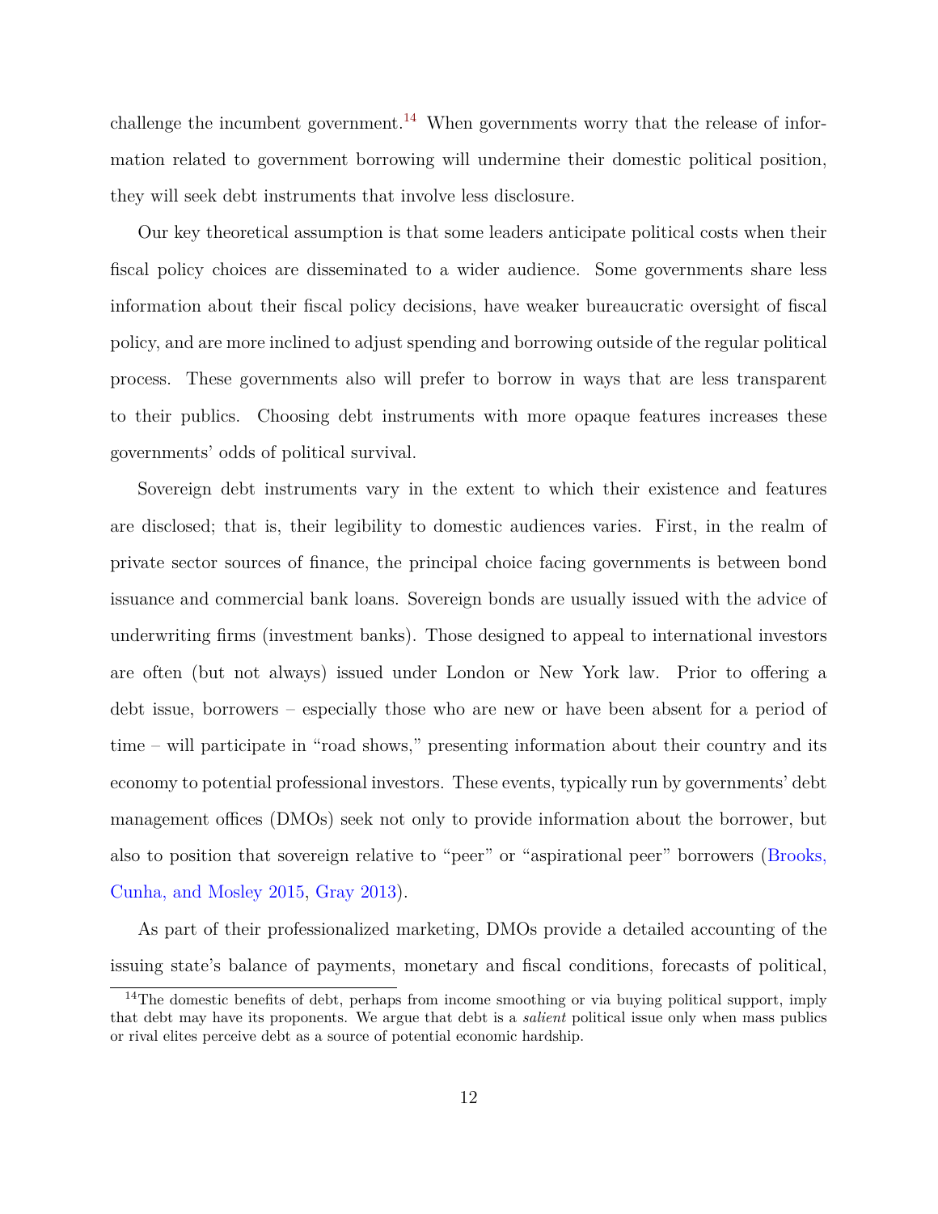challenge the incumbent government.[14] When governments worry that the release of information related to government borrowing will undermine their domestic political position, they will seek debt instruments that involve less disclosure.

Our key theoretical assumption is that some leaders anticipate political costs when their fiscal policy choices are disseminated to a wider audience. Some governments share less information about their fiscal policy decisions, have weaker bureaucratic oversight of fiscal policy, and are more inclined to adjust spending and borrowing outside of the regular political process. These governments also will prefer to borrow in ways that are less transparent to their publics. Choosing debt instruments with more opaque features increases these governments' odds of political survival.

Sovereign debt instruments vary in the extent to which their existence and features are disclosed; that is, their legibility to domestic audiences varies. First, in the realm of private sector sources of finance, the principal choice facing governments is between bond issuance and commercial bank loans. Sovereign bonds are usually issued with the advice of underwriting firms (investment banks). Those designed to appeal to international investors are often (but not always) issued under London or New York law. Prior to offering a debt issue, borrowers – especially those who are new or have been absent for a period of time – will participate in "road shows," presenting information about their country and its economy to potential professional investors. These events, typically run by governments' debt management offices (DMOs) seek not only to provide information about the borrower, but also to position that sovereign relative to "peer" or "aspirational peer" borrowers (Brooks, Cunha, and Mosley 2015, Gray 2013).

As part of their professionalized marketing, DMOs provide a detailed accounting of the issuing state's balance of payments, monetary and fiscal conditions, forecasts of political,

[14] The domestic benefits of debt, perhaps from income smoothing or via buying political support, imply that debt may have its proponents. We argue that debt is a *salient* political issue only when mass publics or rival elites perceive debt as a source of potential economic hardship.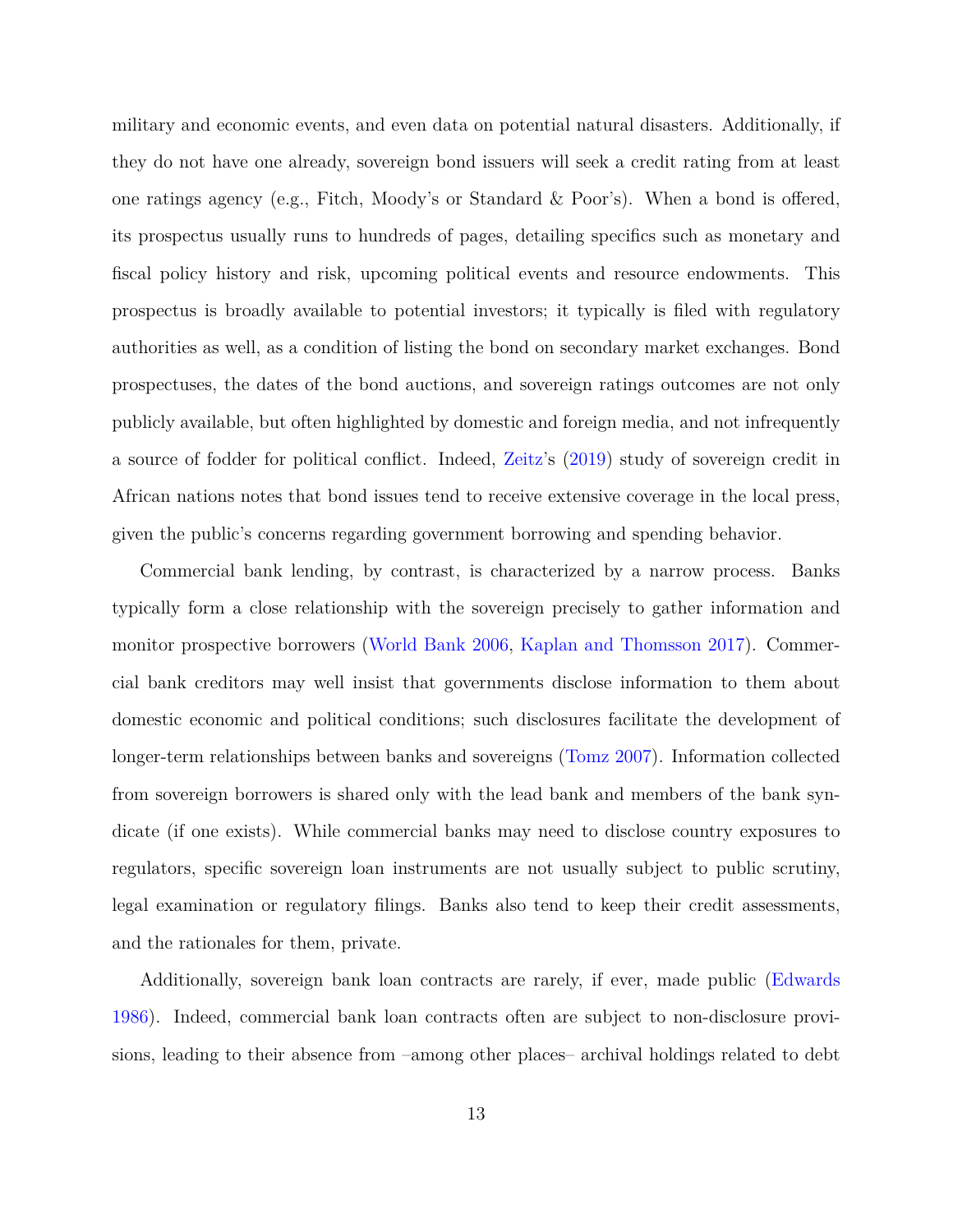military and economic events, and even data on potential natural disasters. Additionally, if they do not have one already, sovereign bond issuers will seek a credit rating from at least one ratings agency (e.g., Fitch, Moody's or Standard & Poor's). When a bond is offered, its prospectus usually runs to hundreds of pages, detailing specifics such as monetary and fiscal policy history and risk, upcoming political events and resource endowments. This prospectus is broadly available to potential investors; it typically is filed with regulatory authorities as well, as a condition of listing the bond on secondary market exchanges. Bond prospectuses, the dates of the bond auctions, and sovereign ratings outcomes are not only publicly available, but often highlighted by domestic and foreign media, and not infrequently a source of fodder for political conflict. Indeed, Zeitz's (2019) study of sovereign credit in African nations notes that bond issues tend to receive extensive coverage in the local press, given the public's concerns regarding government borrowing and spending behavior.

Commercial bank lending, by contrast, is characterized by a narrow process. Banks typically form a close relationship with the sovereign precisely to gather information and monitor prospective borrowers (World Bank 2006, Kaplan and Thomsson 2017). Commercial bank creditors may well insist that governments disclose information to them about domestic economic and political conditions; such disclosures facilitate the development of longer-term relationships between banks and sovereigns (Tomz 2007). Information collected from sovereign borrowers is shared only with the lead bank and members of the bank syndicate (if one exists). While commercial banks may need to disclose country exposures to regulators, specific sovereign loan instruments are not usually subject to public scrutiny, legal examination or regulatory filings. Banks also tend to keep their credit assessments, and the rationales for them, private.

Additionally, sovereign bank loan contracts are rarely, if ever, made public (Edwards 1986). Indeed, commercial bank loan contracts often are subject to non-disclosure provisions, leading to their absence from –among other places– archival holdings related to debt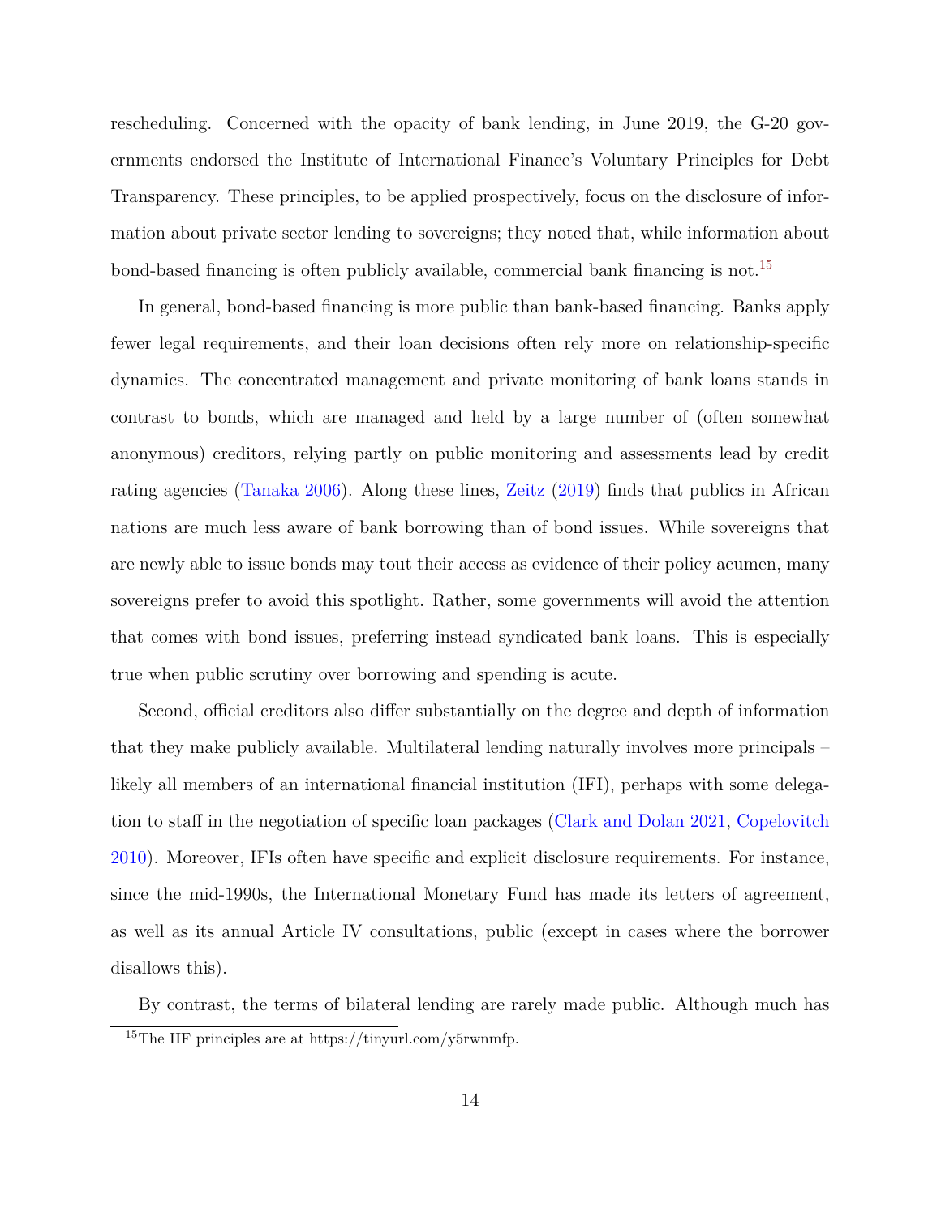rescheduling. Concerned with the opacity of bank lending, in June 2019, the G-20 governments endorsed the Institute of International Finance's Voluntary Principles for Debt Transparency. These principles, to be applied prospectively, focus on the disclosure of information about private sector lending to sovereigns; they noted that, while information about bond-based financing is often publicly available, commercial bank financing is not.[15]

In general, bond-based financing is more public than bank-based financing. Banks apply fewer legal requirements, and their loan decisions often rely more on relationship-specific dynamics. The concentrated management and private monitoring of bank loans stands in contrast to bonds, which are managed and held by a large number of (often somewhat anonymous) creditors, relying partly on public monitoring and assessments lead by credit rating agencies (Tanaka 2006). Along these lines, Zeitz (2019) finds that publics in African nations are much less aware of bank borrowing than of bond issues. While sovereigns that are newly able to issue bonds may tout their access as evidence of their policy acumen, many sovereigns prefer to avoid this spotlight. Rather, some governments will avoid the attention that comes with bond issues, preferring instead syndicated bank loans. This is especially true when public scrutiny over borrowing and spending is acute.

Second, official creditors also differ substantially on the degree and depth of information that they make publicly available. Multilateral lending naturally involves more principals – likely all members of an international financial institution (IFI), perhaps with some delegation to staff in the negotiation of specific loan packages (Clark and Dolan 2021, Copelovitch 2010). Moreover, IFIs often have specific and explicit disclosure requirements. For instance, since the mid-1990s, the International Monetary Fund has made its letters of agreement, as well as its annual Article IV consultations, public (except in cases where the borrower disallows this).

By contrast, the terms of bilateral lending are rarely made public. Although much has

[15] The IIF principles are at https://tinyurl.com/y5rwnmfp.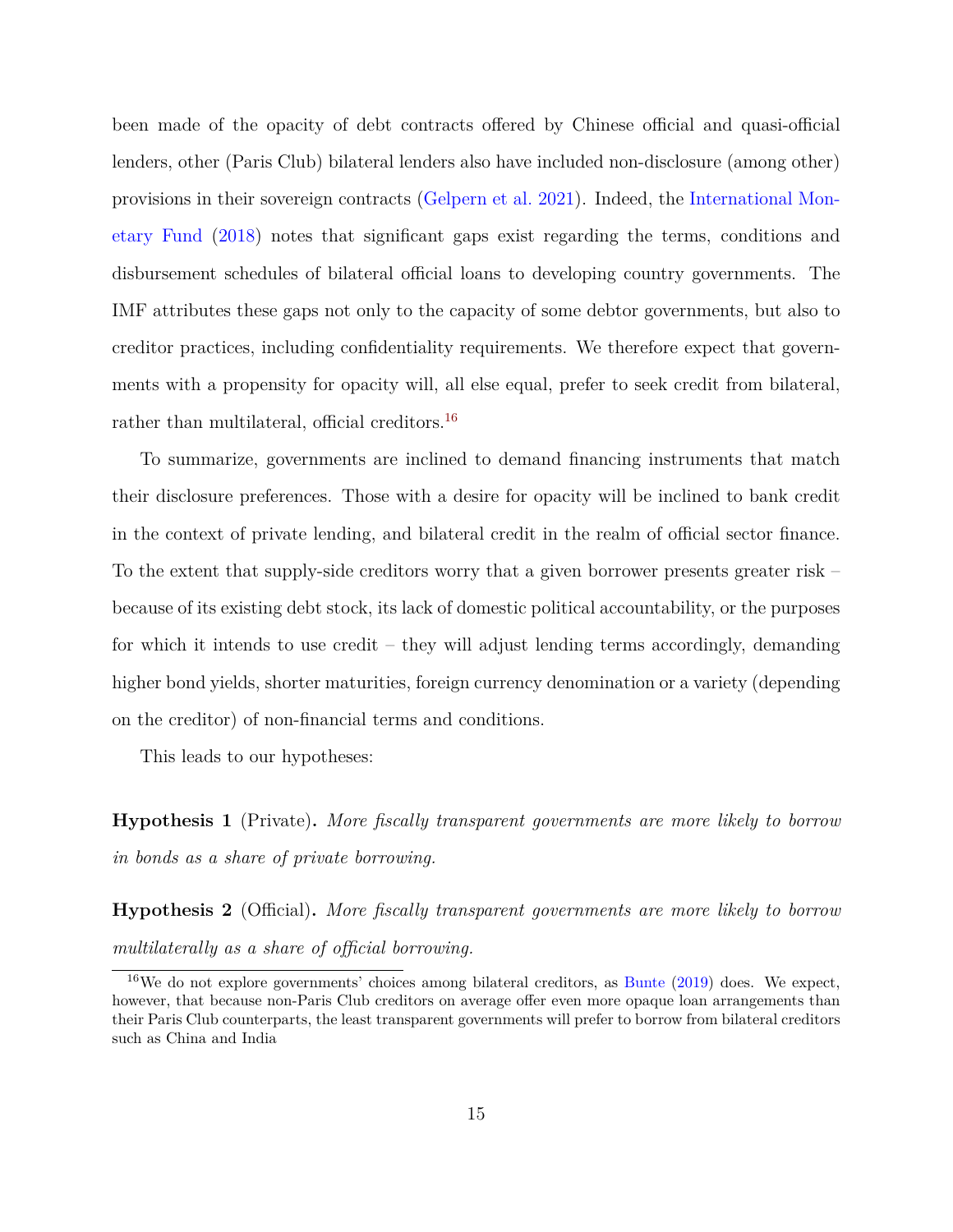been made of the opacity of debt contracts offered by Chinese official and quasi-official lenders, other (Paris Club) bilateral lenders also have included non-disclosure (among other) provisions in their sovereign contracts (Gelpern et al. 2021). Indeed, the International Monetary Fund (2018) notes that significant gaps exist regarding the terms, conditions and disbursement schedules of bilateral official loans to developing country governments. The IMF attributes these gaps not only to the capacity of some debtor governments, but also to creditor practices, including confidentiality requirements. We therefore expect that governments with a propensity for opacity will, all else equal, prefer to seek credit from bilateral, rather than multilateral, official creditors.[16]

To summarize, governments are inclined to demand financing instruments that match their disclosure preferences. Those with a desire for opacity will be inclined to bank credit in the context of private lending, and bilateral credit in the realm of official sector finance. To the extent that supply-side creditors worry that a given borrower presents greater risk – because of its existing debt stock, its lack of domestic political accountability, or the purposes for which it intends to use credit – they will adjust lending terms accordingly, demanding higher bond yields, shorter maturities, foreign currency denomination or a variety (depending on the creditor) of non-financial terms and conditions.

This leads to our hypotheses:

**Hypothesis 1** (Private)**.** *More fiscally transparent governments are more likely to borrow in bonds as a share of private borrowing.*

**Hypothesis 2** (Official)**.** *More fiscally transparent governments are more likely to borrow multilaterally as a share of official borrowing.*

[16] We do not explore governments' choices among bilateral creditors, as Bunte (2019) does. We expect, however, that because non-Paris Club creditors on average offer even more opaque loan arrangements than their Paris Club counterparts, the least transparent governments will prefer to borrow from bilateral creditors such as China and India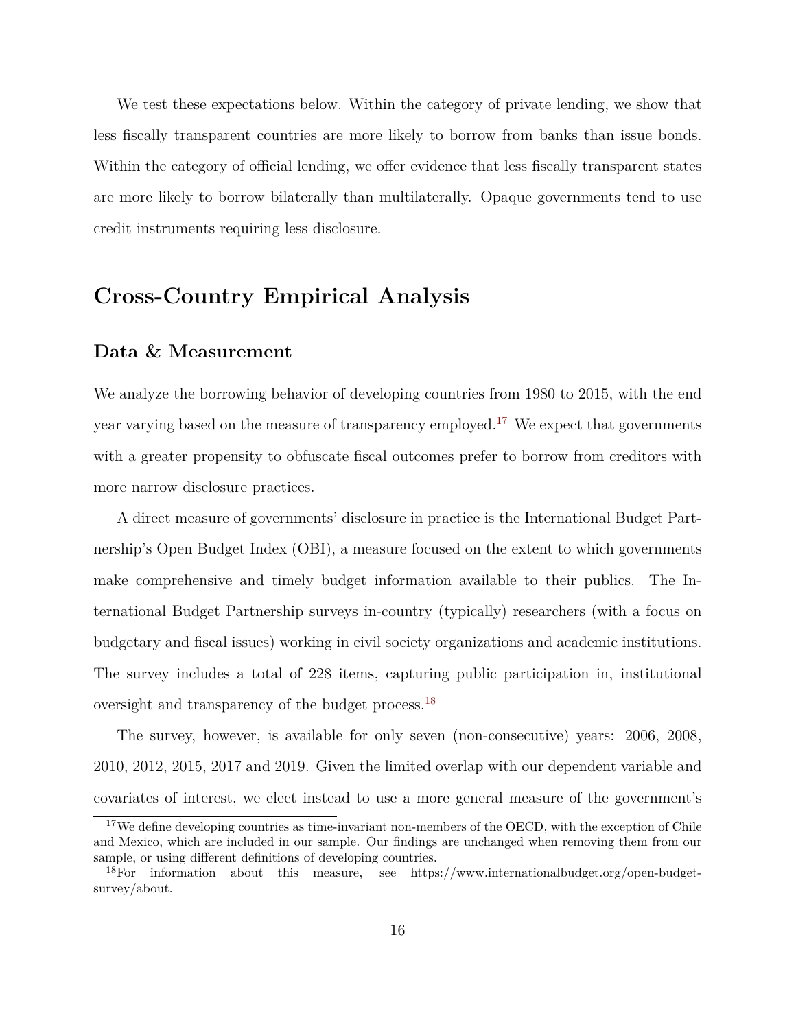We test these expectations below. Within the category of private lending, we show that less fiscally transparent countries are more likely to borrow from banks than issue bonds. Within the category of official lending, we offer evidence that less fiscally transparent states are more likely to borrow bilaterally than multilaterally. Opaque governments tend to use credit instruments requiring less disclosure.

## Cross-Country Empirical Analysis

### Data & Measurement

We analyze the borrowing behavior of developing countries from 1980 to 2015, with the end year varying based on the measure of transparency employed.[17] We expect that governments with a greater propensity to obfuscate fiscal outcomes prefer to borrow from creditors with more narrow disclosure practices.

A direct measure of governments' disclosure in practice is the International Budget Partnership's Open Budget Index (OBI), a measure focused on the extent to which governments make comprehensive and timely budget information available to their publics. The International Budget Partnership surveys in-country (typically) researchers (with a focus on budgetary and fiscal issues) working in civil society organizations and academic institutions. The survey includes a total of 228 items, capturing public participation in, institutional oversight and transparency of the budget process.[18]

The survey, however, is available for only seven (non-consecutive) years: 2006, 2008, 2010, 2012, 2015, 2017 and 2019. Given the limited overlap with our dependent variable and covariates of interest, we elect instead to use a more general measure of the government's

[17] We define developing countries as time-invariant non-members of the OECD, with the exception of Chile and Mexico, which are included in our sample. Our findings are unchanged when removing them from our sample, or using different definitions of developing countries.

[18] For information about this measure, see https://www.internationalbudget.org/open-budget-survey/about.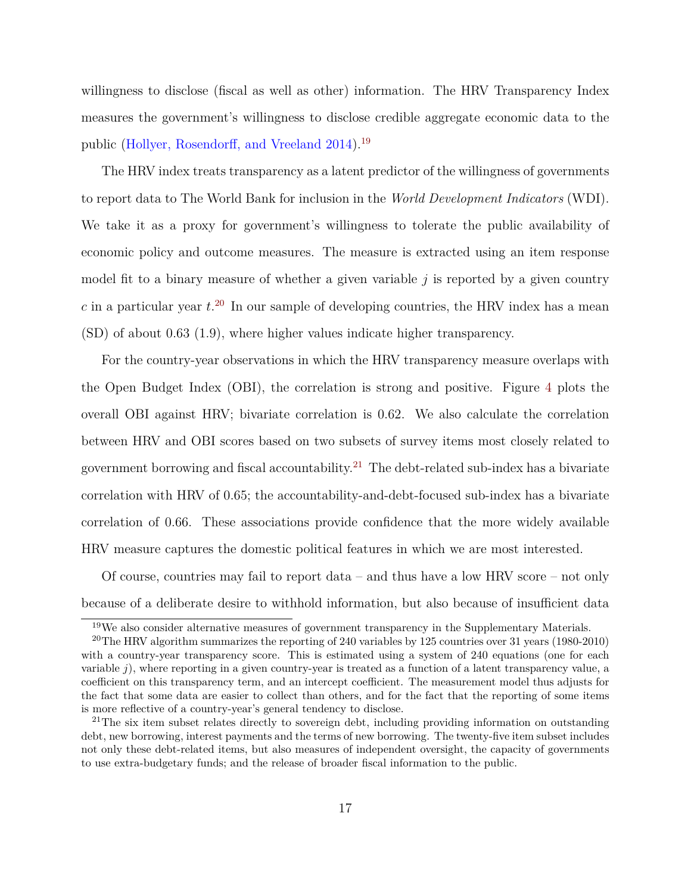willingness to disclose (fiscal as well as other) information. The HRV Transparency Index measures the government's willingness to disclose credible aggregate economic data to the public (Hollyer, Rosendorff, and Vreeland 2014).[19]

The HRV index treats transparency as a latent predictor of the willingness of governments to report data to The World Bank for inclusion in the *World Development Indicators* (WDI). We take it as a proxy for government's willingness to tolerate the public availability of economic policy and outcome measures. The measure is extracted using an item response model fit to a binary measure of whether a given variable $j$ is reported by a given country $c$ in a particular year $t$.[20] In our sample of developing countries, the HRV index has a mean (SD) of about 0.63 (1.9), where higher values indicate higher transparency.

For the country-year observations in which the HRV transparency measure overlaps with the Open Budget Index (OBI), the correlation is strong and positive. Figure 4 plots the overall OBI against HRV; bivariate correlation is 0.62. We also calculate the correlation between HRV and OBI scores based on two subsets of survey items most closely related to government borrowing and fiscal accountability.[21] The debt-related sub-index has a bivariate correlation with HRV of 0.65; the accountability-and-debt-focused sub-index has a bivariate correlation of 0.66. These associations provide confidence that the more widely available HRV measure captures the domestic political features in which we are most interested.

Of course, countries may fail to report data – and thus have a low HRV score – not only because of a deliberate desire to withhold information, but also because of insufficient data

[19] We also consider alternative measures of government transparency in the Supplementary Materials.

[20] The HRV algorithm summarizes the reporting of 240 variables by 125 countries over 31 years (1980-2010) with a country-year transparency score. This is estimated using a system of 240 equations (one for each variable $j$), where reporting in a given country-year is treated as a function of a latent transparency value, a coefficient on this transparency term, and an intercept coefficient. The measurement model thus adjusts for the fact that some data are easier to collect than others, and for the fact that the reporting of some items is more reflective of a country-year's general tendency to disclose.

[21] The six item subset relates directly to sovereign debt, including providing information on outstanding debt, new borrowing, interest payments and the terms of new borrowing. The twenty-five item subset includes not only these debt-related items, but also measures of independent oversight, the capacity of governments to use extra-budgetary funds; and the release of broader fiscal information to the public.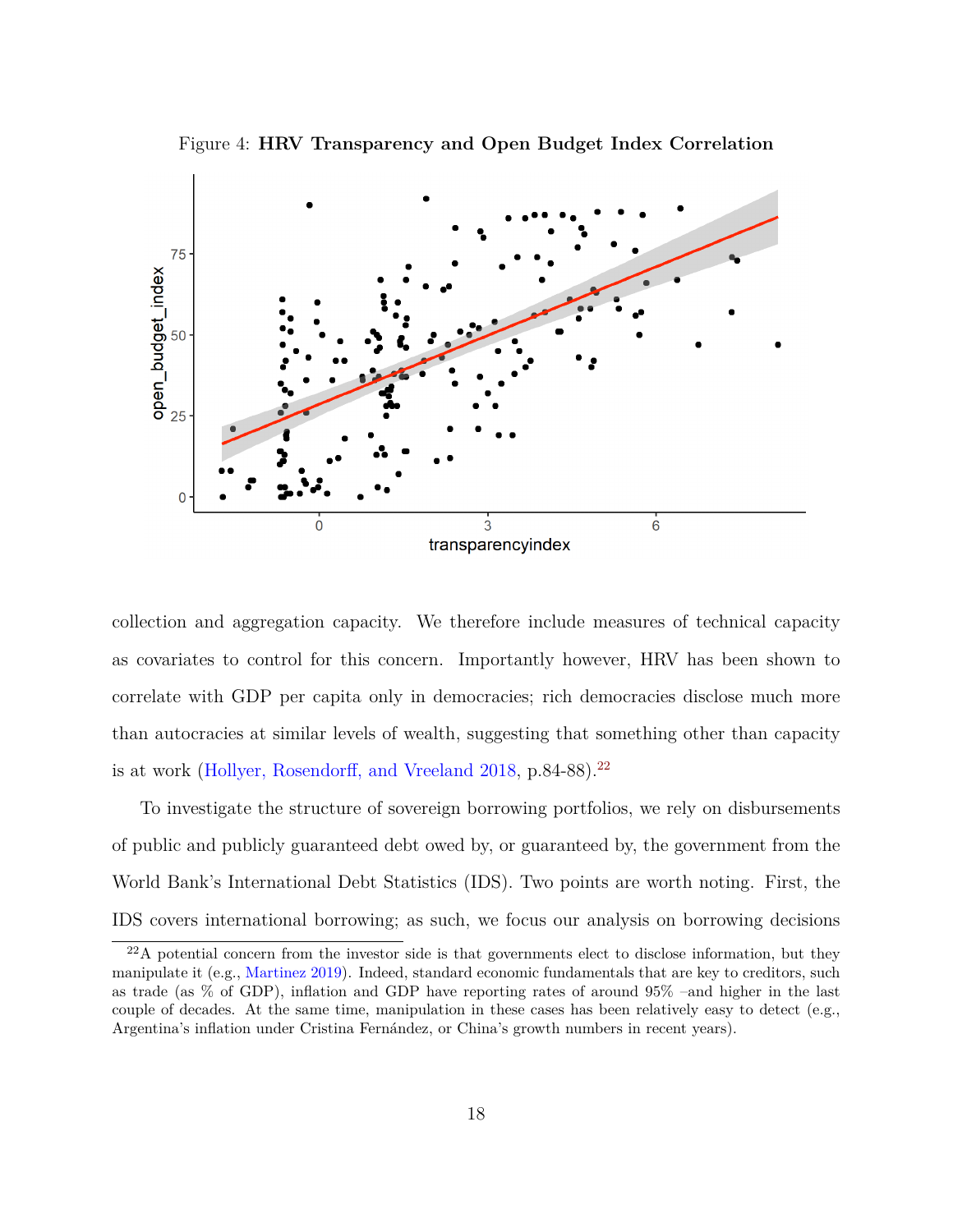Figure 4: **HRV Transparency and Open Budget Index Correlation**

collection and aggregation capacity. We therefore include measures of technical capacity as covariates to control for this concern. Importantly however, HRV has been shown to correlate with GDP per capita only in democracies; rich democracies disclose much more than autocracies at similar levels of wealth, suggesting that something other than capacity is at work (Hollyer, Rosendorff, and Vreeland 2018, p.84-88).[22]

To investigate the structure of sovereign borrowing portfolios, we rely on disbursements of public and publicly guaranteed debt owed by, or guaranteed by, the government from the World Bank's International Debt Statistics (IDS). Two points are worth noting. First, the IDS covers international borrowing; as such, we focus our analysis on borrowing decisions

[22] A potential concern from the investor side is that governments elect to disclose information, but they manipulate it (e.g., Martinez 2019). Indeed, standard economic fundamentals that are key to creditors, such as trade (as % of GDP), inflation and GDP have reporting rates of around 95% –and higher in the last couple of decades. At the same time, manipulation in these cases has been relatively easy to detect (e.g., Argentina's inflation under Cristina Fernández, or China's growth numbers in recent years).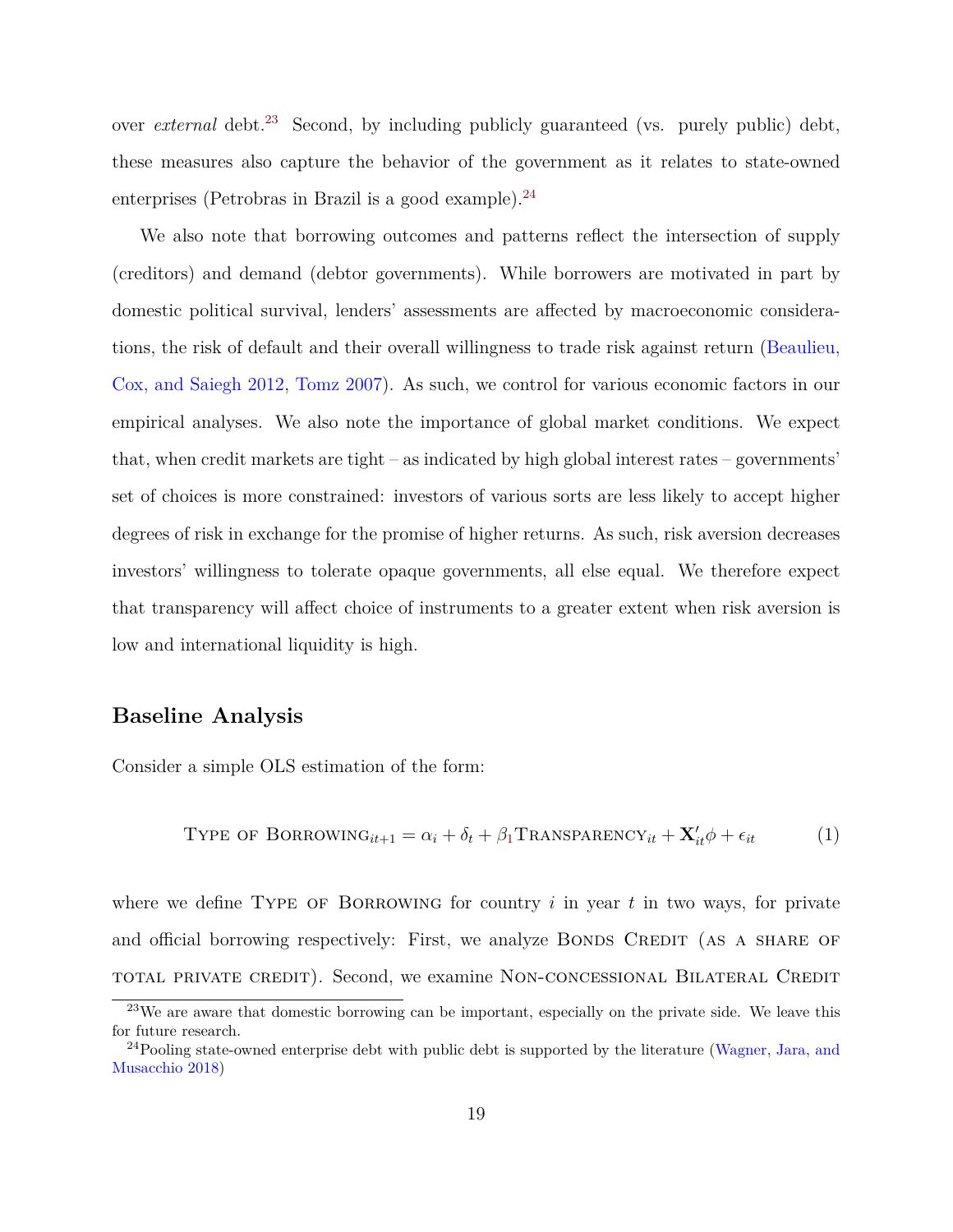over *external* debt.[23] Second, by including publicly guaranteed (vs. purely public) debt, these measures also capture the behavior of the government as it relates to state-owned enterprises (Petrobras in Brazil is a good example).[24]

We also note that borrowing outcomes and patterns reflect the intersection of supply (creditors) and demand (debtor governments). While borrowers are motivated in part by domestic political survival, lenders' assessments are affected by macroeconomic considerations, the risk of default and their overall willingness to trade risk against return (Beaulieu, Cox, and Saiegh 2012, Tomz 2007). As such, we control for various economic factors in our empirical analyses. We also note the importance of global market conditions. We expect that, when credit markets are tight – as indicated by high global interest rates – governments' set of choices is more constrained: investors of various sorts are less likely to accept higher degrees of risk in exchange for the promise of higher returns. As such, risk aversion decreases investors' willingness to tolerate opaque governments, all else equal. We therefore expect that transparency will affect choice of instruments to a greater extent when risk aversion is low and international liquidity is high.

## Baseline Analysis

Consider a simple OLS estimation of the form:

$$\text{Type of Borrowing}_{it+1} = \alpha_i + \delta_t + \beta_1 \text{Transparency}_{it} + \mathbf{X}'_{it}\phi + \epsilon_{it} \tag{1}$$

where we define Type of Borrowing for country $i$ in year $t$ in two ways, for private and official borrowing respectively: First, we analyze Bonds Credit (as a share of total private credit). Second, we examine Non-concessional Bilateral Credit

[23] We are aware that domestic borrowing can be important, especially on the private side. We leave this for future research.

[24] Pooling state-owned enterprise debt with public debt is supported by the literature (Wagner, Jara, and Musacchio 2018)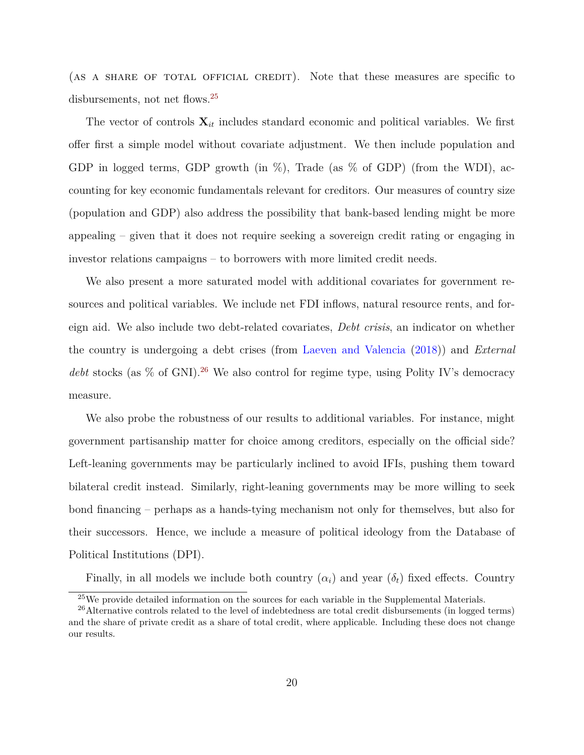(AS A SHARE OF TOTAL OFFICIAL CREDIT). Note that these measures are specific to disbursements, not net flows.[25]

The vector of controls $\mathbf{X}_{it}$ includes standard economic and political variables. We first offer first a simple model without covariate adjustment. We then include population and GDP in logged terms, GDP growth (in %), Trade (as % of GDP) (from the WDI), accounting for key economic fundamentals relevant for creditors. Our measures of country size (population and GDP) also address the possibility that bank-based lending might be more appealing – given that it does not require seeking a sovereign credit rating or engaging in investor relations campaigns – to borrowers with more limited credit needs.

We also present a more saturated model with additional covariates for government resources and political variables. We include net FDI inflows, natural resource rents, and foreign aid. We also include two debt-related covariates, *Debt crisis*, an indicator on whether the country is undergoing a debt crises (from Laeven and Valencia (2018)) and *External debt* stocks (as % of GNI).[26] We also control for regime type, using Polity IV's democracy measure.

We also probe the robustness of our results to additional variables. For instance, might government partisanship matter for choice among creditors, especially on the official side? Left-leaning governments may be particularly inclined to avoid IFIs, pushing them toward bilateral credit instead. Similarly, right-leaning governments may be more willing to seek bond financing – perhaps as a hands-tying mechanism not only for themselves, but also for their successors. Hence, we include a measure of political ideology from the Database of Political Institutions (DPI).

Finally, in all models we include both country ($\alpha_i$) and year ($\delta_t$) fixed effects. Country

[25] We provide detailed information on the sources for each variable in the Supplemental Materials.

[26] Alternative controls related to the level of indebtedness are total credit disbursements (in logged terms) and the share of private credit as a share of total credit, where applicable. Including these does not change our results.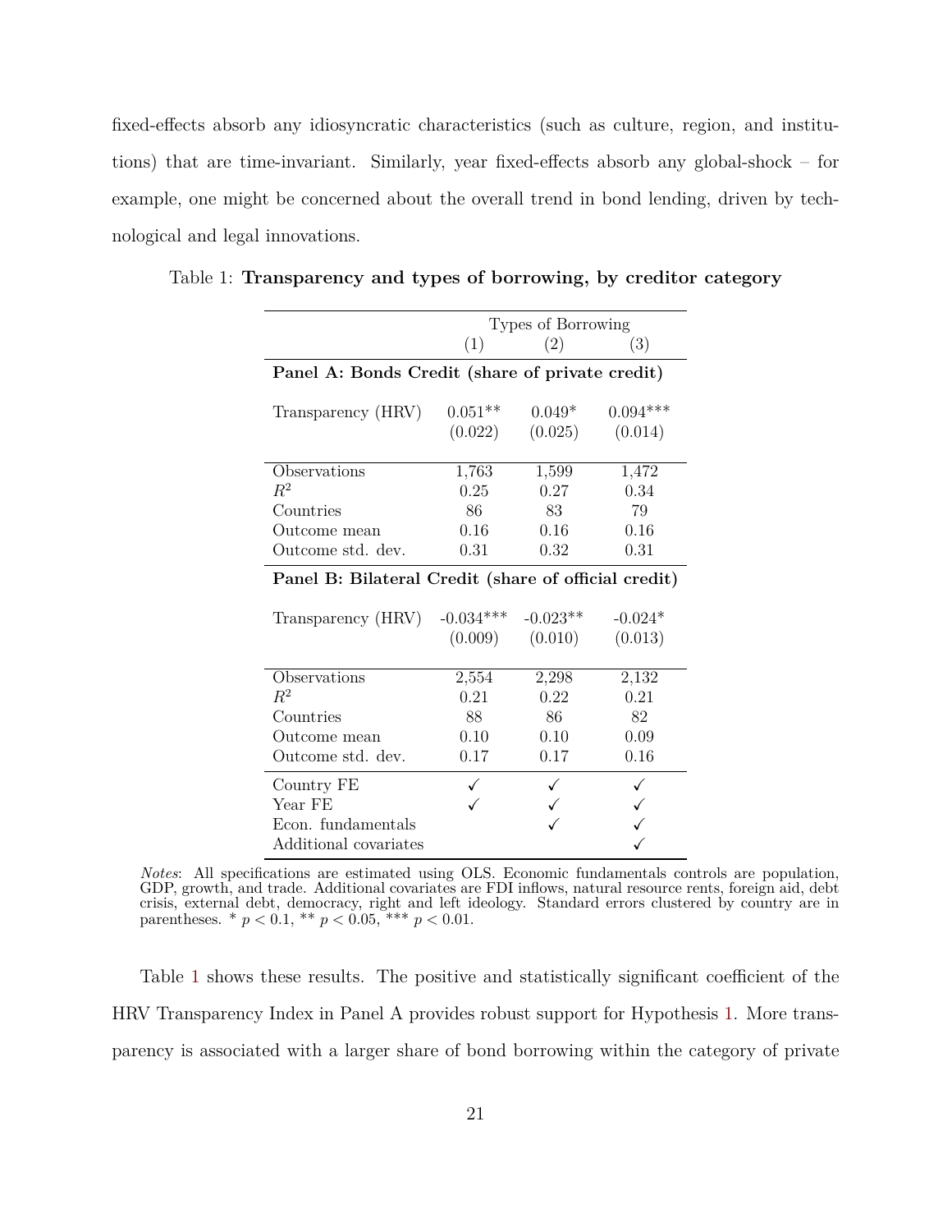fixed-effects absorb any idiosyncratic characteristics (such as culture, region, and institutions) that are time-invariant. Similarly, year fixed-effects absorb any global-shock – for example, one might be concerned about the overall trend in bond lending, driven by technological and legal innovations.

Table 1: **Transparency and types of borrowing, by creditor category**

| | Types of Borrowing | | |
|---|---|---|---|
| | (1) | (2) | (3) |
| **Panel A: Bonds Credit (share of private credit)** | | | |
| Transparency (HRV) | 0.051** | 0.049* | 0.094*** |
| | (0.022) | (0.025) | (0.014) |
| Observations | 1,763 | 1,599 | 1,472 |
| $R^2$ | 0.25 | 0.27 | 0.34 |
| Countries | 86 | 83 | 79 |
| Outcome mean | 0.16 | 0.16 | 0.16 |
| Outcome std. dev. | 0.31 | 0.32 | 0.31 |
| **Panel B: Bilateral Credit (share of official credit)** | | | |
| Transparency (HRV) | -0.034*** | -0.023** | -0.024* |
| | (0.009) | (0.010) | (0.013) |
| Observations | 2,554 | 2,298 | 2,132 |
| $R^2$ | 0.21 | 0.22 | 0.21 |
| Countries | 88 | 86 | 82 |
| Outcome mean | 0.10 | 0.10 | 0.09 |
| Outcome std. dev. | 0.17 | 0.17 | 0.16 |
| Country FE | ✓ | ✓ | ✓ |
| Year FE | ✓ | ✓ | ✓ |
| Econ. fundamentals | | ✓ | ✓ |
| Additional covariates | | | ✓ |

*Notes*: All specifications are estimated using OLS. Economic fundamentals controls are population, GDP, growth, and trade. Additional covariates are FDI inflows, natural resource rents, foreign aid, debt crisis, external debt, democracy, right and left ideology. Standard errors clustered by country are in parentheses. * $p < 0.1$, ** $p < 0.05$, *** $p < 0.01$.

Table 1 shows these results. The positive and statistically significant coefficient of the HRV Transparency Index in Panel A provides robust support for Hypothesis 1. More transparency is associated with a larger share of bond borrowing within the category of private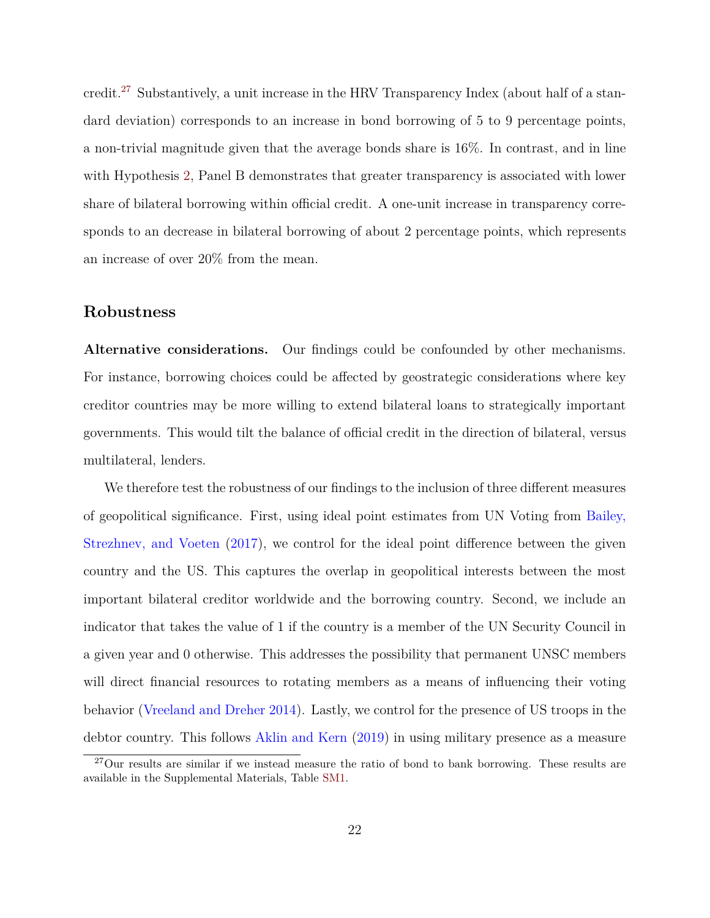credit.[27] Substantively, a unit increase in the HRV Transparency Index (about half of a standard deviation) corresponds to an increase in bond borrowing of 5 to 9 percentage points, a non-trivial magnitude given that the average bonds share is 16%. In contrast, and in line with Hypothesis 2, Panel B demonstrates that greater transparency is associated with lower share of bilateral borrowing within official credit. A one-unit increase in transparency corresponds to an decrease in bilateral borrowing of about 2 percentage points, which represents an increase of over 20% from the mean.

## Robustness

**Alternative considerations.** Our findings could be confounded by other mechanisms. For instance, borrowing choices could be affected by geostrategic considerations where key creditor countries may be more willing to extend bilateral loans to strategically important governments. This would tilt the balance of official credit in the direction of bilateral, versus multilateral, lenders.

We therefore test the robustness of our findings to the inclusion of three different measures of geopolitical significance. First, using ideal point estimates from UN Voting from Bailey, Strezhnev, and Voeten (2017), we control for the ideal point difference between the given country and the US. This captures the overlap in geopolitical interests between the most important bilateral creditor worldwide and the borrowing country. Second, we include an indicator that takes the value of 1 if the country is a member of the UN Security Council in a given year and 0 otherwise. This addresses the possibility that permanent UNSC members will direct financial resources to rotating members as a means of influencing their voting behavior (Vreeland and Dreher 2014). Lastly, we control for the presence of US troops in the debtor country. This follows Aklin and Kern (2019) in using military presence as a measure

[27] Our results are similar if we instead measure the ratio of bond to bank borrowing. These results are available in the Supplemental Materials, Table SM1.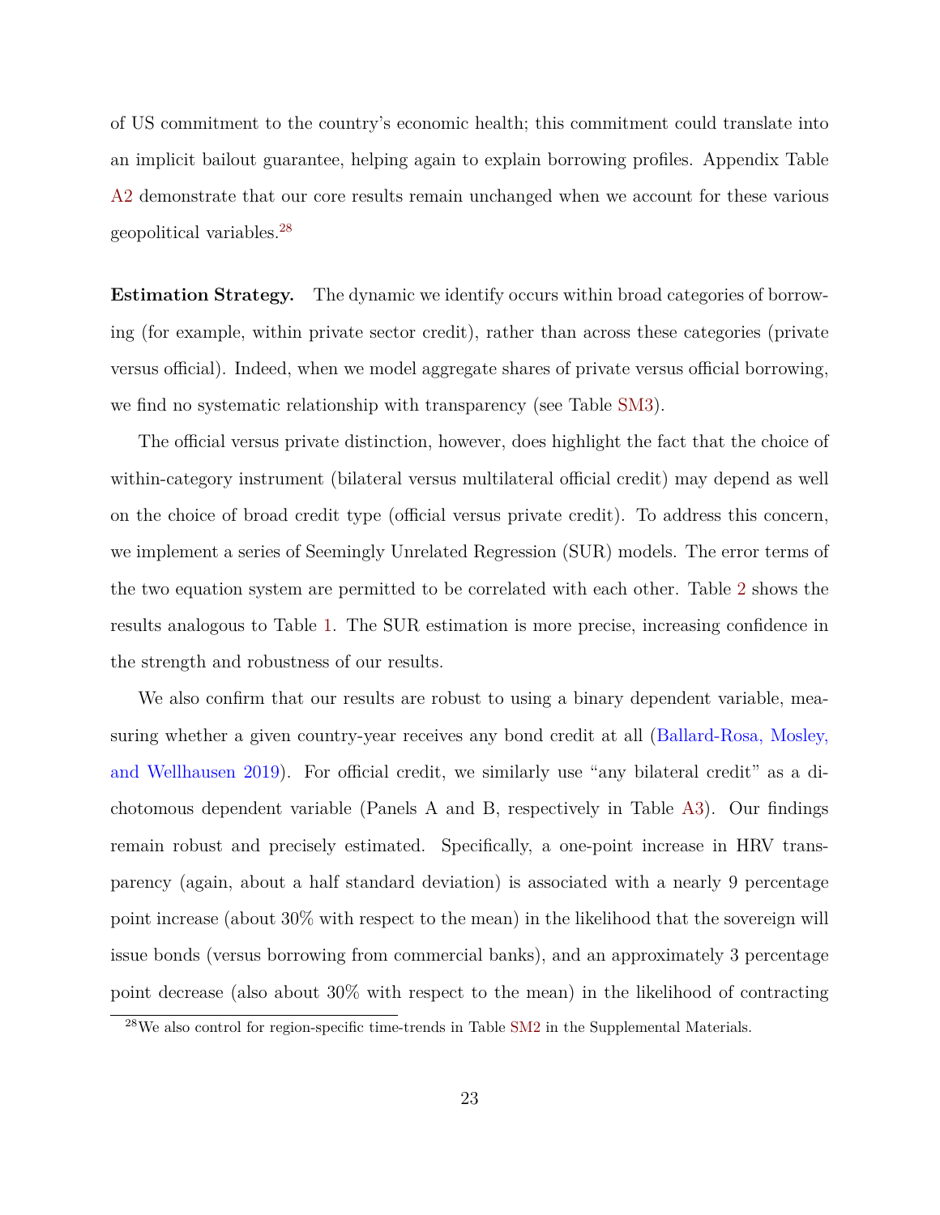of US commitment to the country's economic health; this commitment could translate into an implicit bailout guarantee, helping again to explain borrowing profiles. Appendix Table A2 demonstrate that our core results remain unchanged when we account for these various geopolitical variables.[28]

**Estimation Strategy.** The dynamic we identify occurs within broad categories of borrowing (for example, within private sector credit), rather than across these categories (private versus official). Indeed, when we model aggregate shares of private versus official borrowing, we find no systematic relationship with transparency (see Table SM3).

The official versus private distinction, however, does highlight the fact that the choice of within-category instrument (bilateral versus multilateral official credit) may depend as well on the choice of broad credit type (official versus private credit). To address this concern, we implement a series of Seemingly Unrelated Regression (SUR) models. The error terms of the two equation system are permitted to be correlated with each other. Table 2 shows the results analogous to Table 1. The SUR estimation is more precise, increasing confidence in the strength and robustness of our results.

We also confirm that our results are robust to using a binary dependent variable, measuring whether a given country-year receives any bond credit at all (Ballard-Rosa, Mosley, and Wellhausen 2019). For official credit, we similarly use "any bilateral credit" as a dichotomous dependent variable (Panels A and B, respectively in Table A3). Our findings remain robust and precisely estimated. Specifically, a one-point increase in HRV transparency (again, about a half standard deviation) is associated with a nearly 9 percentage point increase (about 30% with respect to the mean) in the likelihood that the sovereign will issue bonds (versus borrowing from commercial banks), and an approximately 3 percentage point decrease (also about 30% with respect to the mean) in the likelihood of contracting

[28] We also control for region-specific time-trends in Table SM2 in the Supplemental Materials.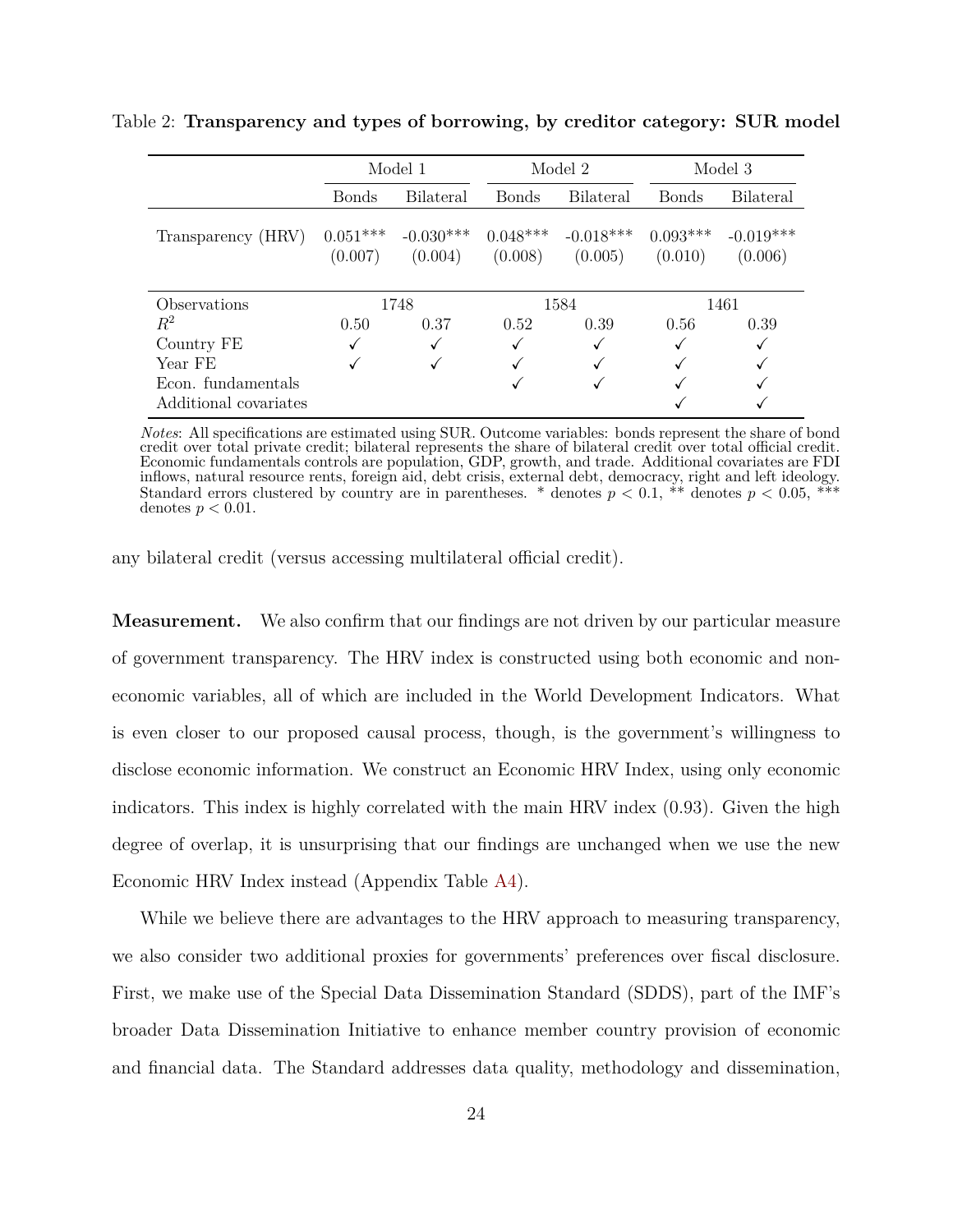Table 2: **Transparency and types of borrowing, by creditor category: SUR model**

| | Model 1 | | Model 2 | | Model 3 | |
|---|---|---|---|---|---|---|
| | Bonds | Bilateral | Bonds | Bilateral | Bonds | Bilateral |
| Transparency (HRV) | 0.051*** | -0.030*** | 0.048*** | -0.018*** | 0.093*** | -0.019*** |
| | (0.007) | (0.004) | (0.008) | (0.005) | (0.010) | (0.006) |
| Observations | 1748 | | 1584 | | 1461 | |
| $R^2$ | 0.50 | 0.37 | 0.52 | 0.39 | 0.56 | 0.39 |
| Country FE | ✓ | ✓ | ✓ | ✓ | ✓ | ✓ |
| Year FE | ✓ | ✓ | ✓ | ✓ | ✓ | ✓ |
| Econ. fundamentals | | | ✓ | ✓ | ✓ | ✓ |
| Additional covariates | | | | | ✓ | ✓ |

*Notes*: All specifications are estimated using SUR. Outcome variables: bonds represent the share of bond credit over total private credit; bilateral represents the share of bilateral credit over total official credit. Economic fundamentals controls are population, GDP, growth, and trade. Additional covariates are FDI inflows, natural resource rents, foreign aid, debt crisis, external debt, democracy, right and left ideology. Standard errors clustered by country are in parentheses. * denotes $p < 0.1$, ** denotes $p < 0.05$, *** denotes $p < 0.01$.

any bilateral credit (versus accessing multilateral official credit).

**Measurement.** We also confirm that our findings are not driven by our particular measure of government transparency. The HRV index is constructed using both economic and non-economic variables, all of which are included in the World Development Indicators. What is even closer to our proposed causal process, though, is the government's willingness to disclose economic information. We construct an Economic HRV Index, using only economic indicators. This index is highly correlated with the main HRV index (0.93). Given the high degree of overlap, it is unsurprising that our findings are unchanged when we use the new Economic HRV Index instead (Appendix Table A4).

While we believe there are advantages to the HRV approach to measuring transparency, we also consider two additional proxies for governments' preferences over fiscal disclosure. First, we make use of the Special Data Dissemination Standard (SDDS), part of the IMF's broader Data Dissemination Initiative to enhance member country provision of economic and financial data. The Standard addresses data quality, methodology and dissemination,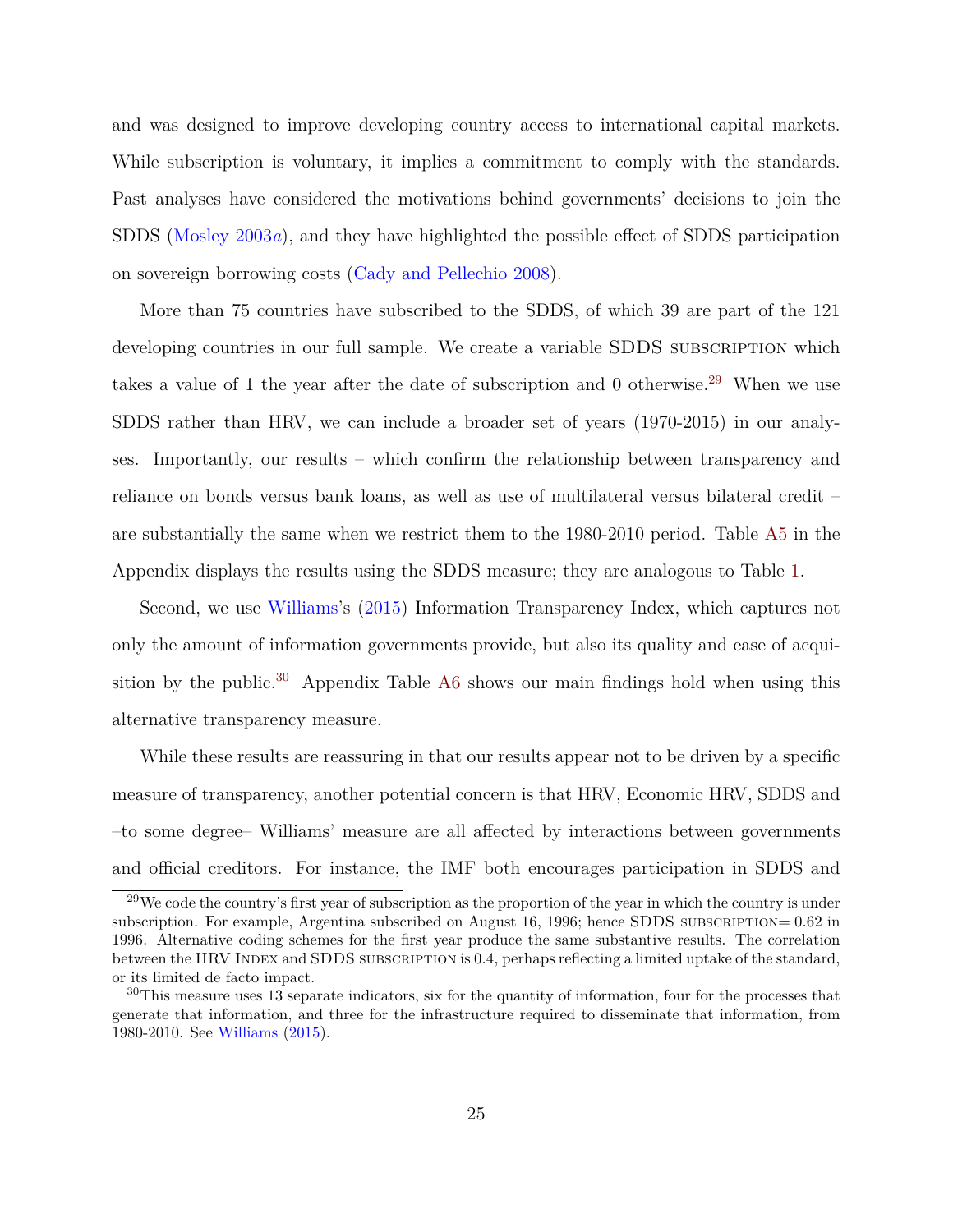and was designed to improve developing country access to international capital markets. While subscription is voluntary, it implies a commitment to comply with the standards. Past analyses have considered the motivations behind governments' decisions to join the SDDS (Mosley 2003*a*), and they have highlighted the possible effect of SDDS participation on sovereign borrowing costs (Cady and Pellechio 2008).

More than 75 countries have subscribed to the SDDS, of which 39 are part of the 121 developing countries in our full sample. We create a variable SDDS SUBSCRIPTION which takes a value of 1 the year after the date of subscription and 0 otherwise.[29] When we use SDDS rather than HRV, we can include a broader set of years (1970-2015) in our analyses. Importantly, our results – which confirm the relationship between transparency and reliance on bonds versus bank loans, as well as use of multilateral versus bilateral credit – are substantially the same when we restrict them to the 1980-2010 period. Table A5 in the Appendix displays the results using the SDDS measure; they are analogous to Table 1.

Second, we use Williams's (2015) Information Transparency Index, which captures not only the amount of information governments provide, but also its quality and ease of acquisition by the public.[30] Appendix Table A6 shows our main findings hold when using this alternative transparency measure.

While these results are reassuring in that our results appear not to be driven by a specific measure of transparency, another potential concern is that HRV, Economic HRV, SDDS and –to some degree– Williams' measure are all affected by interactions between governments and official creditors. For instance, the IMF both encourages participation in SDDS and

---

[29] We code the country's first year of subscription as the proportion of the year in which the country is under subscription. For example, Argentina subscribed on August 16, 1996; hence SDDS SUBSCRIPTION= 0.62 in 1996. Alternative coding schemes for the first year produce the same substantive results. The correlation between the HRV INDEX and SDDS SUBSCRIPTION is 0.4, perhaps reflecting a limited uptake of the standard, or its limited de facto impact.

[30] This measure uses 13 separate indicators, six for the quantity of information, four for the processes that generate that information, and three for the infrastructure required to disseminate that information, from 1980-2010. See Williams (2015).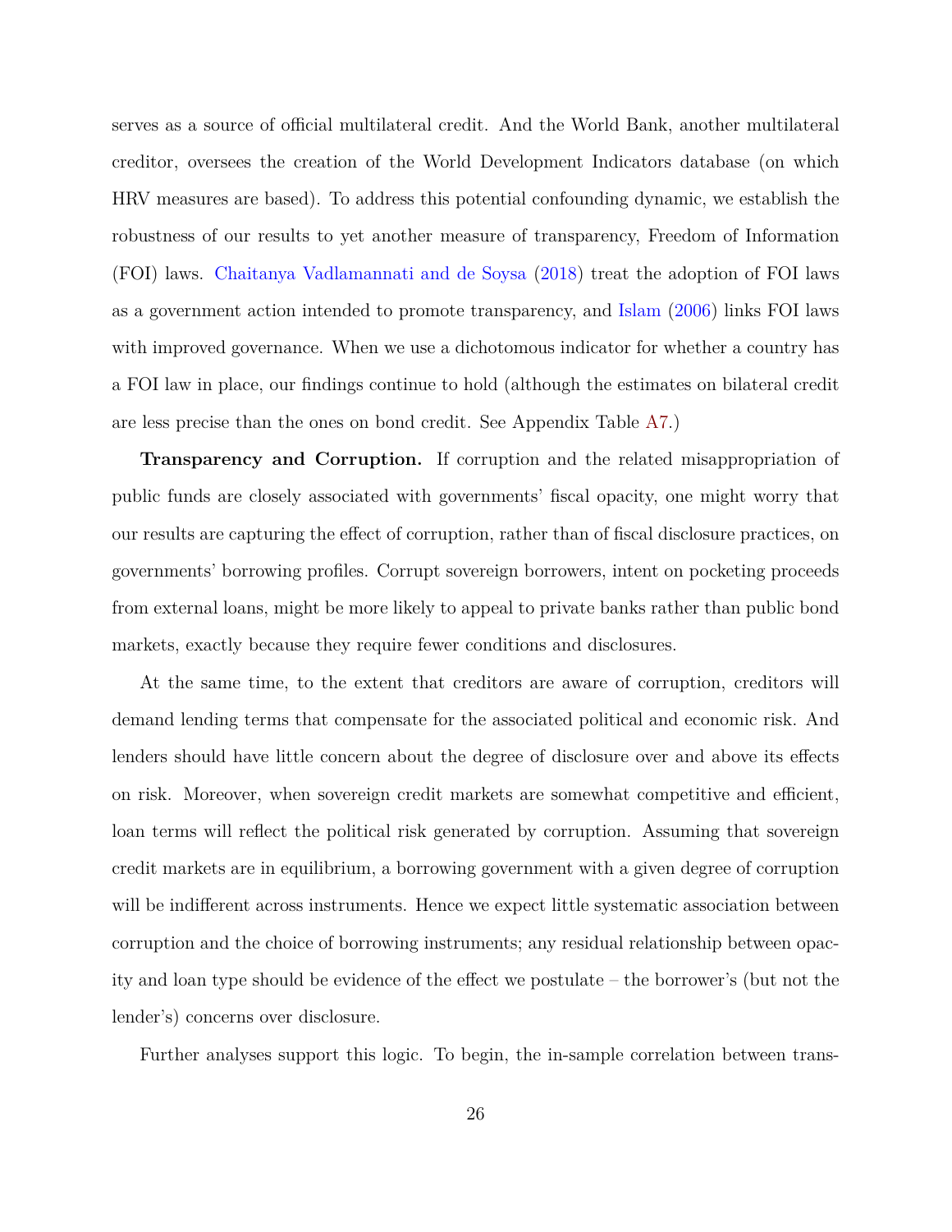serves as a source of official multilateral credit. And the World Bank, another multilateral creditor, oversees the creation of the World Development Indicators database (on which HRV measures are based). To address this potential confounding dynamic, we establish the robustness of our results to yet another measure of transparency, Freedom of Information (FOI) laws. Chaitanya Vadlamannati and de Soysa (2018) treat the adoption of FOI laws as a government action intended to promote transparency, and Islam (2006) links FOI laws with improved governance. When we use a dichotomous indicator for whether a country has a FOI law in place, our findings continue to hold (although the estimates on bilateral credit are less precise than the ones on bond credit. See Appendix Table A7.)

**Transparency and Corruption.** If corruption and the related misappropriation of public funds are closely associated with governments' fiscal opacity, one might worry that our results are capturing the effect of corruption, rather than of fiscal disclosure practices, on governments' borrowing profiles. Corrupt sovereign borrowers, intent on pocketing proceeds from external loans, might be more likely to appeal to private banks rather than public bond markets, exactly because they require fewer conditions and disclosures.

At the same time, to the extent that creditors are aware of corruption, creditors will demand lending terms that compensate for the associated political and economic risk. And lenders should have little concern about the degree of disclosure over and above its effects on risk. Moreover, when sovereign credit markets are somewhat competitive and efficient, loan terms will reflect the political risk generated by corruption. Assuming that sovereign credit markets are in equilibrium, a borrowing government with a given degree of corruption will be indifferent across instruments. Hence we expect little systematic association between corruption and the choice of borrowing instruments; any residual relationship between opacity and loan type should be evidence of the effect we postulate – the borrower's (but not the lender's) concerns over disclosure.

Further analyses support this logic. To begin, the in-sample correlation between trans-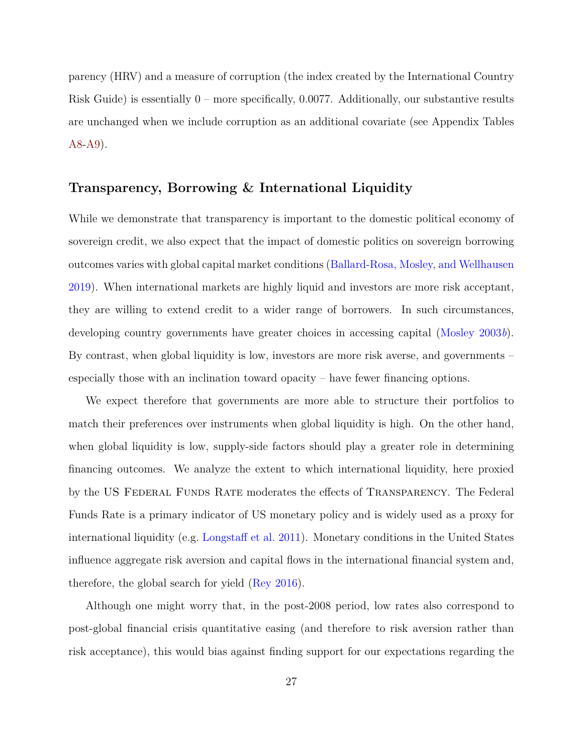parency (HRV) and a measure of corruption (the index created by the International Country Risk Guide) is essentially 0 – more specifically, 0.0077. Additionally, our substantive results are unchanged when we include corruption as an additional covariate (see Appendix Tables A8-A9).

## Transparency, Borrowing & International Liquidity

While we demonstrate that transparency is important to the domestic political economy of sovereign credit, we also expect that the impact of domestic politics on sovereign borrowing outcomes varies with global capital market conditions (Ballard-Rosa, Mosley, and Wellhausen 2019). When international markets are highly liquid and investors are more risk acceptant, they are willing to extend credit to a wider range of borrowers. In such circumstances, developing country governments have greater choices in accessing capital (Mosley 2003*b*). By contrast, when global liquidity is low, investors are more risk averse, and governments – especially those with an inclination toward opacity – have fewer financing options.

We expect therefore that governments are more able to structure their portfolios to match their preferences over instruments when global liquidity is high. On the other hand, when global liquidity is low, supply-side factors should play a greater role in determining financing outcomes. We analyze the extent to which international liquidity, here proxied by the US Federal Funds Rate moderates the effects of Transparency. The Federal Funds Rate is a primary indicator of US monetary policy and is widely used as a proxy for international liquidity (e.g. Longstaff et al. 2011). Monetary conditions in the United States influence aggregate risk aversion and capital flows in the international financial system and, therefore, the global search for yield (Rey 2016).

Although one might worry that, in the post-2008 period, low rates also correspond to post-global financial crisis quantitative easing (and therefore to risk aversion rather than risk acceptance), this would bias against finding support for our expectations regarding the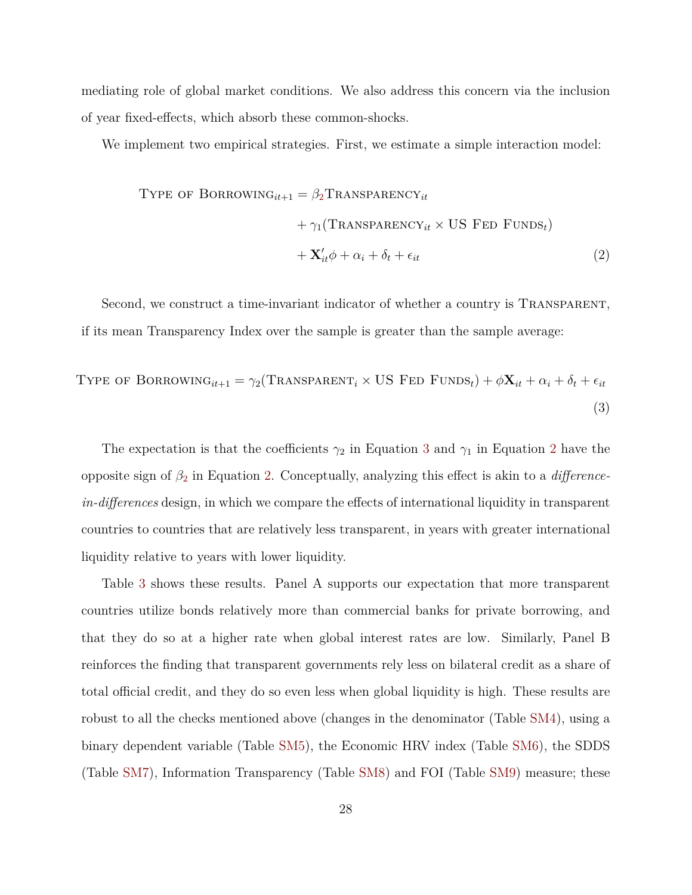mediating role of global market conditions. We also address this concern via the inclusion of year fixed-effects, which absorb these common-shocks.

We implement two empirical strategies. First, we estimate a simple interaction model:

$$
\begin{aligned}
\textsc{Type of Borrowing}_{it+1} = \beta_2 \textsc{Transparency}_{it} \\
+ \gamma_1 (\textsc{Transparency}_{it} \times \text{US Fed Funds}_t) \\
+ \mathbf{X}'_{it}\phi + \alpha_i + \delta_t + \epsilon_{it}
\end{aligned}
\tag{2}
$$

Second, we construct a time-invariant indicator of whether a country is Transparent, if its mean Transparency Index over the sample is greater than the sample average:

$$
\textsc{Type of Borrowing}_{it+1} = \gamma_2 (\textsc{Transparent}_i \times \text{US Fed Funds}_t) + \phi \mathbf{X}_{it} + \alpha_i + \delta_t + \epsilon_{it} \tag{3}
$$

The expectation is that the coefficients $\gamma_2$ in Equation 3 and $\gamma_1$ in Equation 2 have the opposite sign of $\beta_2$ in Equation 2. Conceptually, analyzing this effect is akin to a *difference-in-differences* design, in which we compare the effects of international liquidity in transparent countries to countries that are relatively less transparent, in years with greater international liquidity relative to years with lower liquidity.

Table 3 shows these results. Panel A supports our expectation that more transparent countries utilize bonds relatively more than commercial banks for private borrowing, and that they do so at a higher rate when global interest rates are low. Similarly, Panel B reinforces the finding that transparent governments rely less on bilateral credit as a share of total official credit, and they do so even less when global liquidity is high. These results are robust to all the checks mentioned above (changes in the denominator (Table SM4), using a binary dependent variable (Table SM5), the Economic HRV index (Table SM6), the SDDS (Table SM7), Information Transparency (Table SM8) and FOI (Table SM9) measure; these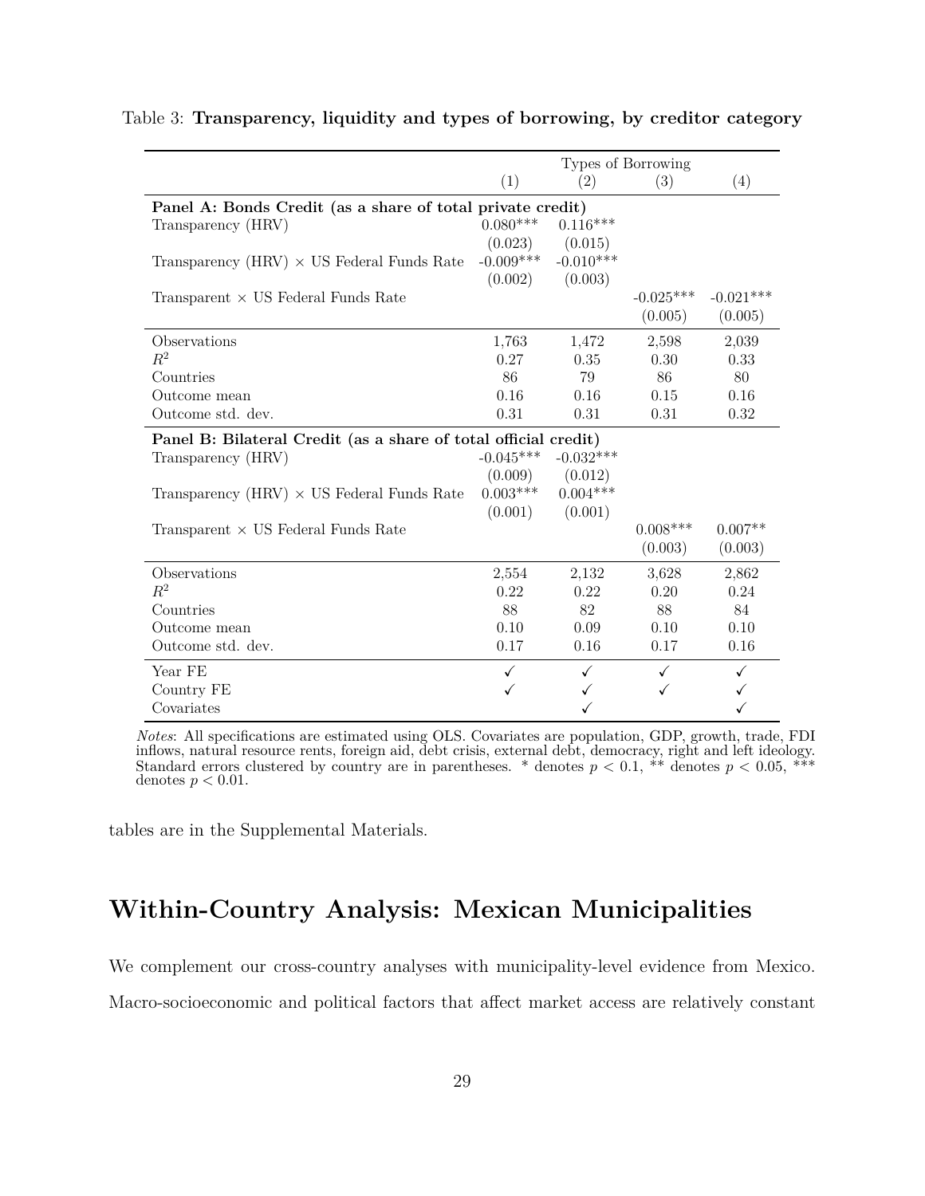Table 3: **Transparency, liquidity and types of borrowing, by creditor category**

| | Types of Borrowing | | | |
|---|---|---|---|---|
| | (1) | (2) | (3) | (4) |
| **Panel A: Bonds Credit (as a share of total private credit)** | | | | |
| Transparency (HRV) | 0.080*** | 0.116*** | | |
| | (0.023) | (0.015) | | |
| Transparency (HRV) × US Federal Funds Rate | -0.009*** | -0.010*** | | |
| | (0.002) | (0.003) | | |
| Transparent × US Federal Funds Rate | | | -0.025*** | -0.021*** |
| | | | (0.005) | (0.005) |
| Observations | 1,763 | 1,472 | 2,598 | 2,039 |
| $R^2$ | 0.27 | 0.35 | 0.30 | 0.33 |
| Countries | 86 | 79 | 86 | 80 |
| Outcome mean | 0.16 | 0.16 | 0.15 | 0.16 |
| Outcome std. dev. | 0.31 | 0.31 | 0.31 | 0.32 |
| **Panel B: Bilateral Credit (as a share of total official credit)** | | | | |
| Transparency (HRV) | -0.045*** | -0.032*** | | |
| | (0.009) | (0.012) | | |
| Transparency (HRV) × US Federal Funds Rate | 0.003*** | 0.004*** | | |
| | (0.001) | (0.001) | | |
| Transparent × US Federal Funds Rate | | | 0.008*** | 0.007** |
| | | | (0.003) | (0.003) |
| Observations | 2,554 | 2,132 | 3,628 | 2,862 |
| $R^2$ | 0.22 | 0.22 | 0.20 | 0.24 |
| Countries | 88 | 82 | 88 | 84 |
| Outcome mean | 0.10 | 0.09 | 0.10 | 0.10 |
| Outcome std. dev. | 0.17 | 0.16 | 0.17 | 0.16 |
| Year FE | ✓ | ✓ | ✓ | ✓ |
| Country FE | ✓ | ✓ | ✓ | ✓ |
| Covariates | | ✓ | | ✓ |

*Notes*: All specifications are estimated using OLS. Covariates are population, GDP, growth, trade, FDI inflows, natural resource rents, foreign aid, debt crisis, external debt, democracy, right and left ideology. Standard errors clustered by country are in parentheses. * denotes $p < 0.1$, ** denotes $p < 0.05$, *** denotes $p < 0.01$.

tables are in the Supplemental Materials.

## Within-Country Analysis: Mexican Municipalities

We complement our cross-country analyses with municipality-level evidence from Mexico. Macro-socioeconomic and political factors that affect market access are relatively constant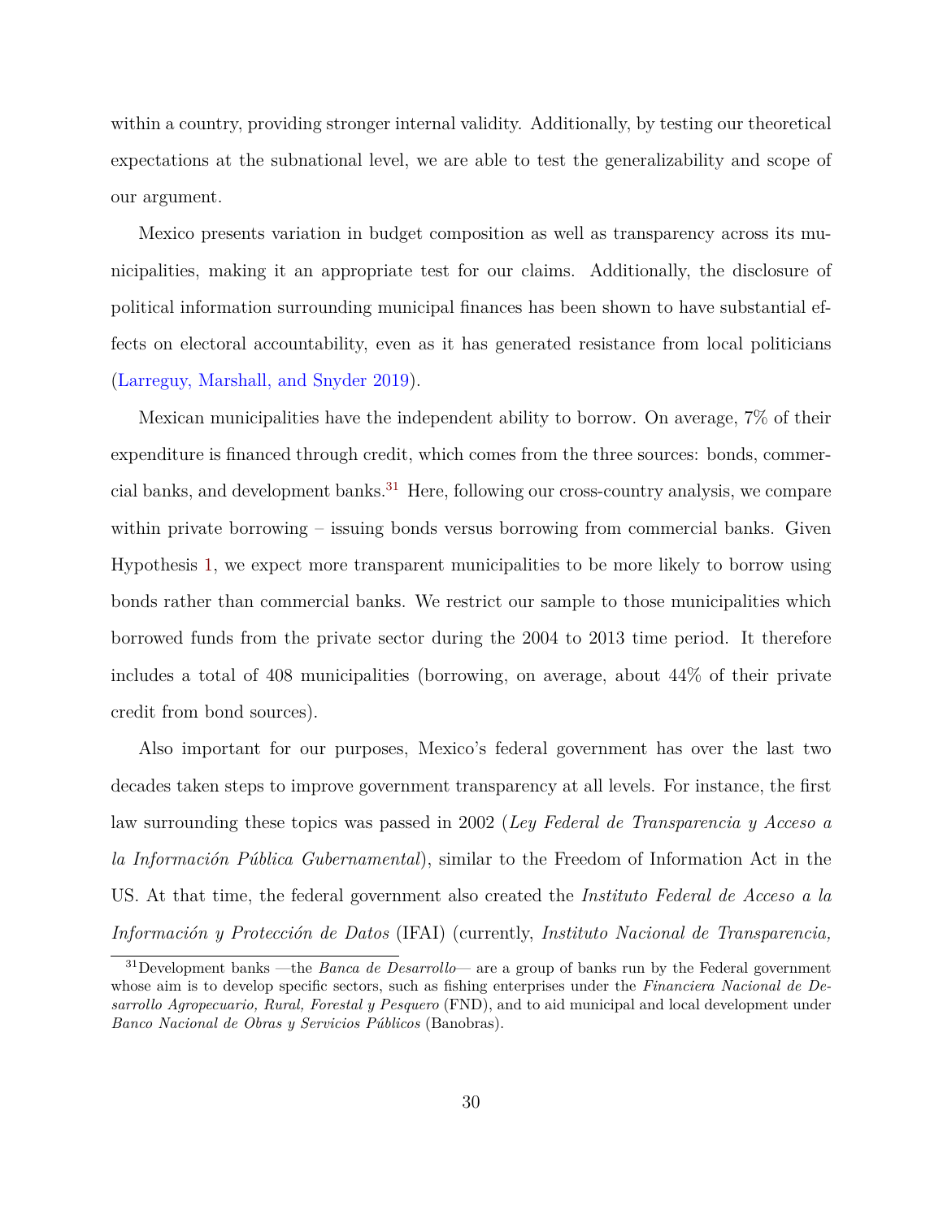within a country, providing stronger internal validity. Additionally, by testing our theoretical expectations at the subnational level, we are able to test the generalizability and scope of our argument.

Mexico presents variation in budget composition as well as transparency across its municipalities, making it an appropriate test for our claims. Additionally, the disclosure of political information surrounding municipal finances has been shown to have substantial effects on electoral accountability, even as it has generated resistance from local politicians (Larreguy, Marshall, and Snyder 2019).

Mexican municipalities have the independent ability to borrow. On average, 7% of their expenditure is financed through credit, which comes from the three sources: bonds, commercial banks, and development banks.[31] Here, following our cross-country analysis, we compare within private borrowing – issuing bonds versus borrowing from commercial banks. Given Hypothesis 1, we expect more transparent municipalities to be more likely to borrow using bonds rather than commercial banks. We restrict our sample to those municipalities which borrowed funds from the private sector during the 2004 to 2013 time period. It therefore includes a total of 408 municipalities (borrowing, on average, about 44% of their private credit from bond sources).

Also important for our purposes, Mexico's federal government has over the last two decades taken steps to improve government transparency at all levels. For instance, the first law surrounding these topics was passed in 2002 (*Ley Federal de Transparencia y Acceso a la Información Pública Gubernamental*), similar to the Freedom of Information Act in the US. At that time, the federal government also created the *Instituto Federal de Acceso a la Información y Protección de Datos* (IFAI) (currently, *Instituto Nacional de Transparencia,*

[31] Development banks —the *Banca de Desarrollo*— are a group of banks run by the Federal government whose aim is to develop specific sectors, such as fishing enterprises under the *Financiera Nacional de Desarrollo Agropecuario, Rural, Forestal y Pesquero* (FND), and to aid municipal and local development under *Banco Nacional de Obras y Servicios Públicos* (Banobras).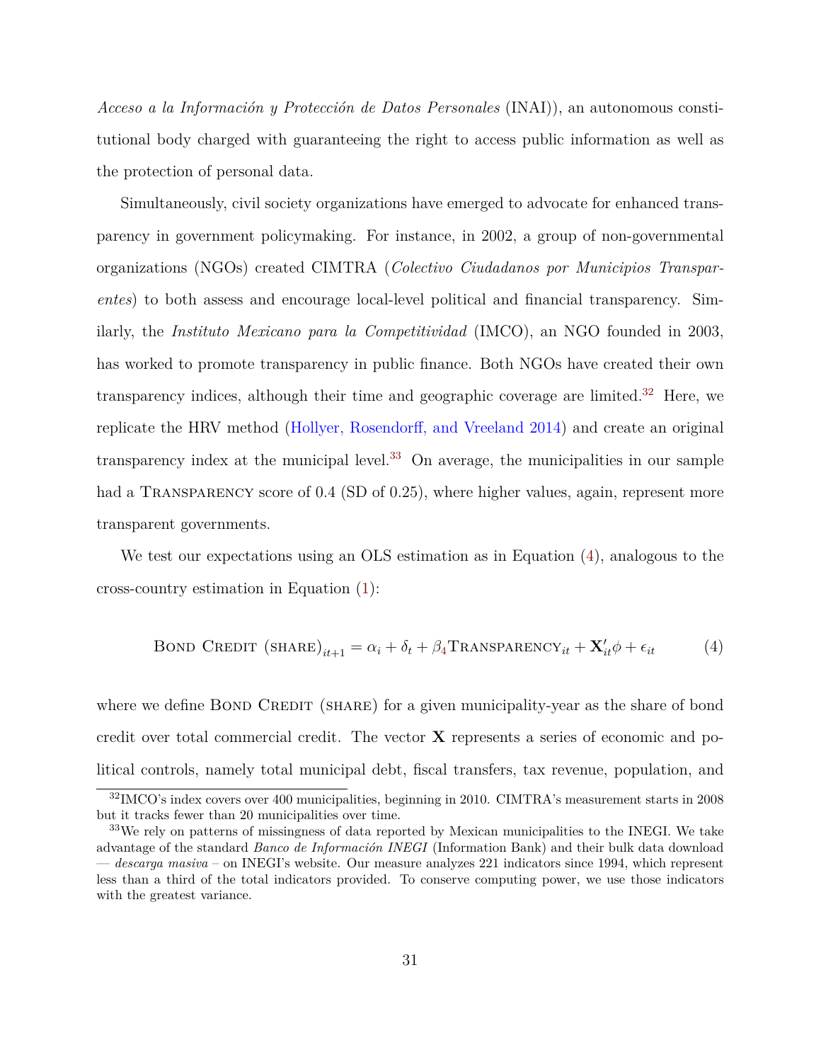*Acceso a la Información y Protección de Datos Personales* (INAI)), an autonomous constitutional body charged with guaranteeing the right to access public information as well as the protection of personal data.

Simultaneously, civil society organizations have emerged to advocate for enhanced transparency in government policymaking. For instance, in 2002, a group of non-governmental organizations (NGOs) created CIMTRA (*Colectivo Ciudadanos por Municipios Transparentes*) to both assess and encourage local-level political and financial transparency. Similarly, the *Instituto Mexicano para la Competitividad* (IMCO), an NGO founded in 2003, has worked to promote transparency in public finance. Both NGOs have created their own transparency indices, although their time and geographic coverage are limited.[32] Here, we replicate the HRV method (Hollyer, Rosendorff, and Vreeland 2014) and create an original transparency index at the municipal level.[33] On average, the municipalities in our sample had a TRANSPARENCY score of 0.4 (SD of 0.25), where higher values, again, represent more transparent governments.

We test our expectations using an OLS estimation as in Equation (4), analogous to the cross-country estimation in Equation (1):

$$\text{BOND CREDIT (SHARE)}_{it+1} = \alpha_i + \delta_t + \beta_4 \text{TRANSPARENCY}_{it} + \mathbf{X}'_{it}\phi + \epsilon_{it} \tag{4}$$

where we define BOND CREDIT (SHARE) for a given municipality-year as the share of bond credit over total commercial credit. The vector $\mathbf{X}$ represents a series of economic and political controls, namely total municipal debt, fiscal transfers, tax revenue, population, and

[32] IMCO's index covers over 400 municipalities, beginning in 2010. CIMTRA's measurement starts in 2008 but it tracks fewer than 20 municipalities over time.

[33] We rely on patterns of missingness of data reported by Mexican municipalities to the INEGI. We take advantage of the standard *Banco de Información INEGI* (Information Bank) and their bulk data download — *descarga masiva* – on INEGI's website. Our measure analyzes 221 indicators since 1994, which represent less than a third of the total indicators provided. To conserve computing power, we use those indicators with the greatest variance.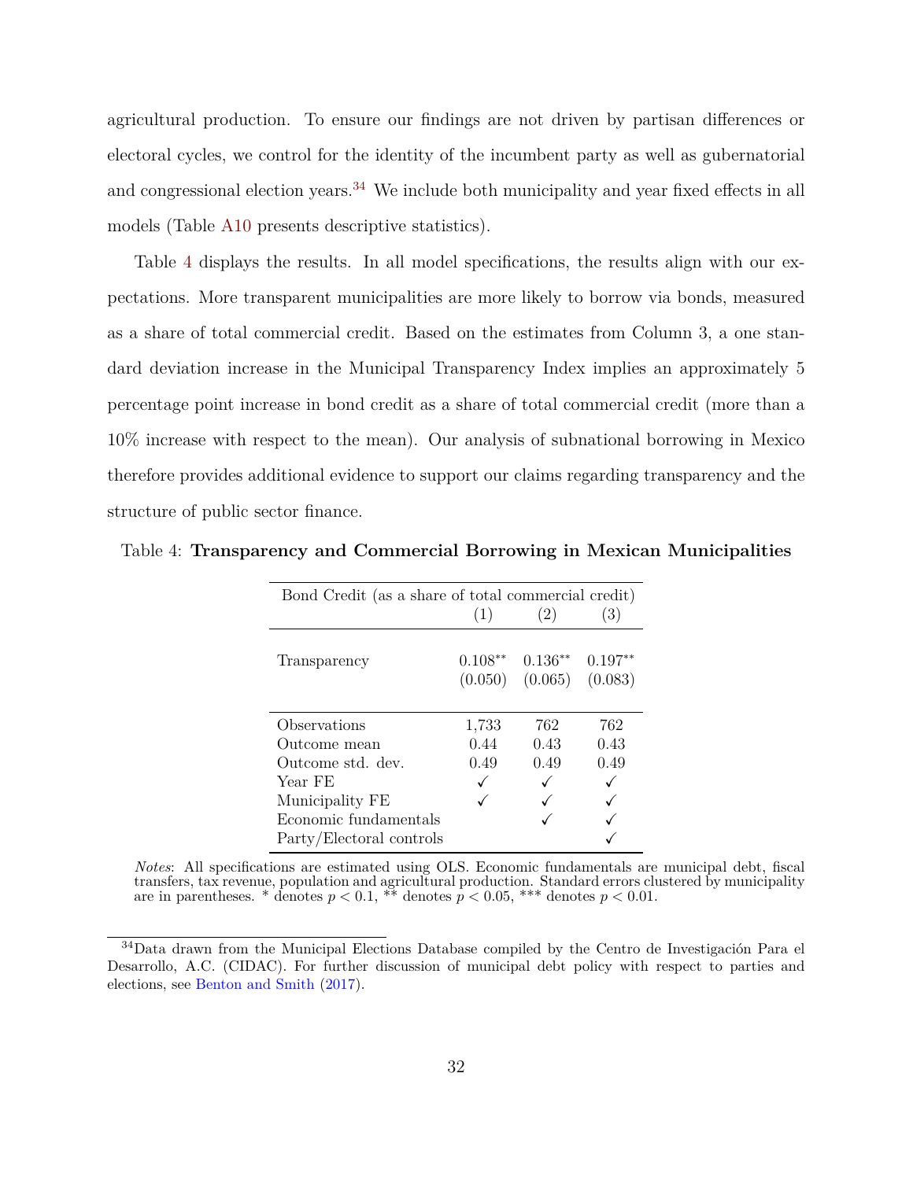agricultural production. To ensure our findings are not driven by partisan differences or electoral cycles, we control for the identity of the incumbent party as well as gubernatorial and congressional election years.[34] We include both municipality and year fixed effects in all models (Table A10 presents descriptive statistics).

Table 4 displays the results. In all model specifications, the results align with our expectations. More transparent municipalities are more likely to borrow via bonds, measured as a share of total commercial credit. Based on the estimates from Column 3, a one standard deviation increase in the Municipal Transparency Index implies an approximately 5 percentage point increase in bond credit as a share of total commercial credit (more than a 10% increase with respect to the mean). Our analysis of subnational borrowing in Mexico therefore provides additional evidence to support our claims regarding transparency and the structure of public sector finance.

Table 4: **Transparency and Commercial Borrowing in Mexican Municipalities**

| Bond Credit (as a share of total commercial credit) | (1) | (2) | (3) |
|---|---|---|---|
| Transparency | $0.108^{**}$ | $0.136^{**}$ | $0.197^{**}$ |
| | (0.050) | (0.065) | (0.083) |
| Observations | 1,733 | 762 | 762 |
| Outcome mean | 0.44 | 0.43 | 0.43 |
| Outcome std. dev. | 0.49 | 0.49 | 0.49 |
| Year FE | ✓ | ✓ | ✓ |
| Municipality FE | ✓ | ✓ | ✓ |
| Economic fundamentals | | ✓ | ✓ |
| Party/Electoral controls | | | ✓ |

*Notes*: All specifications are estimated using OLS. Economic fundamentals are municipal debt, fiscal transfers, tax revenue, population and agricultural production. Standard errors clustered by municipality are in parentheses. * denotes $p < 0.1$, ** denotes $p < 0.05$, *** denotes $p < 0.01$.

[34] Data drawn from the Municipal Elections Database compiled by the Centro de Investigación Para el Desarrollo, A.C. (CIDAC). For further discussion of municipal debt policy with respect to parties and elections, see Benton and Smith (2017).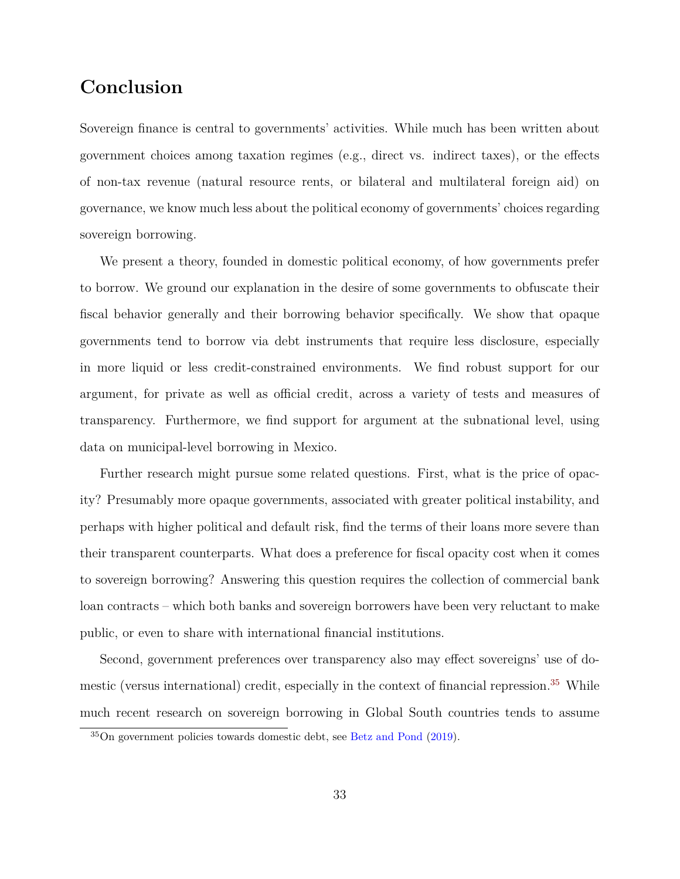# Conclusion

Sovereign finance is central to governments' activities. While much has been written about government choices among taxation regimes (e.g., direct vs. indirect taxes), or the effects of non-tax revenue (natural resource rents, or bilateral and multilateral foreign aid) on governance, we know much less about the political economy of governments' choices regarding sovereign borrowing.

We present a theory, founded in domestic political economy, of how governments prefer to borrow. We ground our explanation in the desire of some governments to obfuscate their fiscal behavior generally and their borrowing behavior specifically. We show that opaque governments tend to borrow via debt instruments that require less disclosure, especially in more liquid or less credit-constrained environments. We find robust support for our argument, for private as well as official credit, across a variety of tests and measures of transparency. Furthermore, we find support for argument at the subnational level, using data on municipal-level borrowing in Mexico.

Further research might pursue some related questions. First, what is the price of opacity? Presumably more opaque governments, associated with greater political instability, and perhaps with higher political and default risk, find the terms of their loans more severe than their transparent counterparts. What does a preference for fiscal opacity cost when it comes to sovereign borrowing? Answering this question requires the collection of commercial bank loan contracts – which both banks and sovereign borrowers have been very reluctant to make public, or even to share with international financial institutions.

Second, government preferences over transparency also may effect sovereigns' use of domestic (versus international) credit, especially in the context of financial repression.[35] While much recent research on sovereign borrowing in Global South countries tends to assume

[35] On government policies towards domestic debt, see Betz and Pond (2019).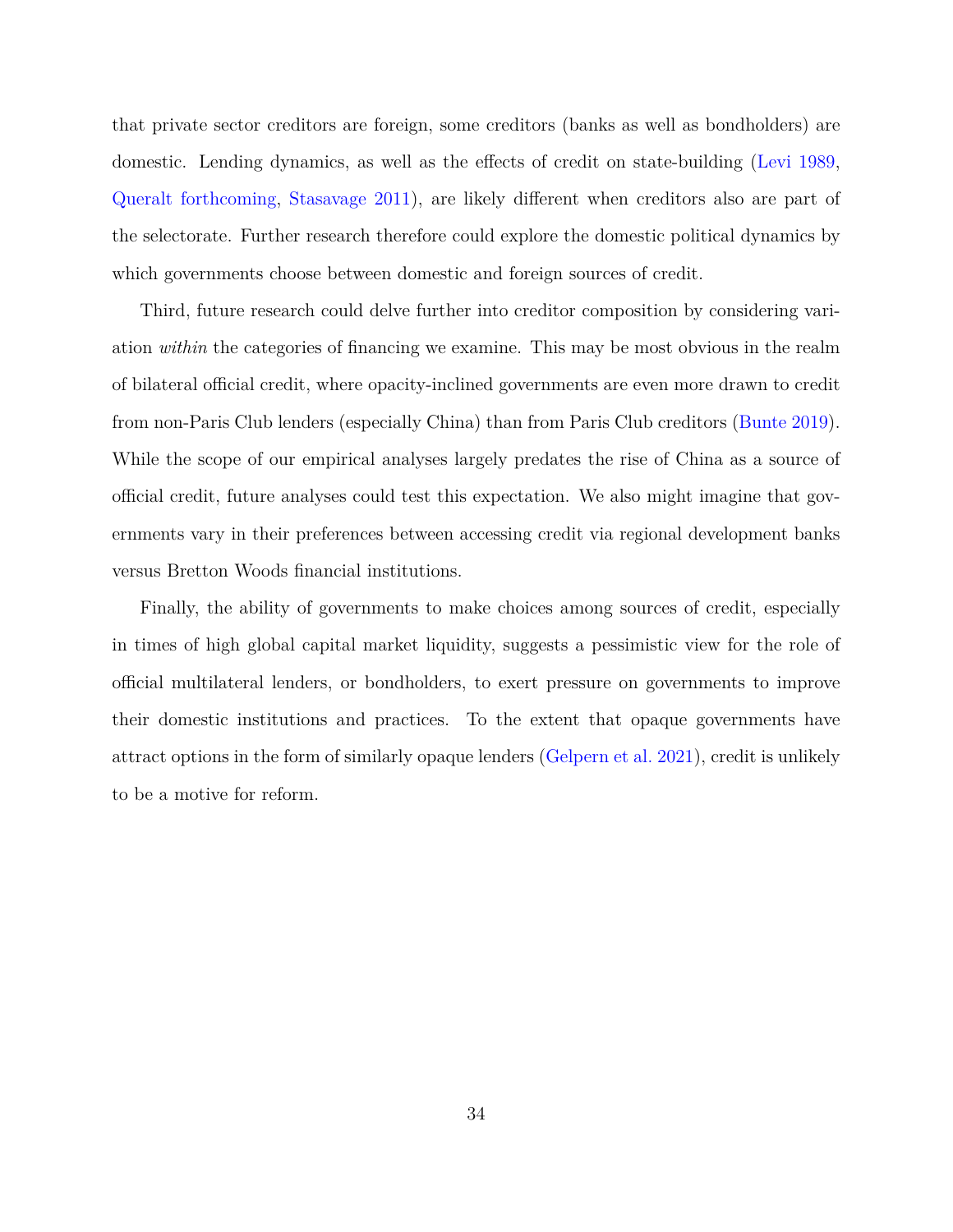that private sector creditors are foreign, some creditors (banks as well as bondholders) are domestic. Lending dynamics, as well as the effects of credit on state-building (Levi 1989, Queralt forthcoming, Stasavage 2011), are likely different when creditors also are part of the selectorate. Further research therefore could explore the domestic political dynamics by which governments choose between domestic and foreign sources of credit.

Third, future research could delve further into creditor composition by considering variation *within* the categories of financing we examine. This may be most obvious in the realm of bilateral official credit, where opacity-inclined governments are even more drawn to credit from non-Paris Club lenders (especially China) than from Paris Club creditors (Bunte 2019). While the scope of our empirical analyses largely predates the rise of China as a source of official credit, future analyses could test this expectation. We also might imagine that governments vary in their preferences between accessing credit via regional development banks versus Bretton Woods financial institutions.

Finally, the ability of governments to make choices among sources of credit, especially in times of high global capital market liquidity, suggests a pessimistic view for the role of official multilateral lenders, or bondholders, to exert pressure on governments to improve their domestic institutions and practices. To the extent that opaque governments have attract options in the form of similarly opaque lenders (Gelpern et al. 2021), credit is unlikely to be a motive for reform.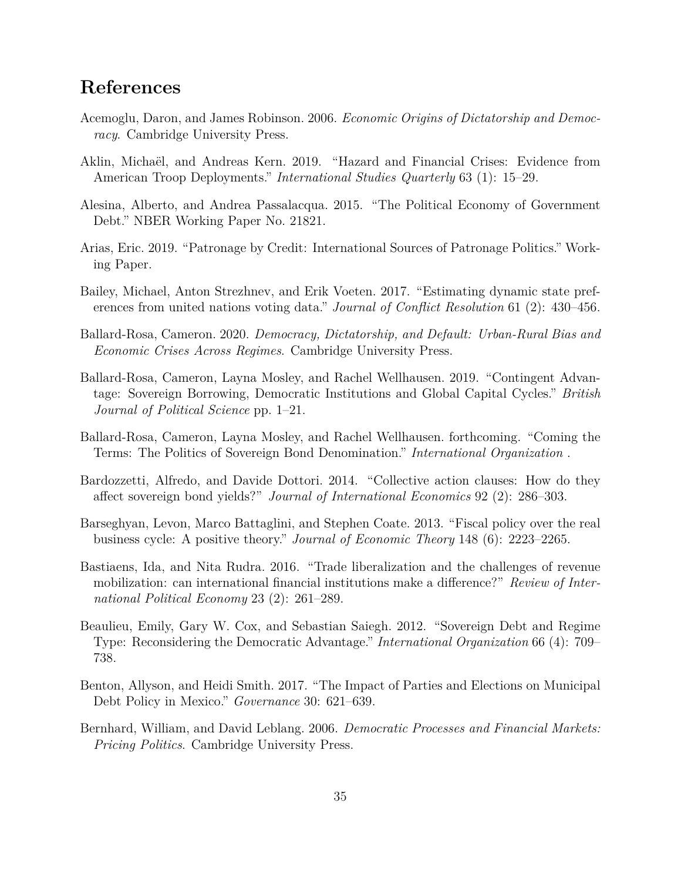# References

Acemoglu, Daron, and James Robinson. 2006. *Economic Origins of Dictatorship and Democracy*. Cambridge University Press.

Aklin, Michaël, and Andreas Kern. 2019. "Hazard and Financial Crises: Evidence from American Troop Deployments." *International Studies Quarterly* 63 (1): 15–29.

Alesina, Alberto, and Andrea Passalacqua. 2015. "The Political Economy of Government Debt." NBER Working Paper No. 21821.

Arias, Eric. 2019. "Patronage by Credit: International Sources of Patronage Politics." Working Paper.

Bailey, Michael, Anton Strezhnev, and Erik Voeten. 2017. "Estimating dynamic state preferences from united nations voting data." *Journal of Conflict Resolution* 61 (2): 430–456.

Ballard-Rosa, Cameron. 2020. *Democracy, Dictatorship, and Default: Urban-Rural Bias and Economic Crises Across Regimes*. Cambridge University Press.

Ballard-Rosa, Cameron, Layna Mosley, and Rachel Wellhausen. 2019. "Contingent Advantage: Sovereign Borrowing, Democratic Institutions and Global Capital Cycles." *British Journal of Political Science* pp. 1–21.

Ballard-Rosa, Cameron, Layna Mosley, and Rachel Wellhausen. forthcoming. "Coming the Terms: The Politics of Sovereign Bond Denomination." *International Organization* .

Bardozzetti, Alfredo, and Davide Dottori. 2014. "Collective action clauses: How do they affect sovereign bond yields?" *Journal of International Economics* 92 (2): 286–303.

Barseghyan, Levon, Marco Battaglini, and Stephen Coate. 2013. "Fiscal policy over the real business cycle: A positive theory." *Journal of Economic Theory* 148 (6): 2223–2265.

Bastiaens, Ida, and Nita Rudra. 2016. "Trade liberalization and the challenges of revenue mobilization: can international financial institutions make a difference?" *Review of International Political Economy* 23 (2): 261–289.

Beaulieu, Emily, Gary W. Cox, and Sebastian Saiegh. 2012. "Sovereign Debt and Regime Type: Reconsidering the Democratic Advantage." *International Organization* 66 (4): 709–738.

Benton, Allyson, and Heidi Smith. 2017. "The Impact of Parties and Elections on Municipal Debt Policy in Mexico." *Governance* 30: 621–639.

Bernhard, William, and David Leblang. 2006. *Democratic Processes and Financial Markets: Pricing Politics*. Cambridge University Press.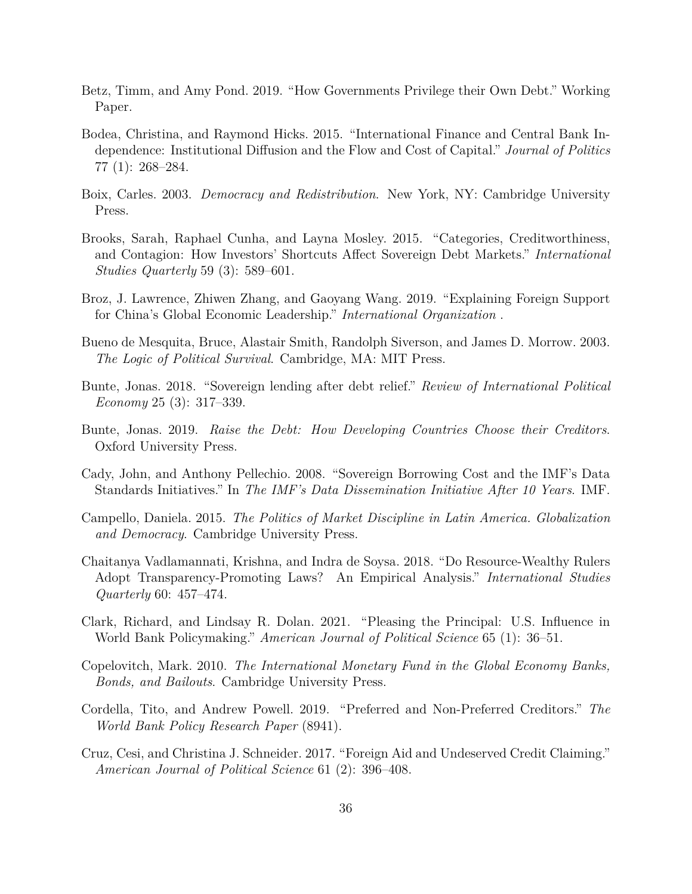Betz, Timm, and Amy Pond. 2019. "How Governments Privilege their Own Debt." Working Paper.

Bodea, Christina, and Raymond Hicks. 2015. "International Finance and Central Bank Independence: Institutional Diffusion and the Flow and Cost of Capital." *Journal of Politics* 77 (1): 268–284.

Boix, Carles. 2003. *Democracy and Redistribution*. New York, NY: Cambridge University Press.

Brooks, Sarah, Raphael Cunha, and Layna Mosley. 2015. "Categories, Creditworthiness, and Contagion: How Investors' Shortcuts Affect Sovereign Debt Markets." *International Studies Quarterly* 59 (3): 589–601.

Broz, J. Lawrence, Zhiwen Zhang, and Gaoyang Wang. 2019. "Explaining Foreign Support for China's Global Economic Leadership." *International Organization* .

Bueno de Mesquita, Bruce, Alastair Smith, Randolph Siverson, and James D. Morrow. 2003. *The Logic of Political Survival*. Cambridge, MA: MIT Press.

Bunte, Jonas. 2018. "Sovereign lending after debt relief." *Review of International Political Economy* 25 (3): 317–339.

Bunte, Jonas. 2019. *Raise the Debt: How Developing Countries Choose their Creditors*. Oxford University Press.

Cady, John, and Anthony Pellechio. 2008. "Sovereign Borrowing Cost and the IMF's Data Standards Initiatives." In *The IMF's Data Dissemination Initiative After 10 Years*. IMF.

Campello, Daniela. 2015. *The Politics of Market Discipline in Latin America. Globalization and Democracy*. Cambridge University Press.

Chaitanya Vadlamannati, Krishna, and Indra de Soysa. 2018. "Do Resource-Wealthy Rulers Adopt Transparency-Promoting Laws? An Empirical Analysis." *International Studies Quarterly* 60: 457–474.

Clark, Richard, and Lindsay R. Dolan. 2021. "Pleasing the Principal: U.S. Influence in World Bank Policymaking." *American Journal of Political Science* 65 (1): 36–51.

Copelovitch, Mark. 2010. *The International Monetary Fund in the Global Economy Banks, Bonds, and Bailouts*. Cambridge University Press.

Cordella, Tito, and Andrew Powell. 2019. "Preferred and Non-Preferred Creditors." *The World Bank Policy Research Paper* (8941).

Cruz, Cesi, and Christina J. Schneider. 2017. "Foreign Aid and Undeserved Credit Claiming." *American Journal of Political Science* 61 (2): 396–408.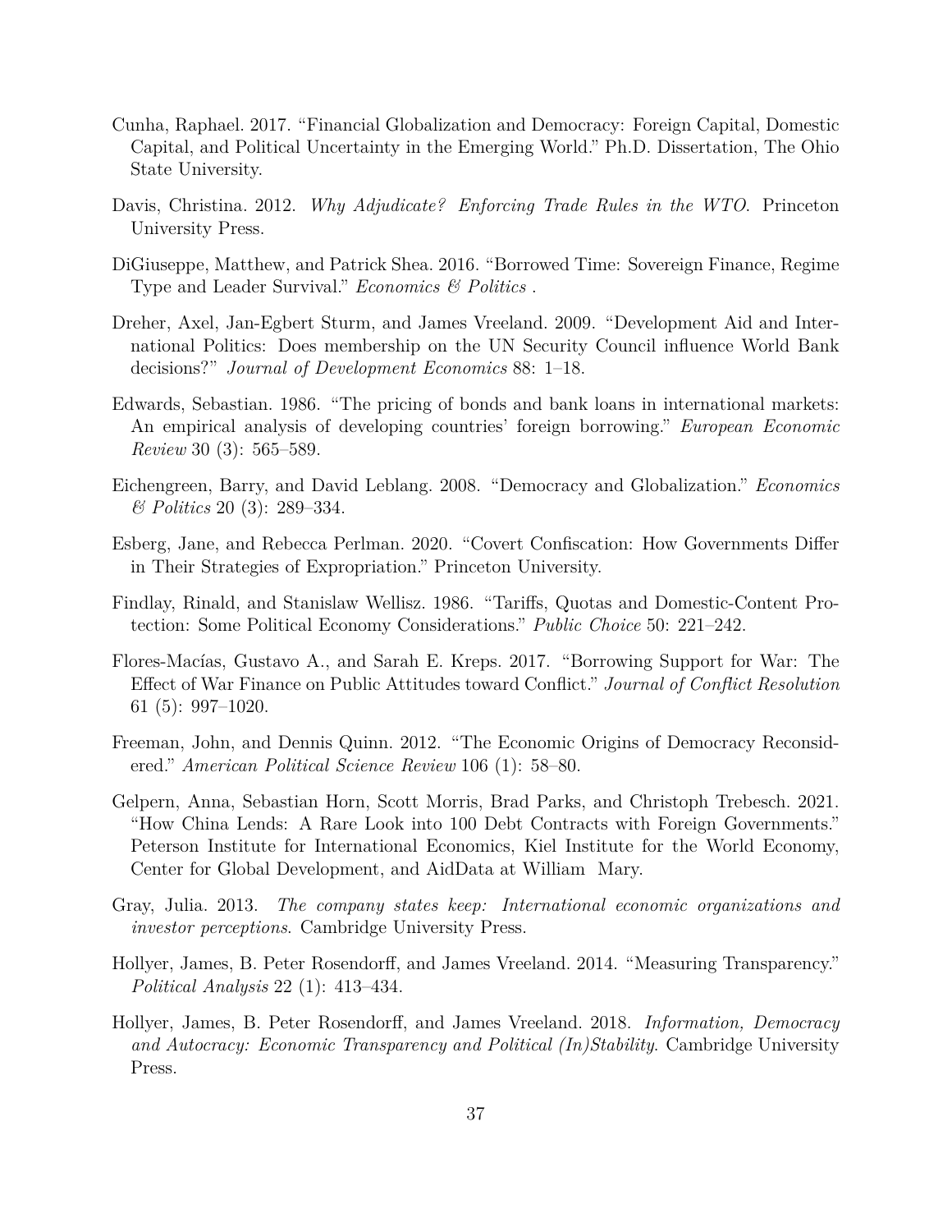Cunha, Raphael. 2017. "Financial Globalization and Democracy: Foreign Capital, Domestic Capital, and Political Uncertainty in the Emerging World." Ph.D. Dissertation, The Ohio State University.

Davis, Christina. 2012. *Why Adjudicate? Enforcing Trade Rules in the WTO*. Princeton University Press.

DiGiuseppe, Matthew, and Patrick Shea. 2016. "Borrowed Time: Sovereign Finance, Regime Type and Leader Survival." *Economics & Politics* .

Dreher, Axel, Jan-Egbert Sturm, and James Vreeland. 2009. "Development Aid and International Politics: Does membership on the UN Security Council influence World Bank decisions?" *Journal of Development Economics* 88: 1–18.

Edwards, Sebastian. 1986. "The pricing of bonds and bank loans in international markets: An empirical analysis of developing countries' foreign borrowing." *European Economic Review* 30 (3): 565–589.

Eichengreen, Barry, and David Leblang. 2008. "Democracy and Globalization." *Economics & Politics* 20 (3): 289–334.

Esberg, Jane, and Rebecca Perlman. 2020. "Covert Confiscation: How Governments Differ in Their Strategies of Expropriation." Princeton University.

Findlay, Rinald, and Stanislaw Wellisz. 1986. "Tariffs, Quotas and Domestic-Content Protection: Some Political Economy Considerations." *Public Choice* 50: 221–242.

Flores-Macías, Gustavo A., and Sarah E. Kreps. 2017. "Borrowing Support for War: The Effect of War Finance on Public Attitudes toward Conflict." *Journal of Conflict Resolution* 61 (5): 997–1020.

Freeman, John, and Dennis Quinn. 2012. "The Economic Origins of Democracy Reconsidered." *American Political Science Review* 106 (1): 58–80.

Gelpern, Anna, Sebastian Horn, Scott Morris, Brad Parks, and Christoph Trebesch. 2021. "How China Lends: A Rare Look into 100 Debt Contracts with Foreign Governments." Peterson Institute for International Economics, Kiel Institute for the World Economy, Center for Global Development, and AidData at William Mary.

Gray, Julia. 2013. *The company states keep: International economic organizations and investor perceptions*. Cambridge University Press.

Hollyer, James, B. Peter Rosendorff, and James Vreeland. 2014. "Measuring Transparency." *Political Analysis* 22 (1): 413–434.

Hollyer, James, B. Peter Rosendorff, and James Vreeland. 2018. *Information, Democracy and Autocracy: Economic Transparency and Political (In)Stability*. Cambridge University Press.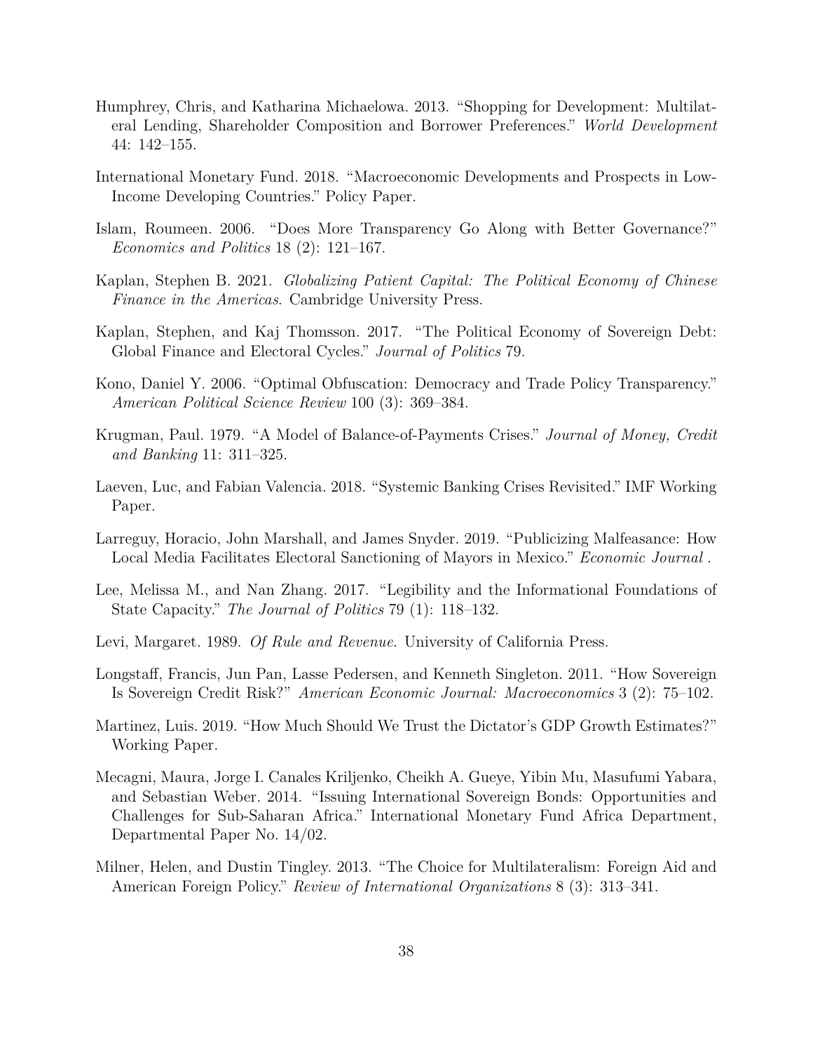Humphrey, Chris, and Katharina Michaelowa. 2013. "Shopping for Development: Multilateral Lending, Shareholder Composition and Borrower Preferences." *World Development* 44: 142–155.

International Monetary Fund. 2018. "Macroeconomic Developments and Prospects in Low-Income Developing Countries." Policy Paper.

Islam, Roumeen. 2006. "Does More Transparency Go Along with Better Governance?" *Economics and Politics* 18 (2): 121–167.

Kaplan, Stephen B. 2021. *Globalizing Patient Capital: The Political Economy of Chinese Finance in the Americas*. Cambridge University Press.

Kaplan, Stephen, and Kaj Thomsson. 2017. "The Political Economy of Sovereign Debt: Global Finance and Electoral Cycles." *Journal of Politics* 79.

Kono, Daniel Y. 2006. "Optimal Obfuscation: Democracy and Trade Policy Transparency." *American Political Science Review* 100 (3): 369–384.

Krugman, Paul. 1979. "A Model of Balance-of-Payments Crises." *Journal of Money, Credit and Banking* 11: 311–325.

Laeven, Luc, and Fabian Valencia. 2018. "Systemic Banking Crises Revisited." IMF Working Paper.

Larreguy, Horacio, John Marshall, and James Snyder. 2019. "Publicizing Malfeasance: How Local Media Facilitates Electoral Sanctioning of Mayors in Mexico." *Economic Journal* .

Lee, Melissa M., and Nan Zhang. 2017. "Legibility and the Informational Foundations of State Capacity." *The Journal of Politics* 79 (1): 118–132.

Levi, Margaret. 1989. *Of Rule and Revenue*. University of California Press.

Longstaff, Francis, Jun Pan, Lasse Pedersen, and Kenneth Singleton. 2011. "How Sovereign Is Sovereign Credit Risk?" *American Economic Journal: Macroeconomics* 3 (2): 75–102.

Martinez, Luis. 2019. "How Much Should We Trust the Dictator's GDP Growth Estimates?" Working Paper.

Mecagni, Maura, Jorge I. Canales Kriljenko, Cheikh A. Gueye, Yibin Mu, Masufumi Yabara, and Sebastian Weber. 2014. "Issuing International Sovereign Bonds: Opportunities and Challenges for Sub-Saharan Africa." International Monetary Fund Africa Department, Departmental Paper No. 14/02.

Milner, Helen, and Dustin Tingley. 2013. "The Choice for Multilateralism: Foreign Aid and American Foreign Policy." *Review of International Organizations* 8 (3): 313–341.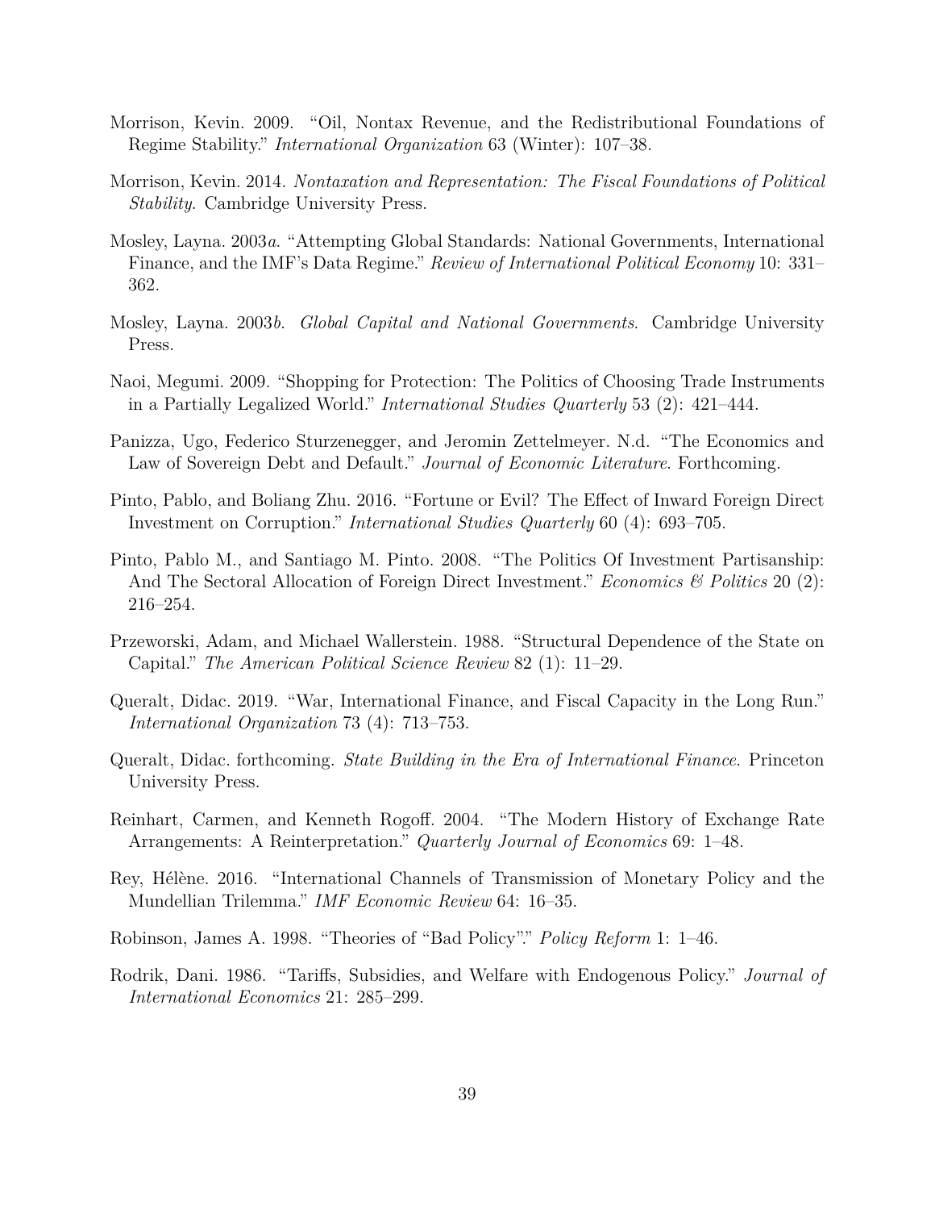Morrison, Kevin. 2009. "Oil, Nontax Revenue, and the Redistributional Foundations of Regime Stability." *International Organization* 63 (Winter): 107–38.

Morrison, Kevin. 2014. *Nontaxation and Representation: The Fiscal Foundations of Political Stability*. Cambridge University Press.

Mosley, Layna. 2003*a*. "Attempting Global Standards: National Governments, International Finance, and the IMF's Data Regime." *Review of International Political Economy* 10: 331–362.

Mosley, Layna. 2003*b*. *Global Capital and National Governments*. Cambridge University Press.

Naoi, Megumi. 2009. "Shopping for Protection: The Politics of Choosing Trade Instruments in a Partially Legalized World." *International Studies Quarterly* 53 (2): 421–444.

Panizza, Ugo, Federico Sturzenegger, and Jeromin Zettelmeyer. N.d. "The Economics and Law of Sovereign Debt and Default." *Journal of Economic Literature*. Forthcoming.

Pinto, Pablo, and Boliang Zhu. 2016. "Fortune or Evil? The Effect of Inward Foreign Direct Investment on Corruption." *International Studies Quarterly* 60 (4): 693–705.

Pinto, Pablo M., and Santiago M. Pinto. 2008. "The Politics Of Investment Partisanship: And The Sectoral Allocation of Foreign Direct Investment." *Economics & Politics* 20 (2): 216–254.

Przeworski, Adam, and Michael Wallerstein. 1988. "Structural Dependence of the State on Capital." *The American Political Science Review* 82 (1): 11–29.

Queralt, Didac. 2019. "War, International Finance, and Fiscal Capacity in the Long Run." *International Organization* 73 (4): 713–753.

Queralt, Didac. forthcoming. *State Building in the Era of International Finance*. Princeton University Press.

Reinhart, Carmen, and Kenneth Rogoff. 2004. "The Modern History of Exchange Rate Arrangements: A Reinterpretation." *Quarterly Journal of Economics* 69: 1–48.

Rey, Hélène. 2016. "International Channels of Transmission of Monetary Policy and the Mundellian Trilemma." *IMF Economic Review* 64: 16–35.

Robinson, James A. 1998. "Theories of "Bad Policy"." *Policy Reform* 1: 1–46.

Rodrik, Dani. 1986. "Tariffs, Subsidies, and Welfare with Endogenous Policy." *Journal of International Economics* 21: 285–299.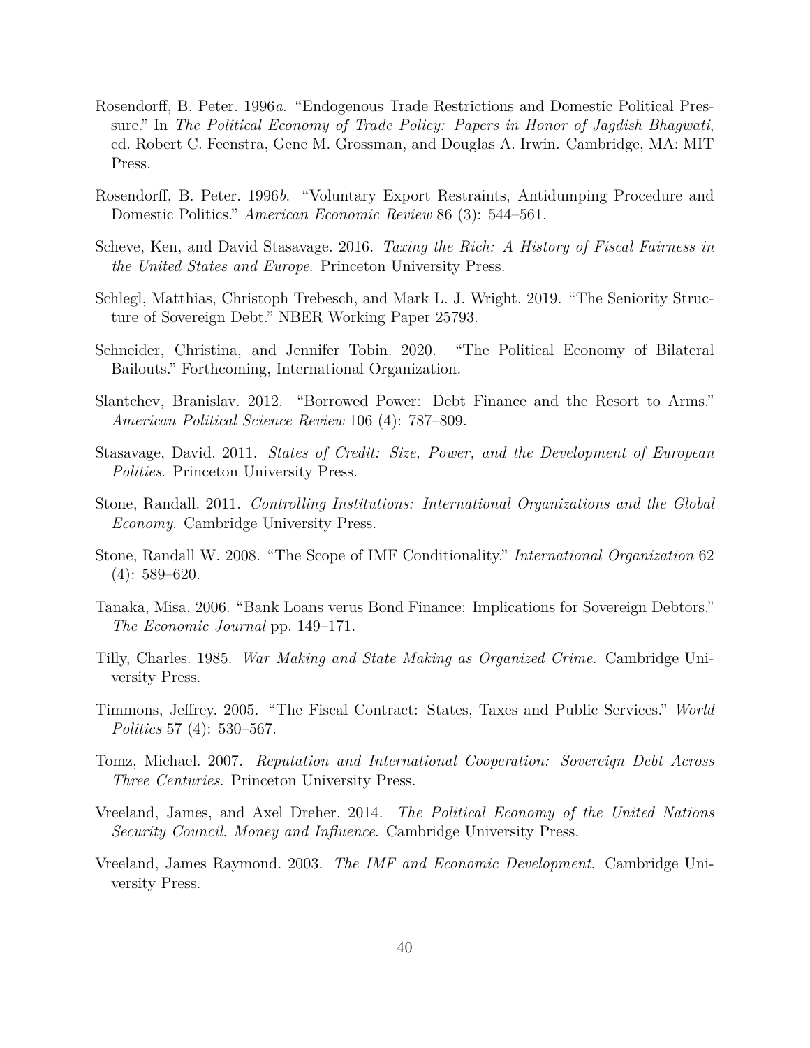Rosendorff, B. Peter. 1996*a*. "Endogenous Trade Restrictions and Domestic Political Pressure." In *The Political Economy of Trade Policy: Papers in Honor of Jagdish Bhagwati*, ed. Robert C. Feenstra, Gene M. Grossman, and Douglas A. Irwin. Cambridge, MA: MIT Press.

Rosendorff, B. Peter. 1996*b*. "Voluntary Export Restraints, Antidumping Procedure and Domestic Politics." *American Economic Review* 86 (3): 544–561.

Scheve, Ken, and David Stasavage. 2016. *Taxing the Rich: A History of Fiscal Fairness in the United States and Europe*. Princeton University Press.

Schlegl, Matthias, Christoph Trebesch, and Mark L. J. Wright. 2019. "The Seniority Structure of Sovereign Debt." NBER Working Paper 25793.

Schneider, Christina, and Jennifer Tobin. 2020. "The Political Economy of Bilateral Bailouts." Forthcoming, International Organization.

Slantchev, Branislav. 2012. "Borrowed Power: Debt Finance and the Resort to Arms." *American Political Science Review* 106 (4): 787–809.

Stasavage, David. 2011. *States of Credit: Size, Power, and the Development of European Polities*. Princeton University Press.

Stone, Randall. 2011. *Controlling Institutions: International Organizations and the Global Economy*. Cambridge University Press.

Stone, Randall W. 2008. "The Scope of IMF Conditionality." *International Organization* 62 (4): 589–620.

Tanaka, Misa. 2006. "Bank Loans verus Bond Finance: Implications for Sovereign Debtors." *The Economic Journal* pp. 149–171.

Tilly, Charles. 1985. *War Making and State Making as Organized Crime*. Cambridge University Press.

Timmons, Jeffrey. 2005. "The Fiscal Contract: States, Taxes and Public Services." *World Politics* 57 (4): 530–567.

Tomz, Michael. 2007. *Reputation and International Cooperation: Sovereign Debt Across Three Centuries*. Princeton University Press.

Vreeland, James, and Axel Dreher. 2014. *The Political Economy of the United Nations Security Council. Money and Influence*. Cambridge University Press.

Vreeland, James Raymond. 2003. *The IMF and Economic Development.* Cambridge University Press.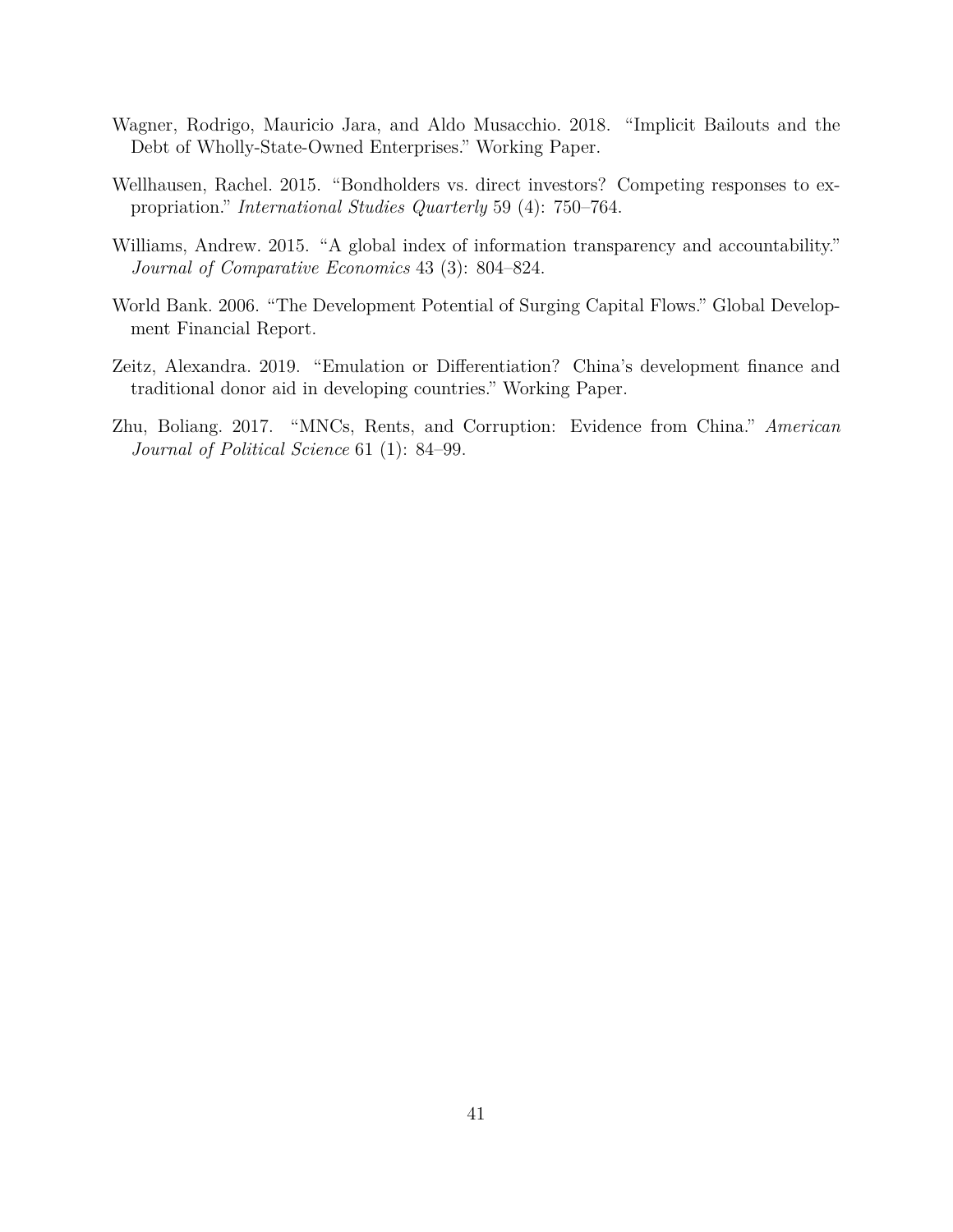Wagner, Rodrigo, Mauricio Jara, and Aldo Musacchio. 2018. "Implicit Bailouts and the Debt of Wholly-State-Owned Enterprises." Working Paper.

Wellhausen, Rachel. 2015. "Bondholders vs. direct investors? Competing responses to expropriation." *International Studies Quarterly* 59 (4): 750–764.

Williams, Andrew. 2015. "A global index of information transparency and accountability." *Journal of Comparative Economics* 43 (3): 804–824.

World Bank. 2006. "The Development Potential of Surging Capital Flows." Global Development Financial Report.

Zeitz, Alexandra. 2019. "Emulation or Differentiation? China's development finance and traditional donor aid in developing countries." Working Paper.

Zhu, Boliang. 2017. "MNCs, Rents, and Corruption: Evidence from China." *American Journal of Political Science* 61 (1): 84–99.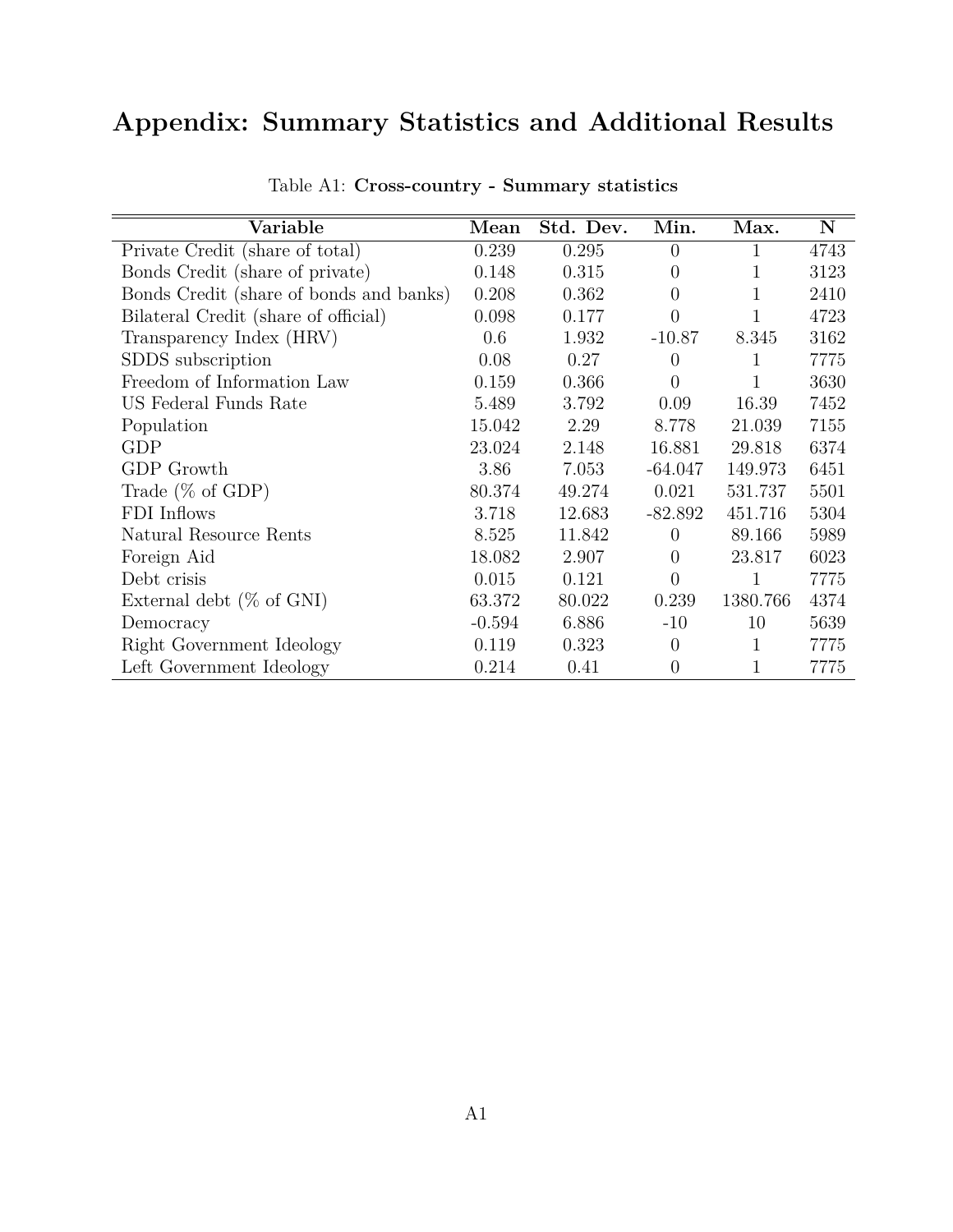# Appendix: Summary Statistics and Additional Results

Table A1: **Cross-country - Summary statistics**

| Variable | Mean | Std. Dev. | Min. | Max. | N |
|---|---|---|---|---|---|
| Private Credit (share of total) | 0.239 | 0.295 | 0 | 1 | 4743 |
| Bonds Credit (share of private) | 0.148 | 0.315 | 0 | 1 | 3123 |
| Bonds Credit (share of bonds and banks) | 0.208 | 0.362 | 0 | 1 | 2410 |
| Bilateral Credit (share of official) | 0.098 | 0.177 | 0 | 1 | 4723 |
| Transparency Index (HRV) | 0.6 | 1.932 | -10.87 | 8.345 | 3162 |
| SDDS subscription | 0.08 | 0.27 | 0 | 1 | 7775 |
| Freedom of Information Law | 0.159 | 0.366 | 0 | 1 | 3630 |
| US Federal Funds Rate | 5.489 | 3.792 | 0.09 | 16.39 | 7452 |
| Population | 15.042 | 2.29 | 8.778 | 21.039 | 7155 |
| GDP | 23.024 | 2.148 | 16.881 | 29.818 | 6374 |
| GDP Growth | 3.86 | 7.053 | -64.047 | 149.973 | 6451 |
| Trade (% of GDP) | 80.374 | 49.274 | 0.021 | 531.737 | 5501 |
| FDI Inflows | 3.718 | 12.683 | -82.892 | 451.716 | 5304 |
| Natural Resource Rents | 8.525 | 11.842 | 0 | 89.166 | 5989 |
| Foreign Aid | 18.082 | 2.907 | 0 | 23.817 | 6023 |
| Debt crisis | 0.015 | 0.121 | 0 | 1 | 7775 |
| External debt (% of GNI) | 63.372 | 80.022 | 0.239 | 1380.766 | 4374 |
| Democracy | -0.594 | 6.886 | -10 | 10 | 5639 |
| Right Government Ideology | 0.119 | 0.323 | 0 | 1 | 7775 |
| Left Government Ideology | 0.214 | 0.41 | 0 | 1 | 7775 |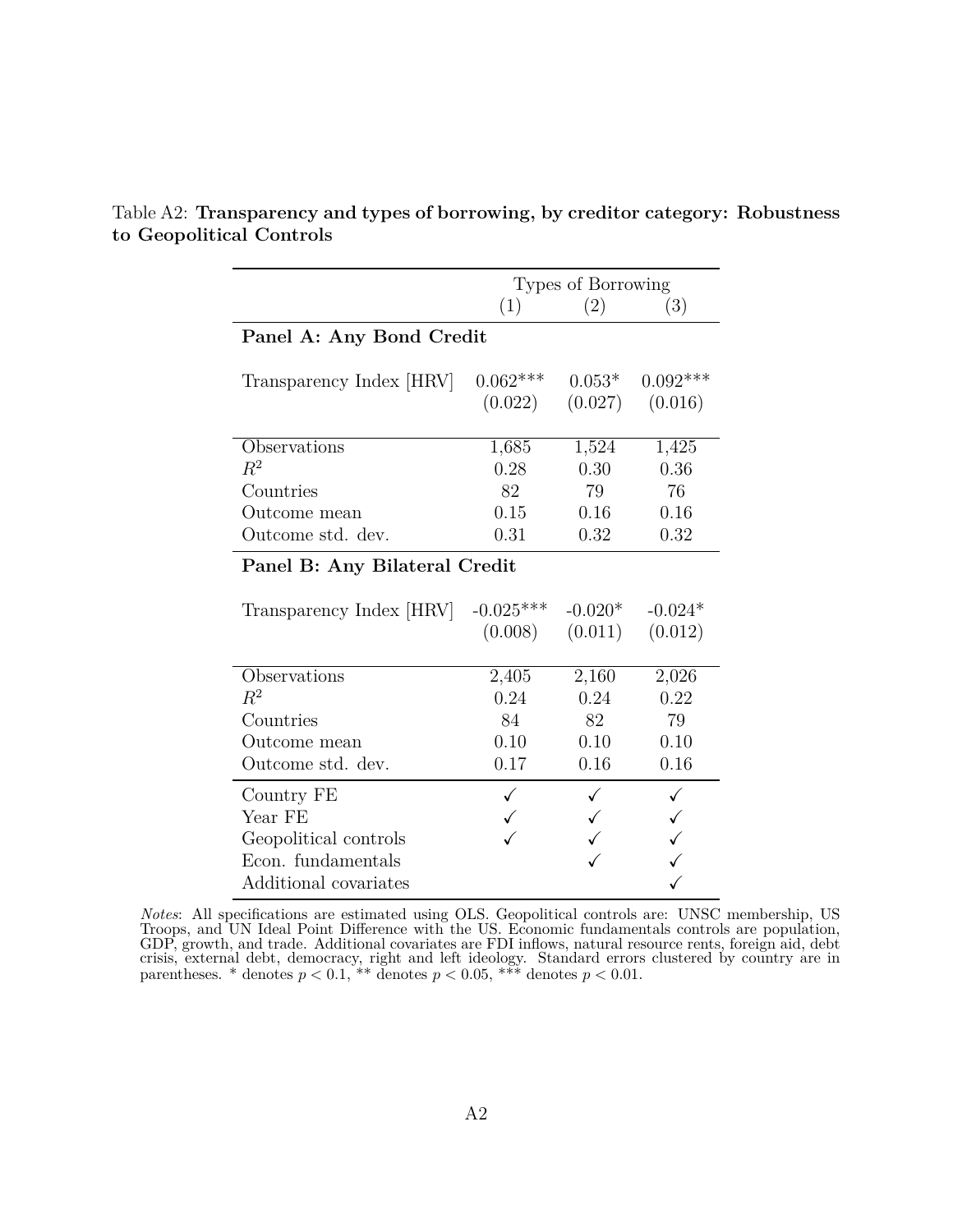Table A2: **Transparency and types of borrowing, by creditor category: Robustness to Geopolitical Controls**

| | Types of Borrowing | | |
|---|---|---|---|
| | (1) | (2) | (3) |
| **Panel A: Any Bond Credit** | | | |
| Transparency Index [HRV] | 0.062*** | 0.053* | 0.092*** |
| | (0.022) | (0.027) | (0.016) |
| Observations | 1,685 | 1,524 | 1,425 |
| $R^2$ | 0.28 | 0.30 | 0.36 |
| Countries | 82 | 79 | 76 |
| Outcome mean | 0.15 | 0.16 | 0.16 |
| Outcome std. dev. | 0.31 | 0.32 | 0.32 |
| **Panel B: Any Bilateral Credit** | | | |
| Transparency Index [HRV] | -0.025*** | -0.020* | -0.024* |
| | (0.008) | (0.011) | (0.012) |
| Observations | 2,405 | 2,160 | 2,026 |
| $R^2$ | 0.24 | 0.24 | 0.22 |
| Countries | 84 | 82 | 79 |
| Outcome mean | 0.10 | 0.10 | 0.10 |
| Outcome std. dev. | 0.17 | 0.16 | 0.16 |
| Country FE | ✓ | ✓ | ✓ |
| Year FE | ✓ | ✓ | ✓ |
| Geopolitical controls | ✓ | ✓ | ✓ |
| Econ. fundamentals | | ✓ | ✓ |
| Additional covariates | | | ✓ |

*Notes*: All specifications are estimated using OLS. Geopolitical controls are: UNSC membership, US Troops, and UN Ideal Point Difference with the US. Economic fundamentals controls are population, GDP, growth, and trade. Additional covariates are FDI inflows, natural resource rents, foreign aid, debt crisis, external debt, democracy, right and left ideology. Standard errors clustered by country are in parentheses. * denotes $p < 0.1$, ** denotes $p < 0.05$, *** denotes $p < 0.01$.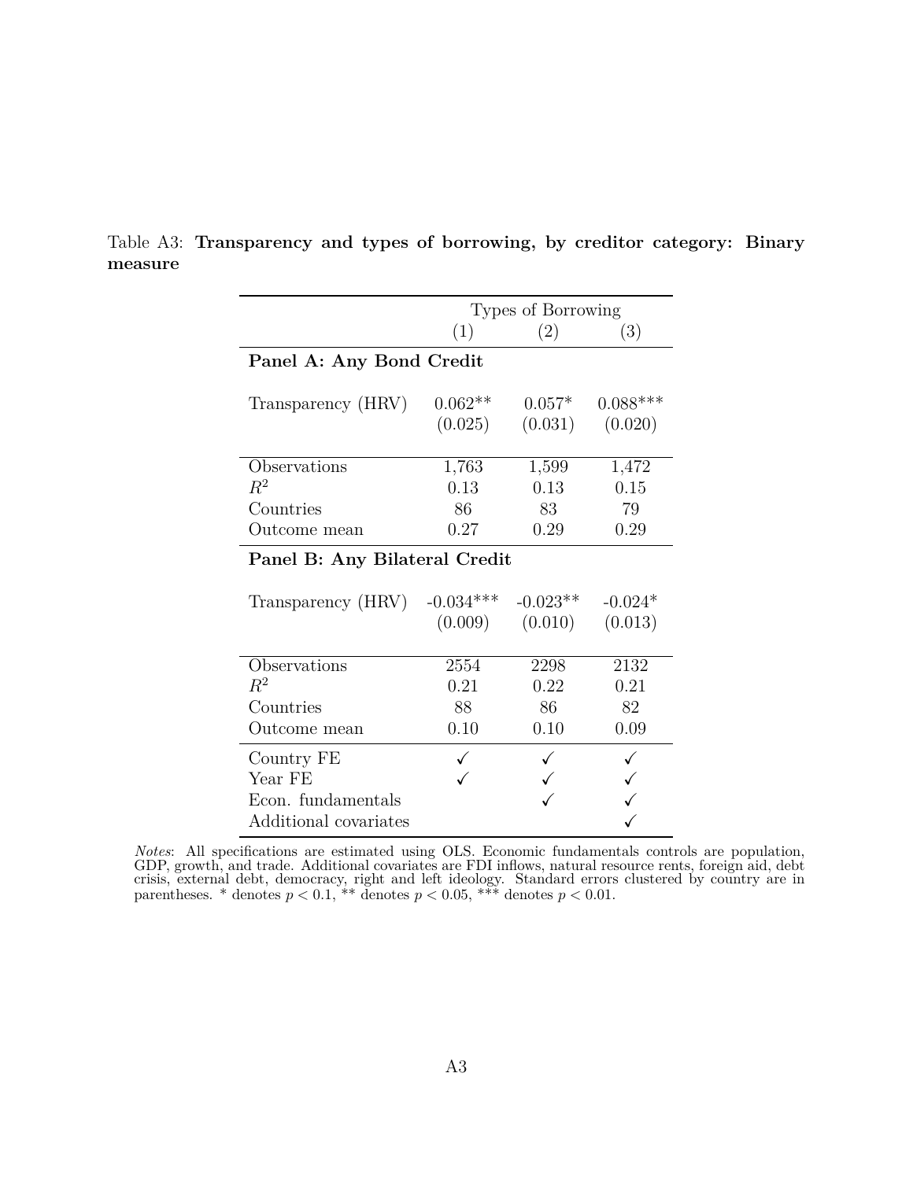Table A3: **Transparency and types of borrowing, by creditor category: Binary measure**

| | Types of Borrowing | | |
|---|---|---|---|
| | (1) | (2) | (3) |
| **Panel A: Any Bond Credit** | | | |
| Transparency (HRV) | 0.062** | 0.057* | 0.088*** |
| | (0.025) | (0.031) | (0.020) |
| Observations | 1,763 | 1,599 | 1,472 |
| $R^2$ | 0.13 | 0.13 | 0.15 |
| Countries | 86 | 83 | 79 |
| Outcome mean | 0.27 | 0.29 | 0.29 |
| **Panel B: Any Bilateral Credit** | | | |
| Transparency (HRV) | -0.034*** | -0.023** | -0.024* |
| | (0.009) | (0.010) | (0.013) |
| Observations | 2554 | 2298 | 2132 |
| $R^2$ | 0.21 | 0.22 | 0.21 |
| Countries | 88 | 86 | 82 |
| Outcome mean | 0.10 | 0.10 | 0.09 |
| Country FE | ✓ | ✓ | ✓ |
| Year FE | ✓ | ✓ | ✓ |
| Econ. fundamentals | | ✓ | ✓ |
| Additional covariates | | | ✓ |

*Notes*: All specifications are estimated using OLS. Economic fundamentals controls are population, GDP, growth, and trade. Additional covariates are FDI inflows, natural resource rents, foreign aid, debt crisis, external debt, democracy, right and left ideology. Standard errors clustered by country are in parentheses. * denotes $p < 0.1$, ** denotes $p < 0.05$, *** denotes $p < 0.01$.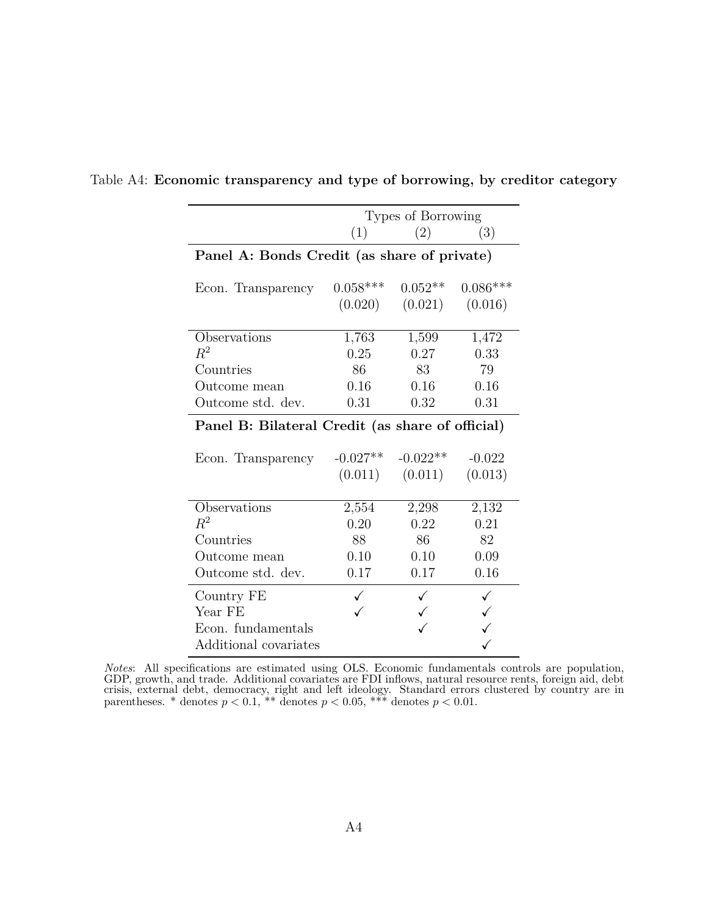Table A4: **Economic transparency and type of borrowing, by creditor category**

| | Types of Borrowing | | |
|---|---|---|---|
| | (1) | (2) | (3) |
| **Panel A: Bonds Credit (as share of private)** | | | |
| Econ. Transparency | 0.058*** | 0.052** | 0.086*** |
| | (0.020) | (0.021) | (0.016) |
| Observations | 1,763 | 1,599 | 1,472 |
| $R^2$ | 0.25 | 0.27 | 0.33 |
| Countries | 86 | 83 | 79 |
| Outcome mean | 0.16 | 0.16 | 0.16 |
| Outcome std. dev. | 0.31 | 0.32 | 0.31 |
| **Panel B: Bilateral Credit (as share of official)** | | | |
| Econ. Transparency | -0.027** | -0.022** | -0.022 |
| | (0.011) | (0.011) | (0.013) |
| Observations | 2,554 | 2,298 | 2,132 |
| $R^2$ | 0.20 | 0.22 | 0.21 |
| Countries | 88 | 86 | 82 |
| Outcome mean | 0.10 | 0.10 | 0.09 |
| Outcome std. dev. | 0.17 | 0.17 | 0.16 |
| Country FE | ✓ | ✓ | ✓ |
| Year FE | ✓ | ✓ | ✓ |
| Econ. fundamentals | | ✓ | ✓ |
| Additional covariates | | | ✓ |

*Notes*: All specifications are estimated using OLS. Economic fundamentals controls are population, GDP, growth, and trade. Additional covariates are FDI inflows, natural resource rents, foreign aid, debt crisis, external debt, democracy, right and left ideology. Standard errors clustered by country are in parentheses. * denotes $p < 0.1$, ** denotes $p < 0.05$, *** denotes $p < 0.01$.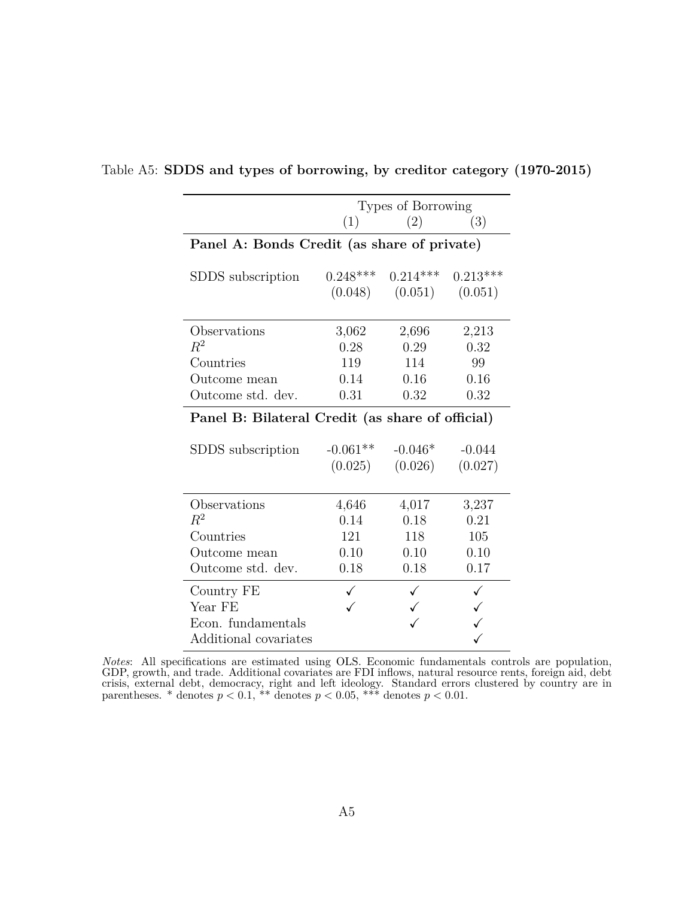Table A5: **SDDS and types of borrowing, by creditor category (1970-2015)**

| | Types of Borrowing | | |
|---|---|---|---|
| | (1) | (2) | (3) |
| **Panel A: Bonds Credit (as share of private)** | | | |
| SDDS subscription | 0.248*** | 0.214*** | 0.213*** |
| | (0.048) | (0.051) | (0.051) |
| Observations | 3,062 | 2,696 | 2,213 |
| $R^2$ | 0.28 | 0.29 | 0.32 |
| Countries | 119 | 114 | 99 |
| Outcome mean | 0.14 | 0.16 | 0.16 |
| Outcome std. dev. | 0.31 | 0.32 | 0.32 |
| **Panel B: Bilateral Credit (as share of official)** | | | |
| SDDS subscription | -0.061** | -0.046* | -0.044 |
| | (0.025) | (0.026) | (0.027) |
| Observations | 4,646 | 4,017 | 3,237 |
| $R^2$ | 0.14 | 0.18 | 0.21 |
| Countries | 121 | 118 | 105 |
| Outcome mean | 0.10 | 0.10 | 0.10 |
| Outcome std. dev. | 0.18 | 0.18 | 0.17 |
| Country FE | ✓ | ✓ | ✓ |
| Year FE | ✓ | ✓ | ✓ |
| Econ. fundamentals | | ✓ | ✓ |
| Additional covariates | | | ✓ |

*Notes*: All specifications are estimated using OLS. Economic fundamentals controls are population, GDP, growth, and trade. Additional covariates are FDI inflows, natural resource rents, foreign aid, debt crisis, external debt, democracy, right and left ideology. Standard errors clustered by country are in parentheses. * denotes $p < 0.1$, ** denotes $p < 0.05$, *** denotes $p < 0.01$.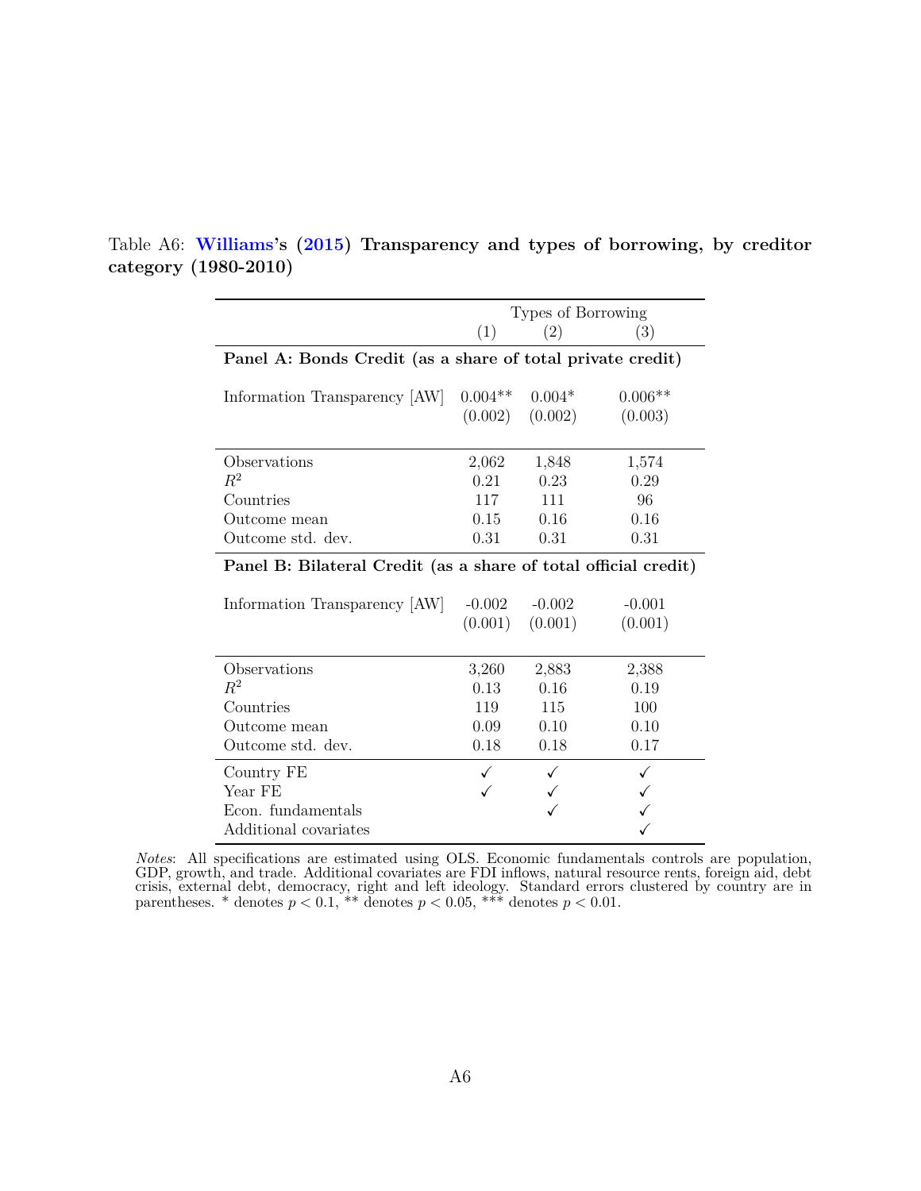Table A6: **Williams's (2015) Transparency and types of borrowing, by creditor category (1980-2010)**

| | Types of Borrowing | | |
|---|---|---|---|
| | (1) | (2) | (3) |
| **Panel A: Bonds Credit (as a share of total private credit)** | | | |
| Information Transparency [AW] | 0.004** | 0.004* | 0.006** |
| | (0.002) | (0.002) | (0.003) |
| Observations | 2,062 | 1,848 | 1,574 |
| $R^2$ | 0.21 | 0.23 | 0.29 |
| Countries | 117 | 111 | 96 |
| Outcome mean | 0.15 | 0.16 | 0.16 |
| Outcome std. dev. | 0.31 | 0.31 | 0.31 |
| **Panel B: Bilateral Credit (as a share of total official credit)** | | | |
| Information Transparency [AW] | -0.002 | -0.002 | -0.001 |
| | (0.001) | (0.001) | (0.001) |
| Observations | 3,260 | 2,883 | 2,388 |
| $R^2$ | 0.13 | 0.16 | 0.19 |
| Countries | 119 | 115 | 100 |
| Outcome mean | 0.09 | 0.10 | 0.10 |
| Outcome std. dev. | 0.18 | 0.18 | 0.17 |
| Country FE | ✓ | ✓ | ✓ |
| Year FE | ✓ | ✓ | ✓ |
| Econ. fundamentals | | ✓ | ✓ |
| Additional covariates | | | ✓ |

*Notes*: All specifications are estimated using OLS. Economic fundamentals controls are population, GDP, growth, and trade. Additional covariates are FDI inflows, natural resource rents, foreign aid, debt crisis, external debt, democracy, right and left ideology. Standard errors clustered by country are in parentheses. * denotes $p < 0.1$, ** denotes $p < 0.05$, *** denotes $p < 0.01$.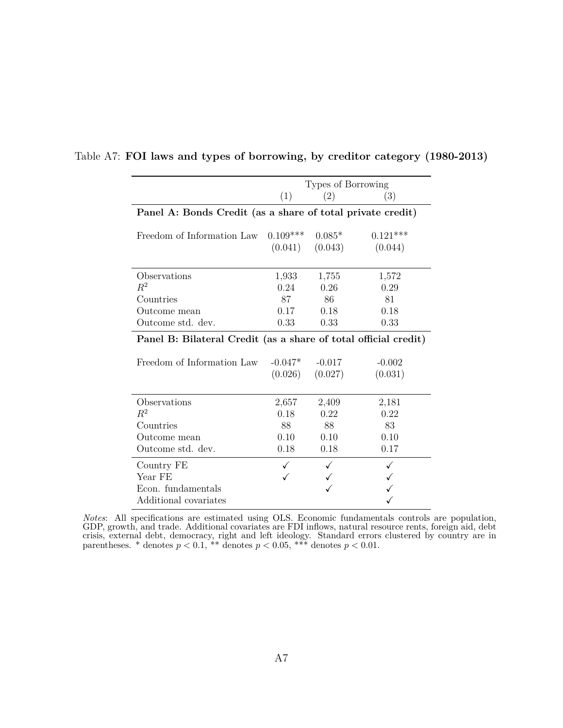Table A7: **FOI laws and types of borrowing, by creditor category (1980-2013)**

| | Types of Borrowing | | |
|---|---|---|---|
| | (1) | (2) | (3) |
| **Panel A: Bonds Credit (as a share of total private credit)** | | | |
| Freedom of Information Law | 0.109*** | 0.085* | 0.121*** |
| | (0.041) | (0.043) | (0.044) |
| Observations | 1,933 | 1,755 | 1,572 |
| $R^2$ | 0.24 | 0.26 | 0.29 |
| Countries | 87 | 86 | 81 |
| Outcome mean | 0.17 | 0.18 | 0.18 |
| Outcome std. dev. | 0.33 | 0.33 | 0.33 |
| **Panel B: Bilateral Credit (as a share of total official credit)** | | | |
| Freedom of Information Law | -0.047* | -0.017 | -0.002 |
| | (0.026) | (0.027) | (0.031) |
| Observations | 2,657 | 2,409 | 2,181 |
| $R^2$ | 0.18 | 0.22 | 0.22 |
| Countries | 88 | 88 | 83 |
| Outcome mean | 0.10 | 0.10 | 0.10 |
| Outcome std. dev. | 0.18 | 0.18 | 0.17 |
| Country FE | ✓ | ✓ | ✓ |
| Year FE | ✓ | ✓ | ✓ |
| Econ. fundamentals | | ✓ | ✓ |
| Additional covariates | | | ✓ |

*Notes*: All specifications are estimated using OLS. Economic fundamentals controls are population, GDP, growth, and trade. Additional covariates are FDI inflows, natural resource rents, foreign aid, debt crisis, external debt, democracy, right and left ideology. Standard errors clustered by country are in parentheses. * denotes $p < 0.1$, ** denotes $p < 0.05$, *** denotes $p < 0.01$.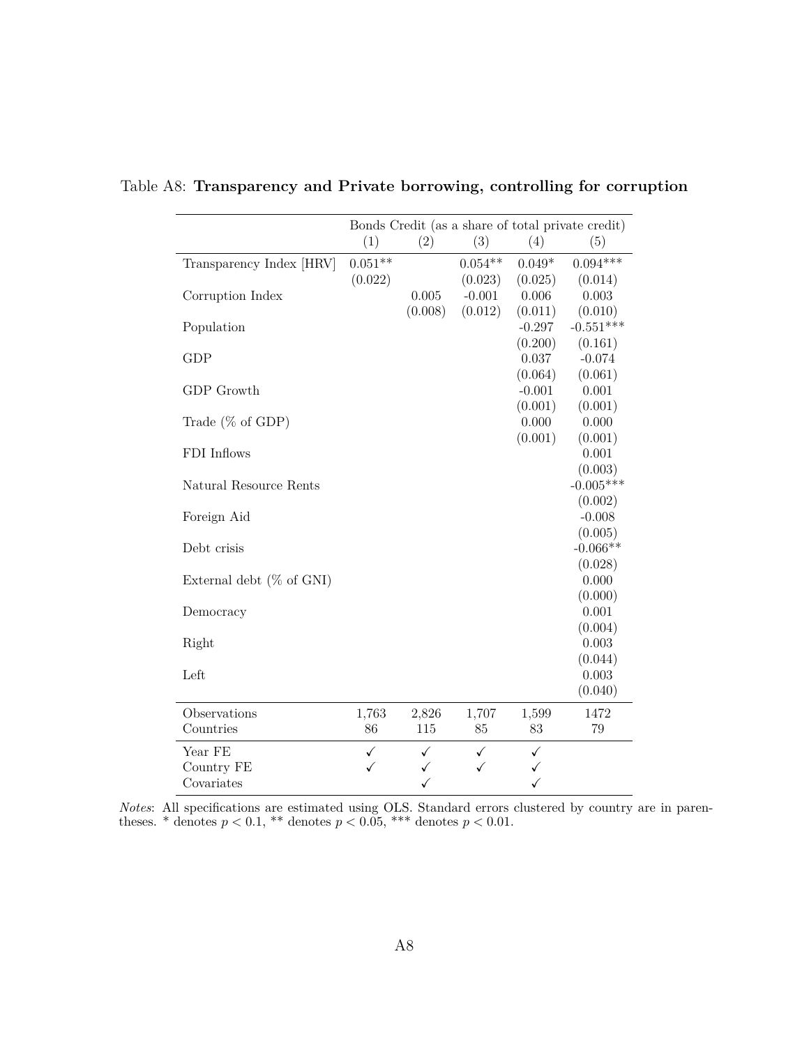Table A8: **Transparency and Private borrowing, controlling for corruption**

| | Bonds Credit (as a share of total private credit) | | | | |
|---|---|---|---|---|---|
| | (1) | (2) | (3) | (4) | (5) |
| Transparency Index [HRV] | 0.051** | | 0.054** | 0.049* | 0.094*** |
| | (0.022) | | (0.023) | (0.025) | (0.014) |
| Corruption Index | | 0.005 | -0.001 | 0.006 | 0.003 |
| | | (0.008) | (0.012) | (0.011) | (0.010) |
| Population | | | | -0.297 | -0.551*** |
| | | | | (0.200) | (0.161) |
| GDP | | | | 0.037 | -0.074 |
| | | | | (0.064) | (0.061) |
| GDP Growth | | | | -0.001 | 0.001 |
| | | | | (0.001) | (0.001) |
| Trade (% of GDP) | | | | 0.000 | 0.000 |
| | | | | (0.001) | (0.001) |
| FDI Inflows | | | | | 0.001 |
| | | | | | (0.003) |
| Natural Resource Rents | | | | | -0.005*** |
| | | | | | (0.002) |
| Foreign Aid | | | | | -0.008 |
| | | | | | (0.005) |
| Debt crisis | | | | | -0.066** |
| | | | | | (0.028) |
| External debt (% of GNI) | | | | | 0.000 |
| | | | | | (0.000) |
| Democracy | | | | | 0.001 |
| | | | | | (0.004) |
| Right | | | | | 0.003 |
| | | | | | (0.044) |
| Left | | | | | 0.003 |
| | | | | | (0.040) |
| Observations | 1,763 | 2,826 | 1,707 | 1,599 | 1472 |
| Countries | 86 | 115 | 85 | 83 | 79 |
| Year FE | ✓ | ✓ | ✓ | ✓ | |
| Country FE | ✓ | ✓ | ✓ | ✓ | |
| Covariates | | ✓ | | ✓ | |

*Notes*: All specifications are estimated using OLS. Standard errors clustered by country are in parentheses. * denotes $p < 0.1$, ** denotes $p < 0.05$, *** denotes $p < 0.01$.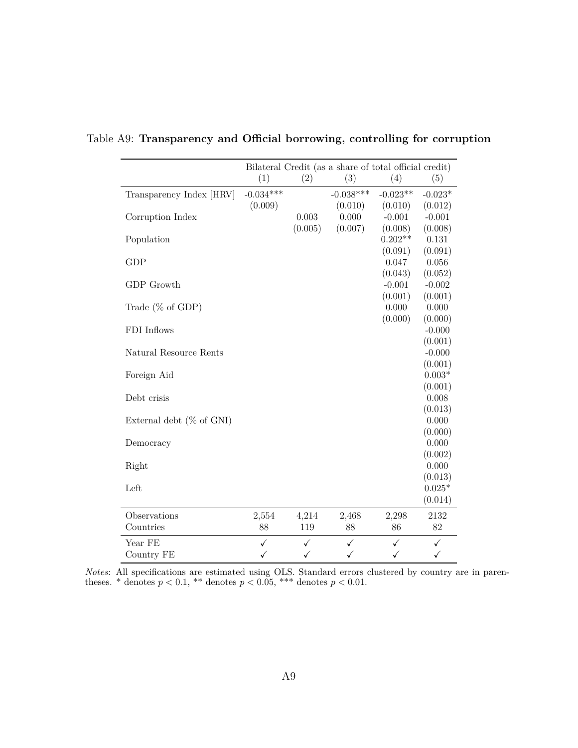Table A9: **Transparency and Official borrowing, controlling for corruption**

| | Bilateral Credit (as a share of total official credit) | | | | |
|---|---|---|---|---|---|
| | (1) | (2) | (3) | (4) | (5) |
| Transparency Index [HRV] | -0.034*** | | -0.038*** | -0.023** | -0.023* |
| | (0.009) | | (0.010) | (0.010) | (0.012) |
| Corruption Index | | 0.003 | 0.000 | -0.001 | -0.001 |
| | | (0.005) | (0.007) | (0.008) | (0.008) |
| Population | | | | 0.202** | 0.131 |
| | | | | (0.091) | (0.091) |
| GDP | | | | 0.047 | 0.056 |
| | | | | (0.043) | (0.052) |
| GDP Growth | | | | -0.001 | -0.002 |
| | | | | (0.001) | (0.001) |
| Trade (% of GDP) | | | | 0.000 | 0.000 |
| | | | | (0.000) | (0.000) |
| FDI Inflows | | | | | -0.000 |
| | | | | | (0.001) |
| Natural Resource Rents | | | | | -0.000 |
| | | | | | (0.001) |
| Foreign Aid | | | | | 0.003* |
| | | | | | (0.001) |
| Debt crisis | | | | | 0.008 |
| | | | | | (0.013) |
| External debt (% of GNI) | | | | | 0.000 |
| | | | | | (0.000) |
| Democracy | | | | | 0.000 |
| | | | | | (0.002) |
| Right | | | | | 0.000 |
| | | | | | (0.013) |
| Left | | | | | 0.025* |
| | | | | | (0.014) |
| Observations | 2,554 | 4,214 | 2,468 | 2,298 | 2132 |
| Countries | 88 | 119 | 88 | 86 | 82 |
| Year FE | ✓ | ✓ | ✓ | ✓ | ✓ |
| Country FE | ✓ | ✓ | ✓ | ✓ | ✓ |

*Notes*: All specifications are estimated using OLS. Standard errors clustered by country are in parentheses. * denotes $p < 0.1$, ** denotes $p < 0.05$, *** denotes $p < 0.01$.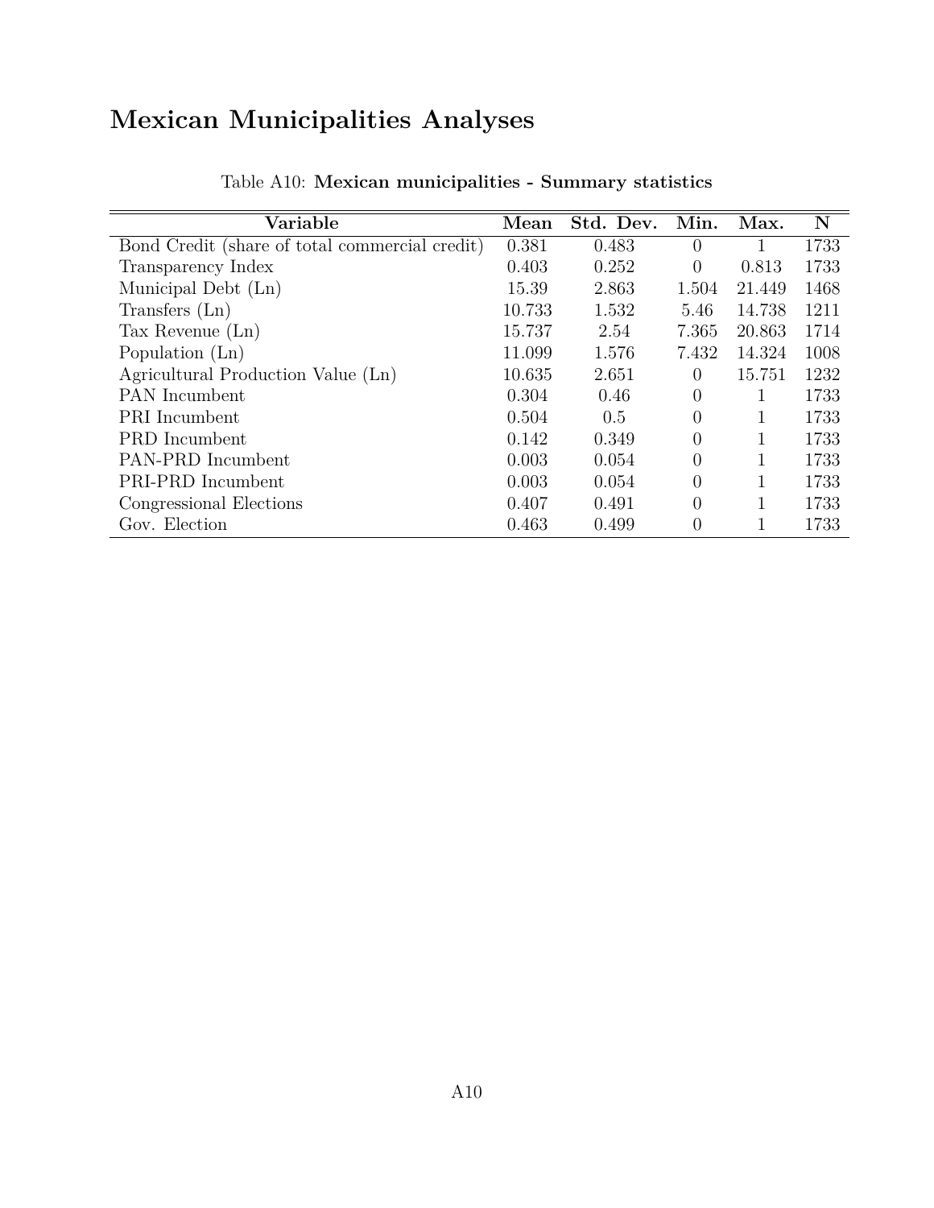# Mexican Municipalities Analyses

Table A10: **Mexican municipalities - Summary statistics**

| Variable | Mean | Std. Dev. | Min. | Max. | N |
|---|---|---|---|---|---|
| Bond Credit (share of total commercial credit) | 0.381 | 0.483 | 0 | 1 | 1733 |
| Transparency Index | 0.403 | 0.252 | 0 | 0.813 | 1733 |
| Municipal Debt (Ln) | 15.39 | 2.863 | 1.504 | 21.449 | 1468 |
| Transfers (Ln) | 10.733 | 1.532 | 5.46 | 14.738 | 1211 |
| Tax Revenue (Ln) | 15.737 | 2.54 | 7.365 | 20.863 | 1714 |
| Population (Ln) | 11.099 | 1.576 | 7.432 | 14.324 | 1008 |
| Agricultural Production Value (Ln) | 10.635 | 2.651 | 0 | 15.751 | 1232 |
| PAN Incumbent | 0.304 | 0.46 | 0 | 1 | 1733 |
| PRI Incumbent | 0.504 | 0.5 | 0 | 1 | 1733 |
| PRD Incumbent | 0.142 | 0.349 | 0 | 1 | 1733 |
| PAN-PRD Incumbent | 0.003 | 0.054 | 0 | 1 | 1733 |
| PRI-PRD Incumbent | 0.003 | 0.054 | 0 | 1 | 1733 |
| Congressional Elections | 0.407 | 0.491 | 0 | 1 | 1733 |
| Gov. Election | 0.463 | 0.499 | 0 | 1 | 1733 |